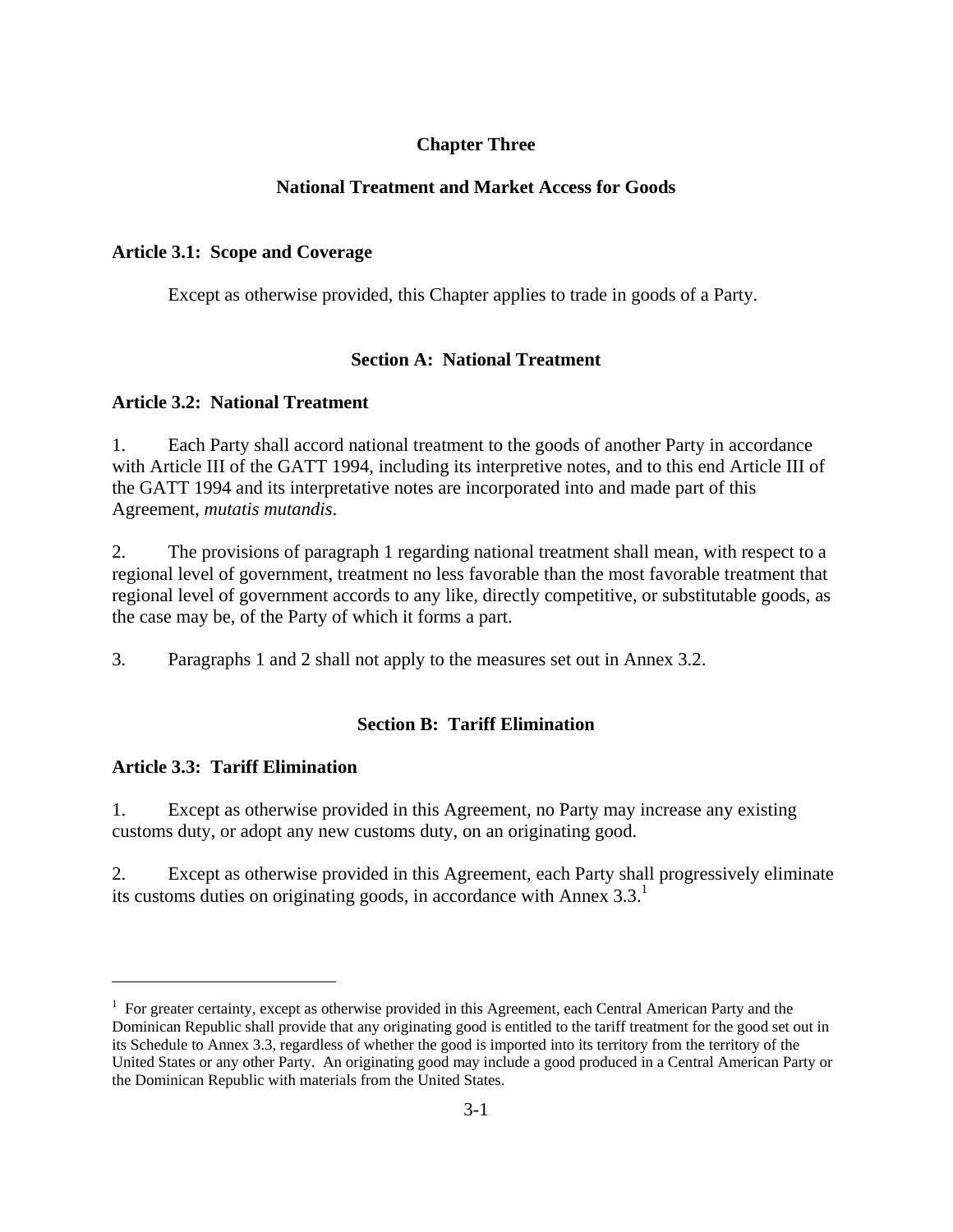# Chapter Three

# National Treatment and Market Access for Goods

### Article 3.1: Scope and Coverage

Except as otherwise provided, this Chapter applies to trade in goods of a Party.

## Section A: National Treatment

### Article 3.2: National Treatment

1. Each Party shall accord national treatment to the goods of another Party in accordance with Article III of the GATT 1994, including its interpretive notes, and to this end Article III of the GATT 1994 and its interpretative notes are incorporated into and made part of this Agreement, *mutatis mutandis*.

2. The provisions of paragraph 1 regarding national treatment shall mean, with respect to a regional level of government, treatment no less favorable than the most favorable treatment that regional level of government accords to any like, directly competitive, or substitutable goods, as the case may be, of the Party of which it forms a part.

3. Paragraphs 1 and 2 shall not apply to the measures set out in Annex 3.2.

## Section B: Tariff Elimination

### Article 3.3: Tariff Elimination

1. Except as otherwise provided in this Agreement, no Party may increase any existing customs duty, or adopt any new customs duty, on an originating good.

2. Except as otherwise provided in this Agreement, each Party shall progressively eliminate its customs duties on originating goods, in accordance with Annex 3.3.[1]

---

[1] For greater certainty, except as otherwise provided in this Agreement, each Central American Party and the Dominican Republic shall provide that any originating good is entitled to the tariff treatment for the good set out in its Schedule to Annex 3.3, regardless of whether the good is imported into its territory from the territory of the United States or any other Party. An originating good may include a good produced in a Central American Party or the Dominican Republic with materials from the United States.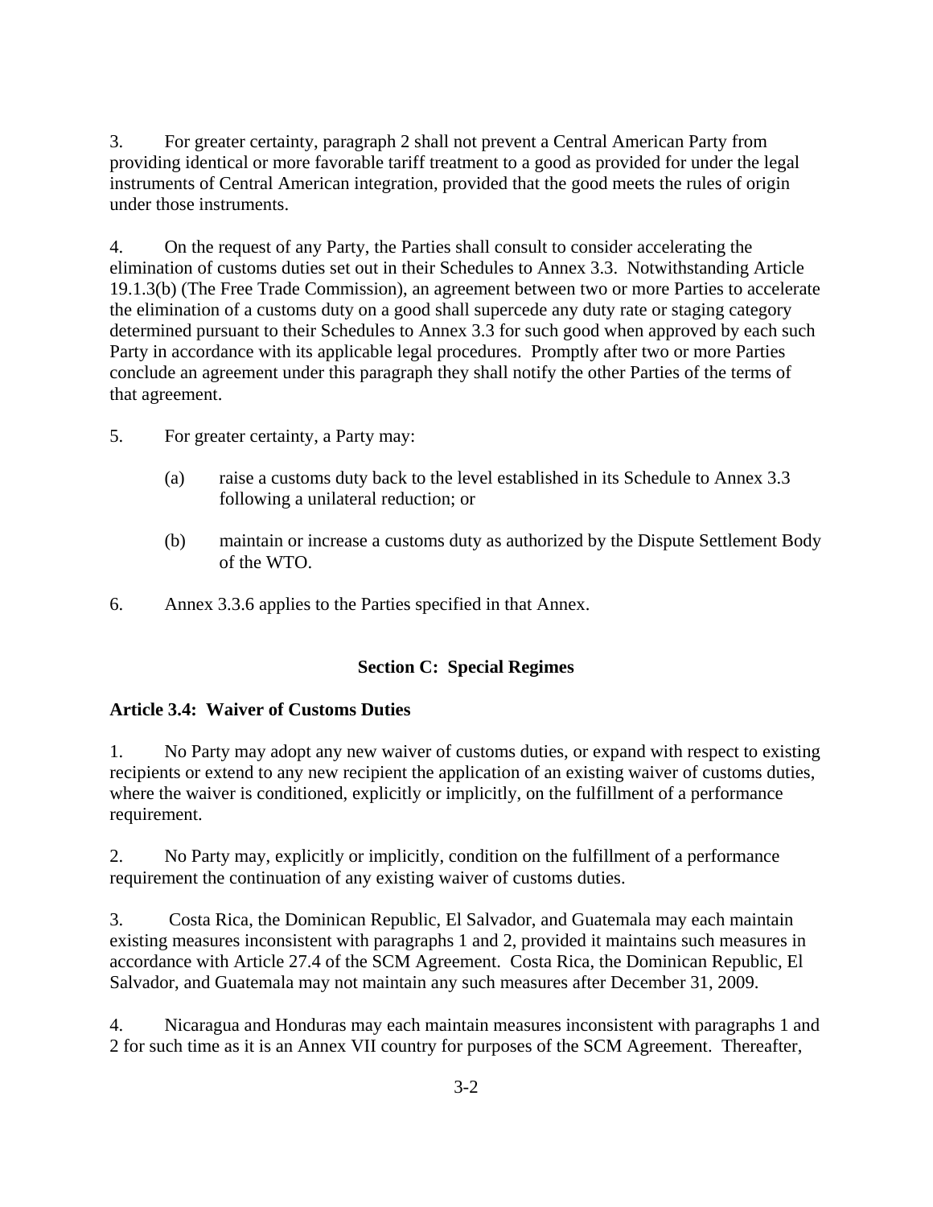3. For greater certainty, paragraph 2 shall not prevent a Central American Party from providing identical or more favorable tariff treatment to a good as provided for under the legal instruments of Central American integration, provided that the good meets the rules of origin under those instruments.

4. On the request of any Party, the Parties shall consult to consider accelerating the elimination of customs duties set out in their Schedules to Annex 3.3. Notwithstanding Article 19.1.3(b) (The Free Trade Commission), an agreement between two or more Parties to accelerate the elimination of a customs duty on a good shall supercede any duty rate or staging category determined pursuant to their Schedules to Annex 3.3 for such good when approved by each such Party in accordance with its applicable legal procedures. Promptly after two or more Parties conclude an agreement under this paragraph they shall notify the other Parties of the terms of that agreement.

5. For greater certainty, a Party may:

(a) raise a customs duty back to the level established in its Schedule to Annex 3.3 following a unilateral reduction; or

(b) maintain or increase a customs duty as authorized by the Dispute Settlement Body of the WTO.

6. Annex 3.3.6 applies to the Parties specified in that Annex.

## Section C: Special Regimes

### Article 3.4: Waiver of Customs Duties

1. No Party may adopt any new waiver of customs duties, or expand with respect to existing recipients or extend to any new recipient the application of an existing waiver of customs duties, where the waiver is conditioned, explicitly or implicitly, on the fulfillment of a performance requirement.

2. No Party may, explicitly or implicitly, condition on the fulfillment of a performance requirement the continuation of any existing waiver of customs duties.

3. Costa Rica, the Dominican Republic, El Salvador, and Guatemala may each maintain existing measures inconsistent with paragraphs 1 and 2, provided it maintains such measures in accordance with Article 27.4 of the SCM Agreement. Costa Rica, the Dominican Republic, El Salvador, and Guatemala may not maintain any such measures after December 31, 2009.

4. Nicaragua and Honduras may each maintain measures inconsistent with paragraphs 1 and 2 for such time as it is an Annex VII country for purposes of the SCM Agreement. Thereafter,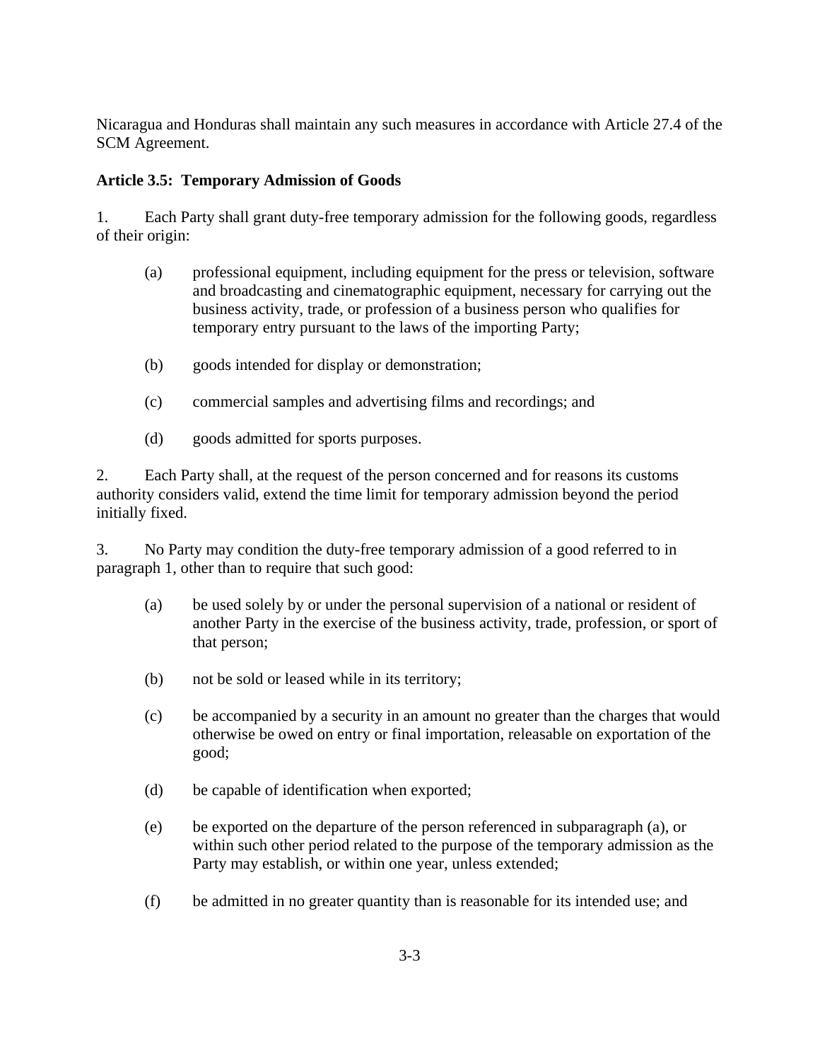Nicaragua and Honduras shall maintain any such measures in accordance with Article 27.4 of the SCM Agreement.

**Article 3.5: Temporary Admission of Goods**

1. Each Party shall grant duty-free temporary admission for the following goods, regardless of their origin:

   (a) professional equipment, including equipment for the press or television, software and broadcasting and cinematographic equipment, necessary for carrying out the business activity, trade, or profession of a business person who qualifies for temporary entry pursuant to the laws of the importing Party;

   (b) goods intended for display or demonstration;

   (c) commercial samples and advertising films and recordings; and

   (d) goods admitted for sports purposes.

2. Each Party shall, at the request of the person concerned and for reasons its customs authority considers valid, extend the time limit for temporary admission beyond the period initially fixed.

3. No Party may condition the duty-free temporary admission of a good referred to in paragraph 1, other than to require that such good:

   (a) be used solely by or under the personal supervision of a national or resident of another Party in the exercise of the business activity, trade, profession, or sport of that person;

   (b) not be sold or leased while in its territory;

   (c) be accompanied by a security in an amount no greater than the charges that would otherwise be owed on entry or final importation, releasable on exportation of the good;

   (d) be capable of identification when exported;

   (e) be exported on the departure of the person referenced in subparagraph (a), or within such other period related to the purpose of the temporary admission as the Party may establish, or within one year, unless extended;

   (f) be admitted in no greater quantity than is reasonable for its intended use; and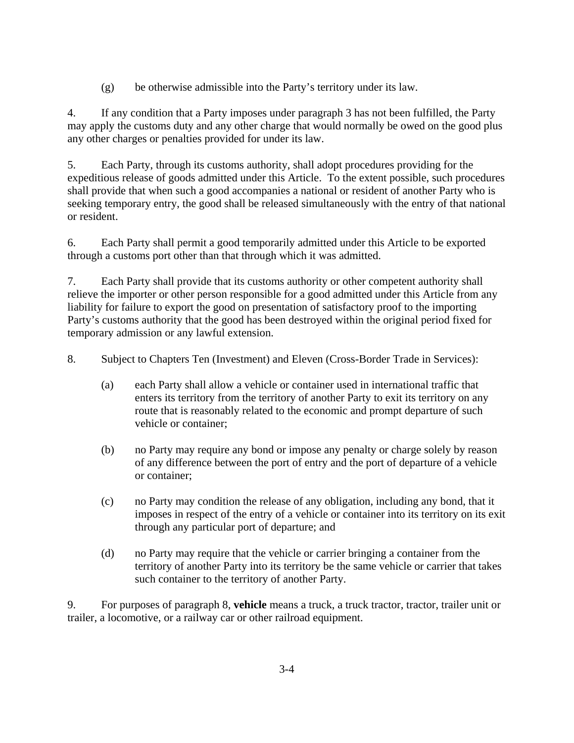(g) be otherwise admissible into the Party's territory under its law.

4. If any condition that a Party imposes under paragraph 3 has not been fulfilled, the Party may apply the customs duty and any other charge that would normally be owed on the good plus any other charges or penalties provided for under its law.

5. Each Party, through its customs authority, shall adopt procedures providing for the expeditious release of goods admitted under this Article. To the extent possible, such procedures shall provide that when such a good accompanies a national or resident of another Party who is seeking temporary entry, the good shall be released simultaneously with the entry of that national or resident.

6. Each Party shall permit a good temporarily admitted under this Article to be exported through a customs port other than that through which it was admitted.

7. Each Party shall provide that its customs authority or other competent authority shall relieve the importer or other person responsible for a good admitted under this Article from any liability for failure to export the good on presentation of satisfactory proof to the importing Party's customs authority that the good has been destroyed within the original period fixed for temporary admission or any lawful extension.

8. Subject to Chapters Ten (Investment) and Eleven (Cross-Border Trade in Services):

(a) each Party shall allow a vehicle or container used in international traffic that enters its territory from the territory of another Party to exit its territory on any route that is reasonably related to the economic and prompt departure of such vehicle or container;

(b) no Party may require any bond or impose any penalty or charge solely by reason of any difference between the port of entry and the port of departure of a vehicle or container;

(c) no Party may condition the release of any obligation, including any bond, that it imposes in respect of the entry of a vehicle or container into its territory on its exit through any particular port of departure; and

(d) no Party may require that the vehicle or carrier bringing a container from the territory of another Party into its territory be the same vehicle or carrier that takes such container to the territory of another Party.

9. For purposes of paragraph 8, **vehicle** means a truck, a truck tractor, tractor, trailer unit or trailer, a locomotive, or a railway car or other railroad equipment.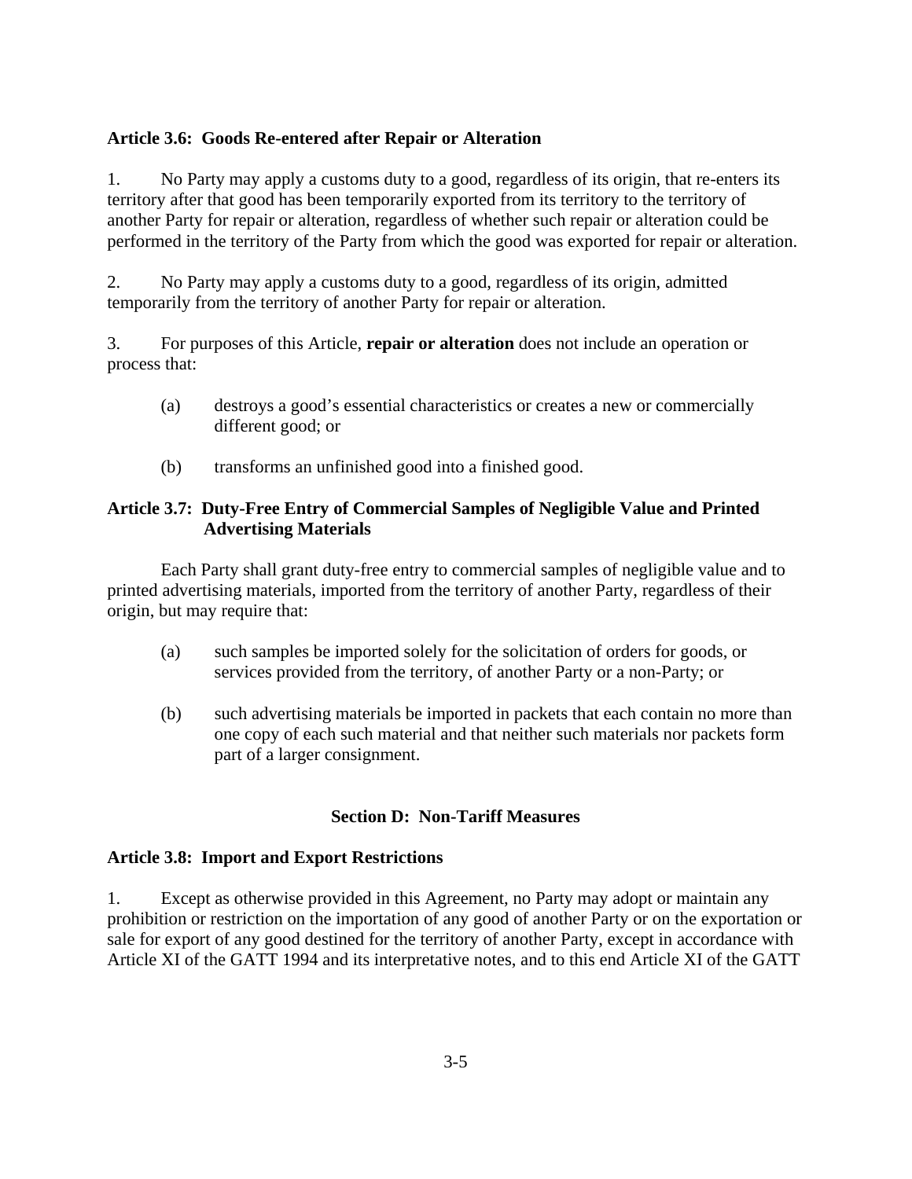**Article 3.6: Goods Re-entered after Repair or Alteration**

1. No Party may apply a customs duty to a good, regardless of its origin, that re-enters its territory after that good has been temporarily exported from its territory to the territory of another Party for repair or alteration, regardless of whether such repair or alteration could be performed in the territory of the Party from which the good was exported for repair or alteration.

2. No Party may apply a customs duty to a good, regardless of its origin, admitted temporarily from the territory of another Party for repair or alteration.

3. For purposes of this Article, **repair or alteration** does not include an operation or process that:

   (a) destroys a good's essential characteristics or creates a new or commercially different good; or

   (b) transforms an unfinished good into a finished good.

**Article 3.7: Duty-Free Entry of Commercial Samples of Negligible Value and Printed Advertising Materials**

Each Party shall grant duty-free entry to commercial samples of negligible value and to printed advertising materials, imported from the territory of another Party, regardless of their origin, but may require that:

   (a) such samples be imported solely for the solicitation of orders for goods, or services provided from the territory, of another Party or a non-Party; or

   (b) such advertising materials be imported in packets that each contain no more than one copy of each such material and that neither such materials nor packets form part of a larger consignment.

## Section D: Non-Tariff Measures

**Article 3.8: Import and Export Restrictions**

1. Except as otherwise provided in this Agreement, no Party may adopt or maintain any prohibition or restriction on the importation of any good of another Party or on the exportation or sale for export of any good destined for the territory of another Party, except in accordance with Article XI of the GATT 1994 and its interpretative notes, and to this end Article XI of the GATT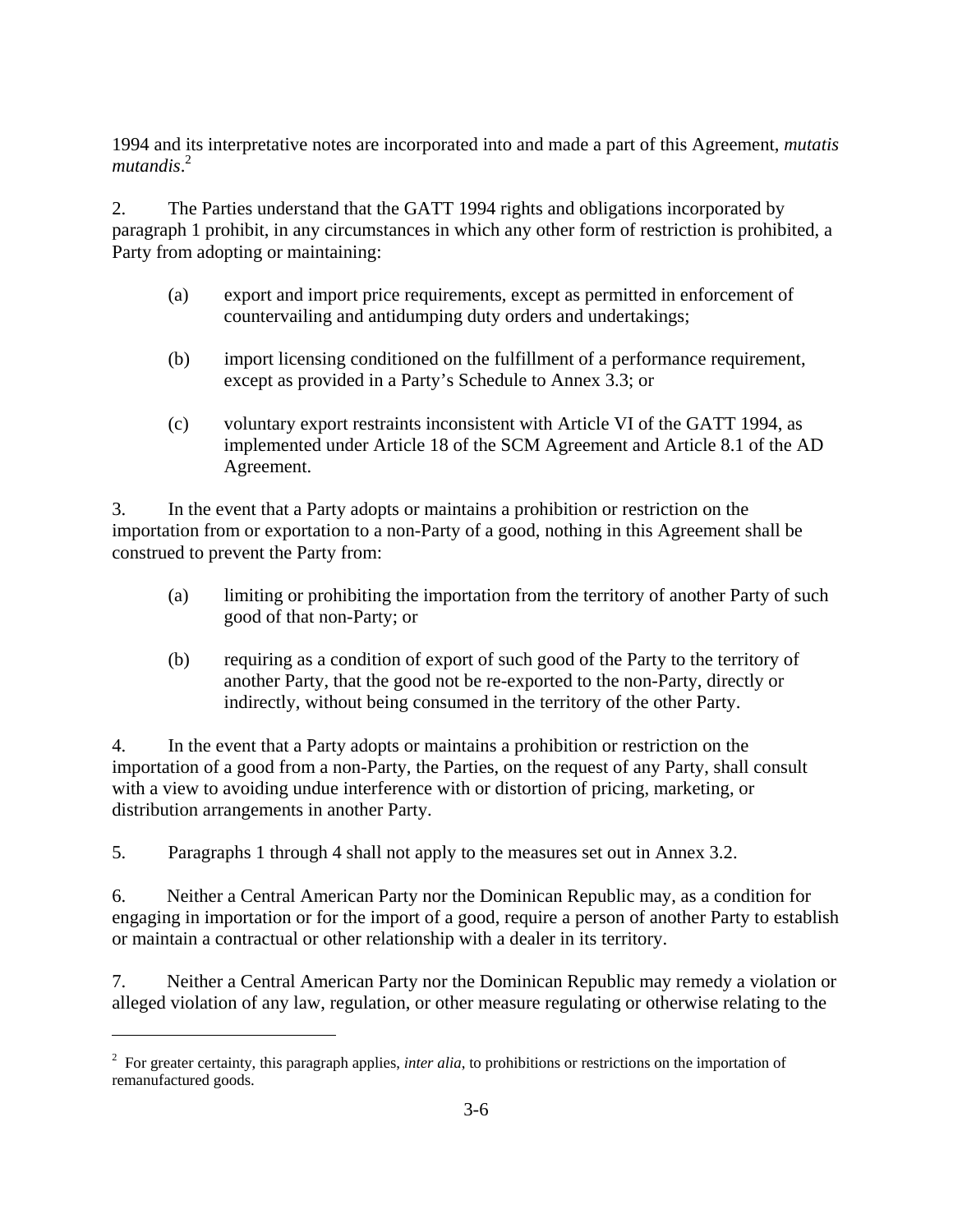1994 and its interpretative notes are incorporated into and made a part of this Agreement, *mutatis mutandis*.[2]

2. The Parties understand that the GATT 1994 rights and obligations incorporated by paragraph 1 prohibit, in any circumstances in which any other form of restriction is prohibited, a Party from adopting or maintaining:

(a) export and import price requirements, except as permitted in enforcement of countervailing and antidumping duty orders and undertakings;

(b) import licensing conditioned on the fulfillment of a performance requirement, except as provided in a Party's Schedule to Annex 3.3; or

(c) voluntary export restraints inconsistent with Article VI of the GATT 1994, as implemented under Article 18 of the SCM Agreement and Article 8.1 of the AD Agreement.

3. In the event that a Party adopts or maintains a prohibition or restriction on the importation from or exportation to a non-Party of a good, nothing in this Agreement shall be construed to prevent the Party from:

(a) limiting or prohibiting the importation from the territory of another Party of such good of that non-Party; or

(b) requiring as a condition of export of such good of the Party to the territory of another Party, that the good not be re-exported to the non-Party, directly or indirectly, without being consumed in the territory of the other Party.

4. In the event that a Party adopts or maintains a prohibition or restriction on the importation of a good from a non-Party, the Parties, on the request of any Party, shall consult with a view to avoiding undue interference with or distortion of pricing, marketing, or distribution arrangements in another Party.

5. Paragraphs 1 through 4 shall not apply to the measures set out in Annex 3.2.

6. Neither a Central American Party nor the Dominican Republic may, as a condition for engaging in importation or for the import of a good, require a person of another Party to establish or maintain a contractual or other relationship with a dealer in its territory.

7. Neither a Central American Party nor the Dominican Republic may remedy a violation or alleged violation of any law, regulation, or other measure regulating or otherwise relating to the

---

[2] For greater certainty, this paragraph applies, *inter alia*, to prohibitions or restrictions on the importation of remanufactured goods.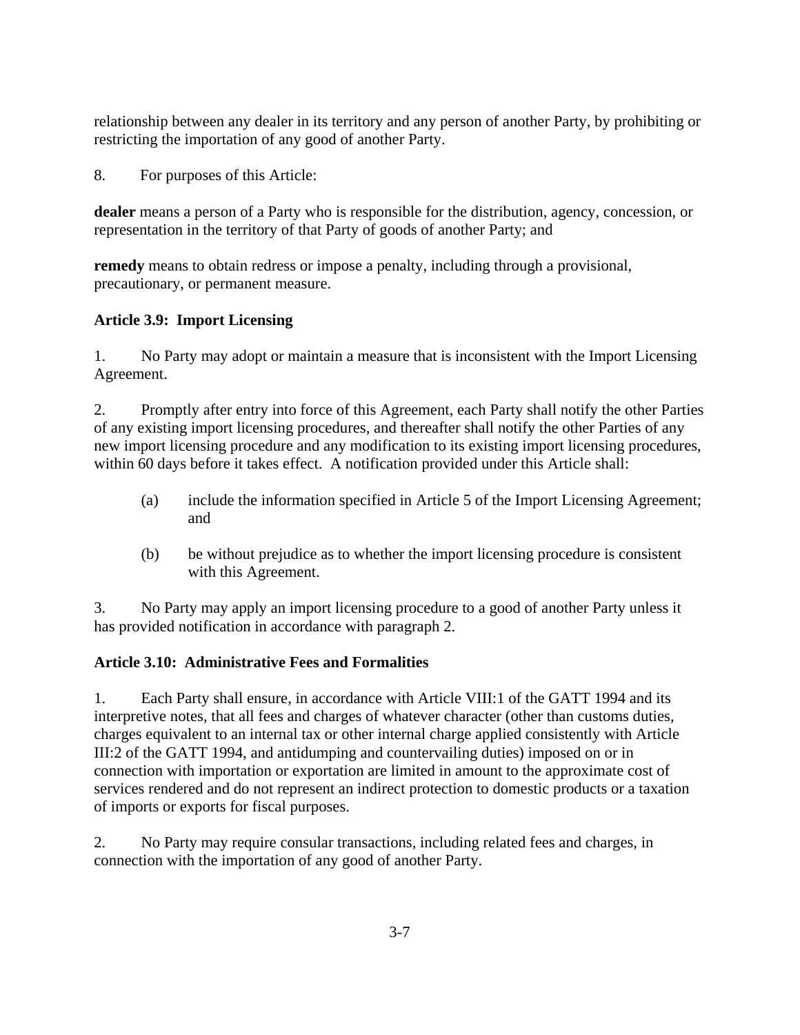relationship between any dealer in its territory and any person of another Party, by prohibiting or restricting the importation of any good of another Party.

8. For purposes of this Article:

**dealer** means a person of a Party who is responsible for the distribution, agency, concession, or representation in the territory of that Party of goods of another Party; and

**remedy** means to obtain redress or impose a penalty, including through a provisional, precautionary, or permanent measure.

### Article 3.9: Import Licensing

1. No Party may adopt or maintain a measure that is inconsistent with the Import Licensing Agreement.

2. Promptly after entry into force of this Agreement, each Party shall notify the other Parties of any existing import licensing procedures, and thereafter shall notify the other Parties of any new import licensing procedure and any modification to its existing import licensing procedures, within 60 days before it takes effect. A notification provided under this Article shall:

- (a) include the information specified in Article 5 of the Import Licensing Agreement; and
- (b) be without prejudice as to whether the import licensing procedure is consistent with this Agreement.

3. No Party may apply an import licensing procedure to a good of another Party unless it has provided notification in accordance with paragraph 2.

### Article 3.10: Administrative Fees and Formalities

1. Each Party shall ensure, in accordance with Article VIII:1 of the GATT 1994 and its interpretive notes, that all fees and charges of whatever character (other than customs duties, charges equivalent to an internal tax or other internal charge applied consistently with Article III:2 of the GATT 1994, and antidumping and countervailing duties) imposed on or in connection with importation or exportation are limited in amount to the approximate cost of services rendered and do not represent an indirect protection to domestic products or a taxation of imports or exports for fiscal purposes.

2. No Party may require consular transactions, including related fees and charges, in connection with the importation of any good of another Party.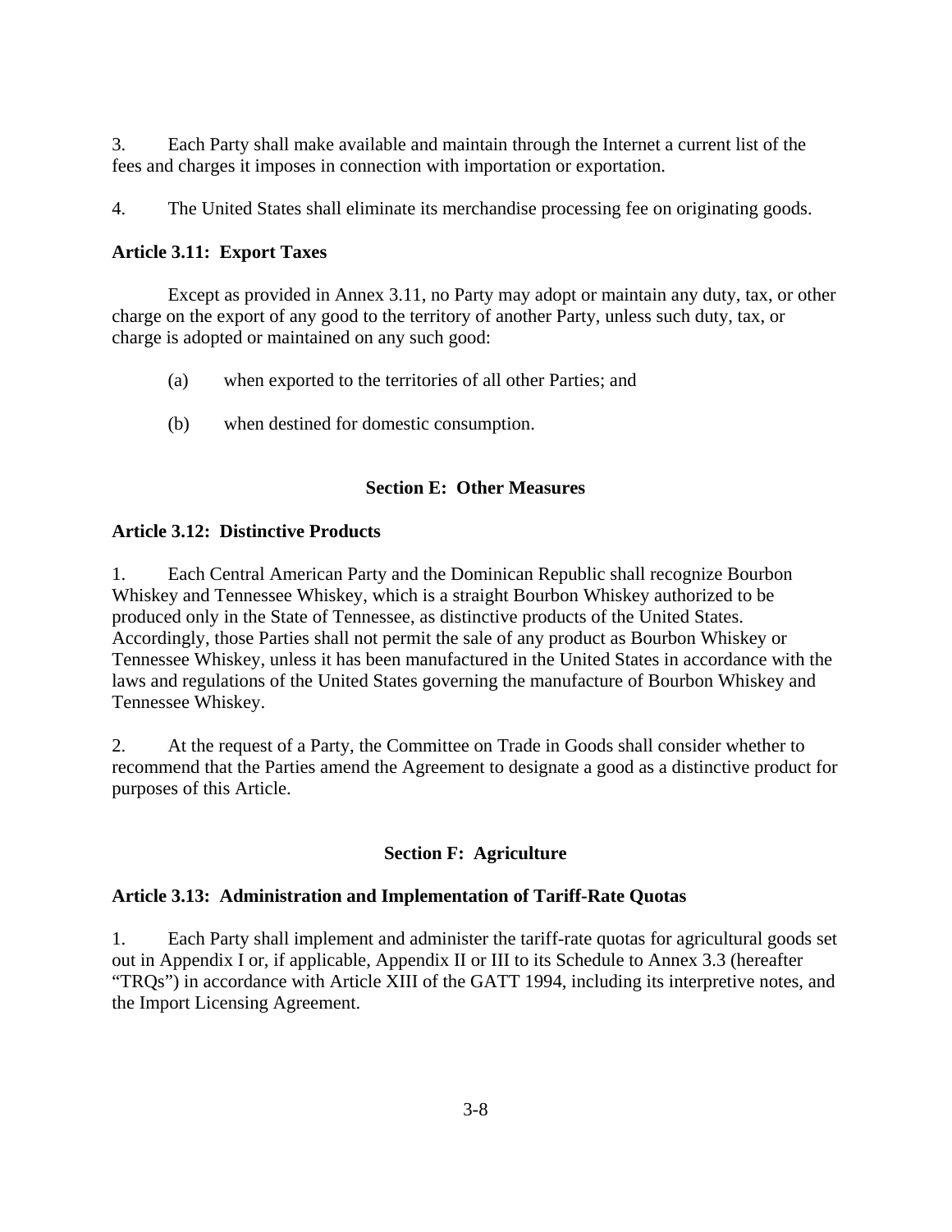3. Each Party shall make available and maintain through the Internet a current list of the fees and charges it imposes in connection with importation or exportation.

4. The United States shall eliminate its merchandise processing fee on originating goods.

### Article 3.11: Export Taxes

Except as provided in Annex 3.11, no Party may adopt or maintain any duty, tax, or other charge on the export of any good to the territory of another Party, unless such duty, tax, or charge is adopted or maintained on any such good:

(a) when exported to the territories of all other Parties; and

(b) when destined for domestic consumption.

## Section E: Other Measures

### Article 3.12: Distinctive Products

1. Each Central American Party and the Dominican Republic shall recognize Bourbon Whiskey and Tennessee Whiskey, which is a straight Bourbon Whiskey authorized to be produced only in the State of Tennessee, as distinctive products of the United States. Accordingly, those Parties shall not permit the sale of any product as Bourbon Whiskey or Tennessee Whiskey, unless it has been manufactured in the United States in accordance with the laws and regulations of the United States governing the manufacture of Bourbon Whiskey and Tennessee Whiskey.

2. At the request of a Party, the Committee on Trade in Goods shall consider whether to recommend that the Parties amend the Agreement to designate a good as a distinctive product for purposes of this Article.

## Section F: Agriculture

### Article 3.13: Administration and Implementation of Tariff-Rate Quotas

1. Each Party shall implement and administer the tariff-rate quotas for agricultural goods set out in Appendix I or, if applicable, Appendix II or III to its Schedule to Annex 3.3 (hereafter "TRQs") in accordance with Article XIII of the GATT 1994, including its interpretive notes, and the Import Licensing Agreement.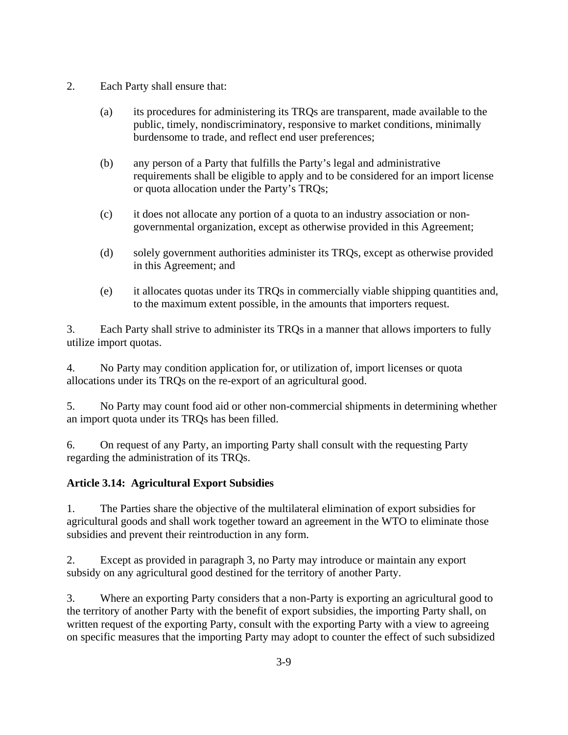2. Each Party shall ensure that:

(a) its procedures for administering its TRQs are transparent, made available to the public, timely, nondiscriminatory, responsive to market conditions, minimally burdensome to trade, and reflect end user preferences;

(b) any person of a Party that fulfills the Party's legal and administrative requirements shall be eligible to apply and to be considered for an import license or quota allocation under the Party's TRQs;

(c) it does not allocate any portion of a quota to an industry association or non-governmental organization, except as otherwise provided in this Agreement;

(d) solely government authorities administer its TRQs, except as otherwise provided in this Agreement; and

(e) it allocates quotas under its TRQs in commercially viable shipping quantities and, to the maximum extent possible, in the amounts that importers request.

3. Each Party shall strive to administer its TRQs in a manner that allows importers to fully utilize import quotas.

4. No Party may condition application for, or utilization of, import licenses or quota allocations under its TRQs on the re-export of an agricultural good.

5. No Party may count food aid or other non-commercial shipments in determining whether an import quota under its TRQs has been filled.

6. On request of any Party, an importing Party shall consult with the requesting Party regarding the administration of its TRQs.

**Article 3.14: Agricultural Export Subsidies**

1. The Parties share the objective of the multilateral elimination of export subsidies for agricultural goods and shall work together toward an agreement in the WTO to eliminate those subsidies and prevent their reintroduction in any form.

2. Except as provided in paragraph 3, no Party may introduce or maintain any export subsidy on any agricultural good destined for the territory of another Party.

3. Where an exporting Party considers that a non-Party is exporting an agricultural good to the territory of another Party with the benefit of export subsidies, the importing Party shall, on written request of the exporting Party, consult with the exporting Party with a view to agreeing on specific measures that the importing Party may adopt to counter the effect of such subsidized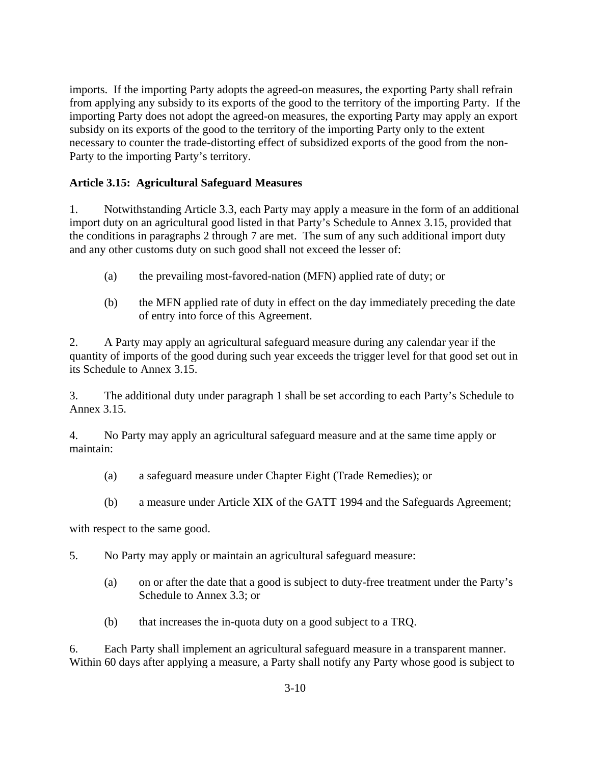imports. If the importing Party adopts the agreed-on measures, the exporting Party shall refrain from applying any subsidy to its exports of the good to the territory of the importing Party. If the importing Party does not adopt the agreed-on measures, the exporting Party may apply an export subsidy on its exports of the good to the territory of the importing Party only to the extent necessary to counter the trade-distorting effect of subsidized exports of the good from the non-Party to the importing Party's territory.

**Article 3.15: Agricultural Safeguard Measures**

1. Notwithstanding Article 3.3, each Party may apply a measure in the form of an additional import duty on an agricultural good listed in that Party's Schedule to Annex 3.15, provided that the conditions in paragraphs 2 through 7 are met. The sum of any such additional import duty and any other customs duty on such good shall not exceed the lesser of:

   (a) the prevailing most-favored-nation (MFN) applied rate of duty; or

   (b) the MFN applied rate of duty in effect on the day immediately preceding the date of entry into force of this Agreement.

2. A Party may apply an agricultural safeguard measure during any calendar year if the quantity of imports of the good during such year exceeds the trigger level for that good set out in its Schedule to Annex 3.15.

3. The additional duty under paragraph 1 shall be set according to each Party's Schedule to Annex 3.15.

4. No Party may apply an agricultural safeguard measure and at the same time apply or maintain:

   (a) a safeguard measure under Chapter Eight (Trade Remedies); or

   (b) a measure under Article XIX of the GATT 1994 and the Safeguards Agreement;

with respect to the same good.

5. No Party may apply or maintain an agricultural safeguard measure:

   (a) on or after the date that a good is subject to duty-free treatment under the Party's Schedule to Annex 3.3; or

   (b) that increases the in-quota duty on a good subject to a TRQ.

6. Each Party shall implement an agricultural safeguard measure in a transparent manner. Within 60 days after applying a measure, a Party shall notify any Party whose good is subject to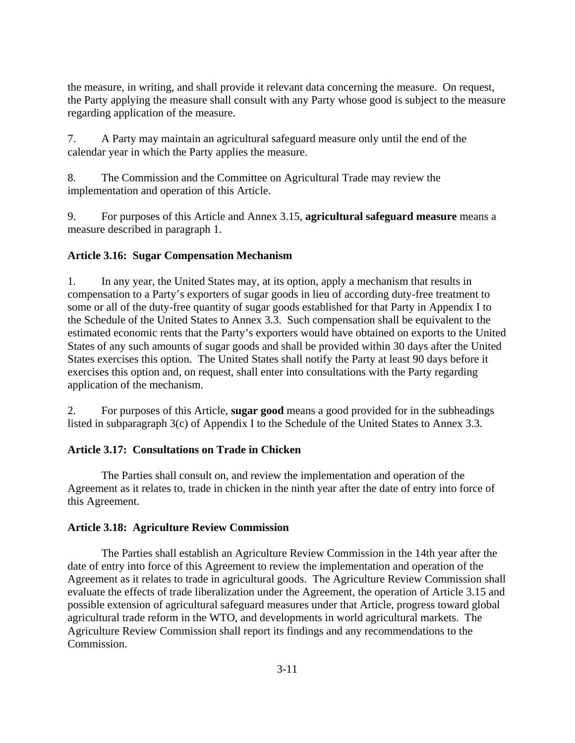the measure, in writing, and shall provide it relevant data concerning the measure. On request, the Party applying the measure shall consult with any Party whose good is subject to the measure regarding application of the measure.

7. A Party may maintain an agricultural safeguard measure only until the end of the calendar year in which the Party applies the measure.

8. The Commission and the Committee on Agricultural Trade may review the implementation and operation of this Article.

9. For purposes of this Article and Annex 3.15, **agricultural safeguard measure** means a measure described in paragraph 1.

### Article 3.16: Sugar Compensation Mechanism

1. In any year, the United States may, at its option, apply a mechanism that results in compensation to a Party's exporters of sugar goods in lieu of according duty-free treatment to some or all of the duty-free quantity of sugar goods established for that Party in Appendix I to the Schedule of the United States to Annex 3.3. Such compensation shall be equivalent to the estimated economic rents that the Party's exporters would have obtained on exports to the United States of any such amounts of sugar goods and shall be provided within 30 days after the United States exercises this option. The United States shall notify the Party at least 90 days before it exercises this option and, on request, shall enter into consultations with the Party regarding application of the mechanism.

2. For purposes of this Article, **sugar good** means a good provided for in the subheadings listed in subparagraph 3(c) of Appendix I to the Schedule of the United States to Annex 3.3.

### Article 3.17: Consultations on Trade in Chicken

The Parties shall consult on, and review the implementation and operation of the Agreement as it relates to, trade in chicken in the ninth year after the date of entry into force of this Agreement.

### Article 3.18: Agriculture Review Commission

The Parties shall establish an Agriculture Review Commission in the 14th year after the date of entry into force of this Agreement to review the implementation and operation of the Agreement as it relates to trade in agricultural goods. The Agriculture Review Commission shall evaluate the effects of trade liberalization under the Agreement, the operation of Article 3.15 and possible extension of agricultural safeguard measures under that Article, progress toward global agricultural trade reform in the WTO, and developments in world agricultural markets. The Agriculture Review Commission shall report its findings and any recommendations to the Commission.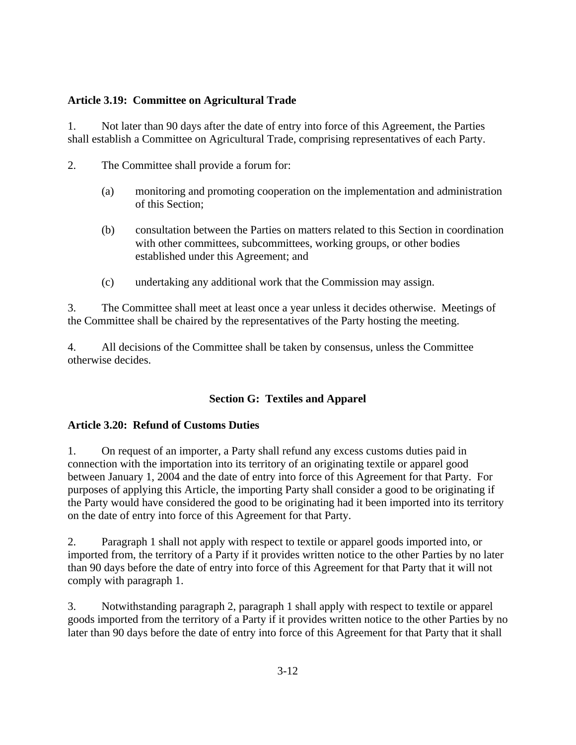**Article 3.19: Committee on Agricultural Trade**

1. Not later than 90 days after the date of entry into force of this Agreement, the Parties shall establish a Committee on Agricultural Trade, comprising representatives of each Party.

2. The Committee shall provide a forum for:

   (a) monitoring and promoting cooperation on the implementation and administration of this Section;

   (b) consultation between the Parties on matters related to this Section in coordination with other committees, subcommittees, working groups, or other bodies established under this Agreement; and

   (c) undertaking any additional work that the Commission may assign.

3. The Committee shall meet at least once a year unless it decides otherwise. Meetings of the Committee shall be chaired by the representatives of the Party hosting the meeting.

4. All decisions of the Committee shall be taken by consensus, unless the Committee otherwise decides.

## Section G: Textiles and Apparel

**Article 3.20: Refund of Customs Duties**

1. On request of an importer, a Party shall refund any excess customs duties paid in connection with the importation into its territory of an originating textile or apparel good between January 1, 2004 and the date of entry into force of this Agreement for that Party. For purposes of applying this Article, the importing Party shall consider a good to be originating if the Party would have considered the good to be originating had it been imported into its territory on the date of entry into force of this Agreement for that Party.

2. Paragraph 1 shall not apply with respect to textile or apparel goods imported into, or imported from, the territory of a Party if it provides written notice to the other Parties by no later than 90 days before the date of entry into force of this Agreement for that Party that it will not comply with paragraph 1.

3. Notwithstanding paragraph 2, paragraph 1 shall apply with respect to textile or apparel goods imported from the territory of a Party if it provides written notice to the other Parties by no later than 90 days before the date of entry into force of this Agreement for that Party that it shall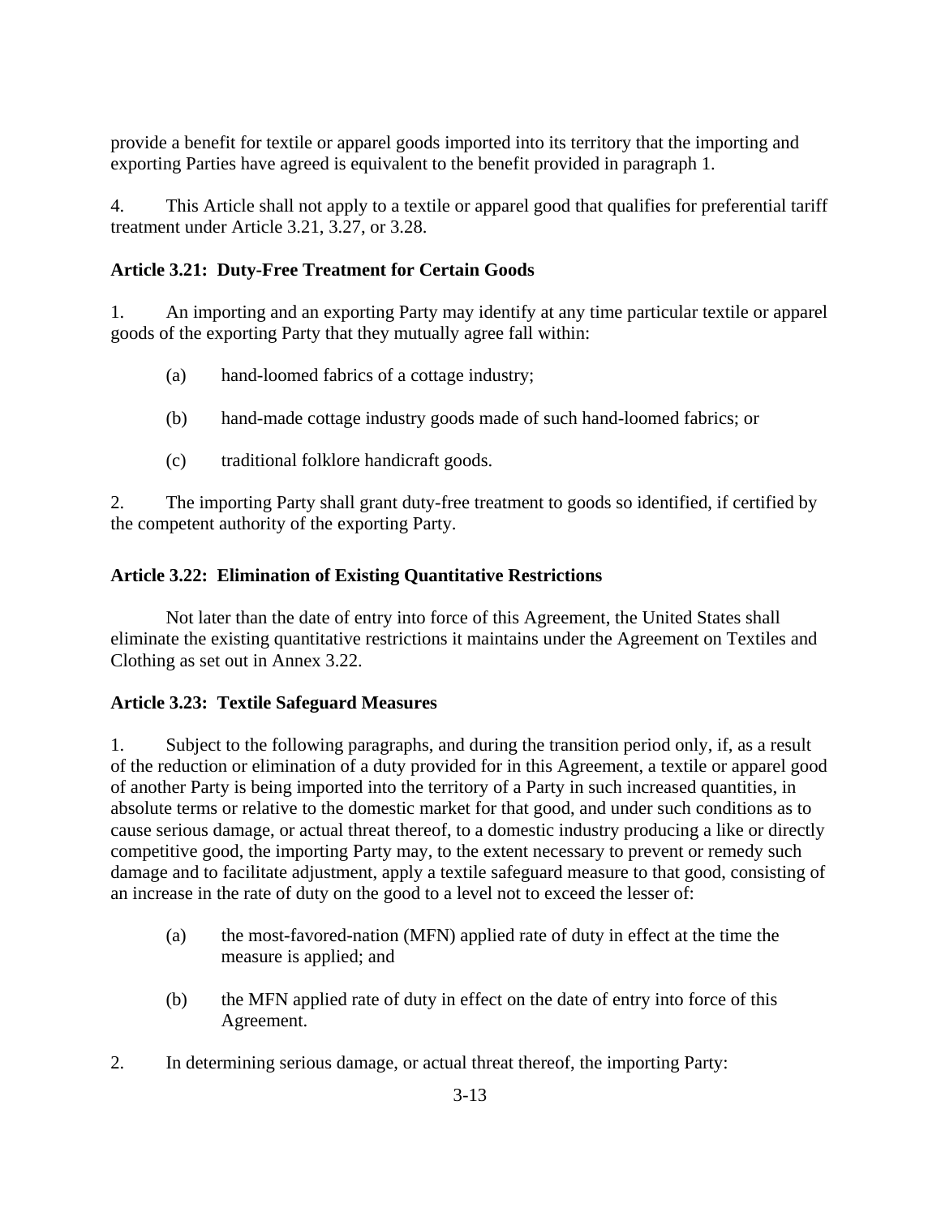provide a benefit for textile or apparel goods imported into its territory that the importing and exporting Parties have agreed is equivalent to the benefit provided in paragraph 1.

4. This Article shall not apply to a textile or apparel good that qualifies for preferential tariff treatment under Article 3.21, 3.27, or 3.28.

**Article 3.21: Duty-Free Treatment for Certain Goods**

1. An importing and an exporting Party may identify at any time particular textile or apparel goods of the exporting Party that they mutually agree fall within:

(a) hand-loomed fabrics of a cottage industry;

(b) hand-made cottage industry goods made of such hand-loomed fabrics; or

(c) traditional folklore handicraft goods.

2. The importing Party shall grant duty-free treatment to goods so identified, if certified by the competent authority of the exporting Party.

**Article 3.22: Elimination of Existing Quantitative Restrictions**

Not later than the date of entry into force of this Agreement, the United States shall eliminate the existing quantitative restrictions it maintains under the Agreement on Textiles and Clothing as set out in Annex 3.22.

**Article 3.23: Textile Safeguard Measures**

1. Subject to the following paragraphs, and during the transition period only, if, as a result of the reduction or elimination of a duty provided for in this Agreement, a textile or apparel good of another Party is being imported into the territory of a Party in such increased quantities, in absolute terms or relative to the domestic market for that good, and under such conditions as to cause serious damage, or actual threat thereof, to a domestic industry producing a like or directly competitive good, the importing Party may, to the extent necessary to prevent or remedy such damage and to facilitate adjustment, apply a textile safeguard measure to that good, consisting of an increase in the rate of duty on the good to a level not to exceed the lesser of:

(a) the most-favored-nation (MFN) applied rate of duty in effect at the time the measure is applied; and

(b) the MFN applied rate of duty in effect on the date of entry into force of this Agreement.

2. In determining serious damage, or actual threat thereof, the importing Party: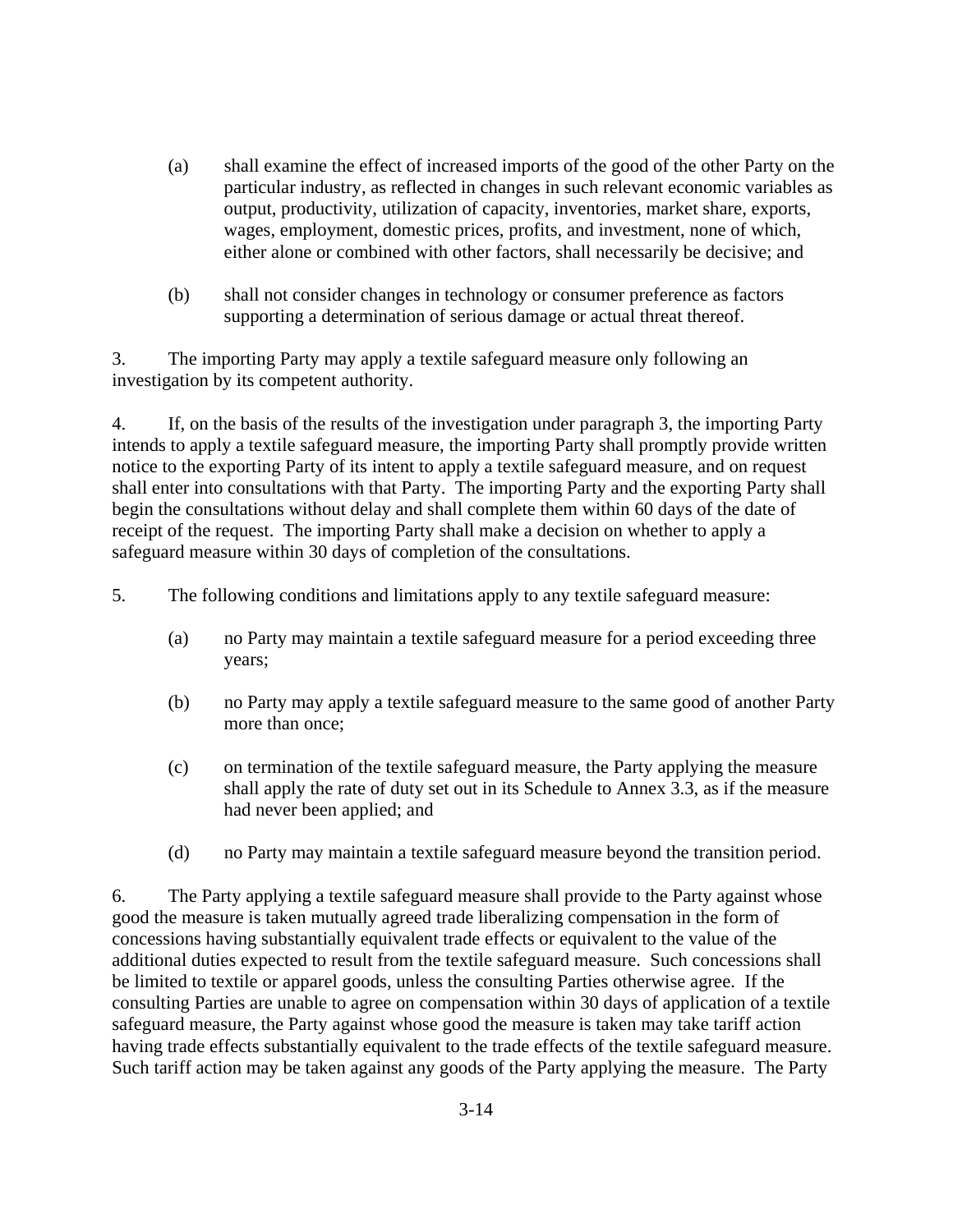(a) shall examine the effect of increased imports of the good of the other Party on the particular industry, as reflected in changes in such relevant economic variables as output, productivity, utilization of capacity, inventories, market share, exports, wages, employment, domestic prices, profits, and investment, none of which, either alone or combined with other factors, shall necessarily be decisive; and

(b) shall not consider changes in technology or consumer preference as factors supporting a determination of serious damage or actual threat thereof.

3. The importing Party may apply a textile safeguard measure only following an investigation by its competent authority.

4. If, on the basis of the results of the investigation under paragraph 3, the importing Party intends to apply a textile safeguard measure, the importing Party shall promptly provide written notice to the exporting Party of its intent to apply a textile safeguard measure, and on request shall enter into consultations with that Party. The importing Party and the exporting Party shall begin the consultations without delay and shall complete them within 60 days of the date of receipt of the request. The importing Party shall make a decision on whether to apply a safeguard measure within 30 days of completion of the consultations.

5. The following conditions and limitations apply to any textile safeguard measure:

(a) no Party may maintain a textile safeguard measure for a period exceeding three years;

(b) no Party may apply a textile safeguard measure to the same good of another Party more than once;

(c) on termination of the textile safeguard measure, the Party applying the measure shall apply the rate of duty set out in its Schedule to Annex 3.3, as if the measure had never been applied; and

(d) no Party may maintain a textile safeguard measure beyond the transition period.

6. The Party applying a textile safeguard measure shall provide to the Party against whose good the measure is taken mutually agreed trade liberalizing compensation in the form of concessions having substantially equivalent trade effects or equivalent to the value of the additional duties expected to result from the textile safeguard measure. Such concessions shall be limited to textile or apparel goods, unless the consulting Parties otherwise agree. If the consulting Parties are unable to agree on compensation within 30 days of application of a textile safeguard measure, the Party against whose good the measure is taken may take tariff action having trade effects substantially equivalent to the trade effects of the textile safeguard measure. Such tariff action may be taken against any goods of the Party applying the measure. The Party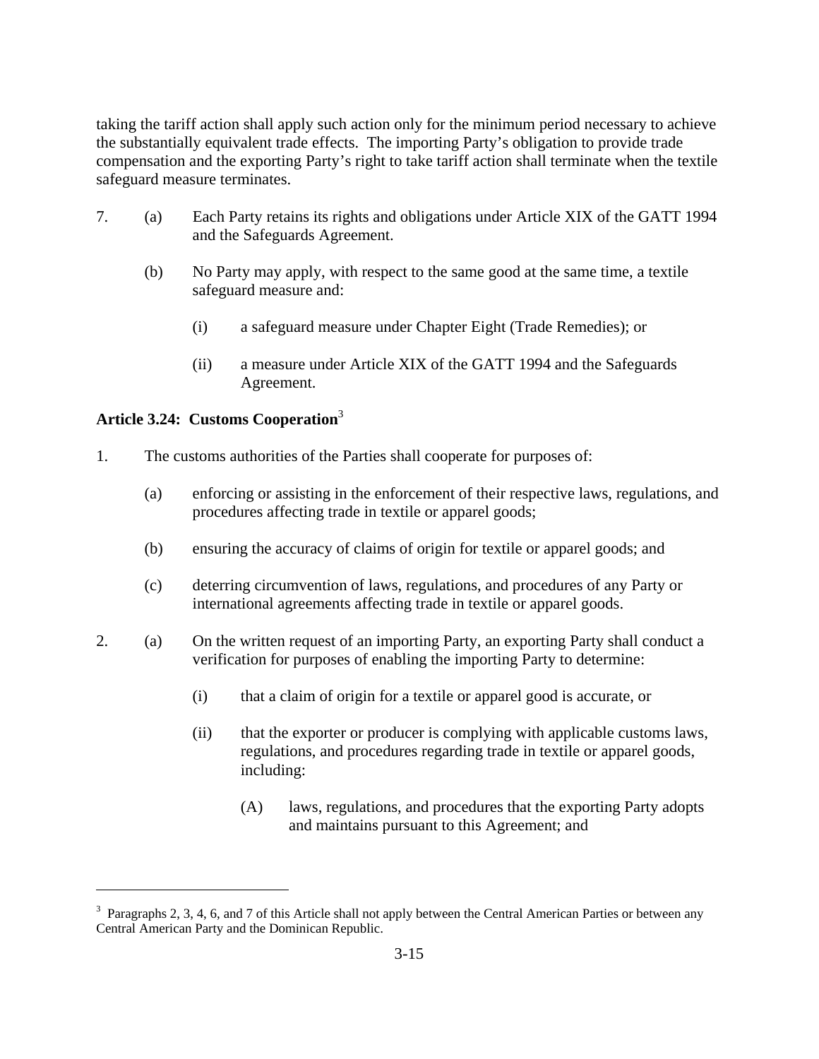taking the tariff action shall apply such action only for the minimum period necessary to achieve the substantially equivalent trade effects. The importing Party's obligation to provide trade compensation and the exporting Party's right to take tariff action shall terminate when the textile safeguard measure terminates.

7. (a) Each Party retains its rights and obligations under Article XIX of the GATT 1994 and the Safeguards Agreement.

   (b) No Party may apply, with respect to the same good at the same time, a textile safeguard measure and:

      (i) a safeguard measure under Chapter Eight (Trade Remedies); or

      (ii) a measure under Article XIX of the GATT 1994 and the Safeguards Agreement.

### Article 3.24: Customs Cooperation[3]

1. The customs authorities of the Parties shall cooperate for purposes of:

   (a) enforcing or assisting in the enforcement of their respective laws, regulations, and procedures affecting trade in textile or apparel goods;

   (b) ensuring the accuracy of claims of origin for textile or apparel goods; and

   (c) deterring circumvention of laws, regulations, and procedures of any Party or international agreements affecting trade in textile or apparel goods.

2. (a) On the written request of an importing Party, an exporting Party shall conduct a verification for purposes of enabling the importing Party to determine:

      (i) that a claim of origin for a textile or apparel good is accurate, or

      (ii) that the exporter or producer is complying with applicable customs laws, regulations, and procedures regarding trade in textile or apparel goods, including:

         (A) laws, regulations, and procedures that the exporting Party adopts and maintains pursuant to this Agreement; and

---

[3] Paragraphs 2, 3, 4, 6, and 7 of this Article shall not apply between the Central American Parties or between any Central American Party and the Dominican Republic.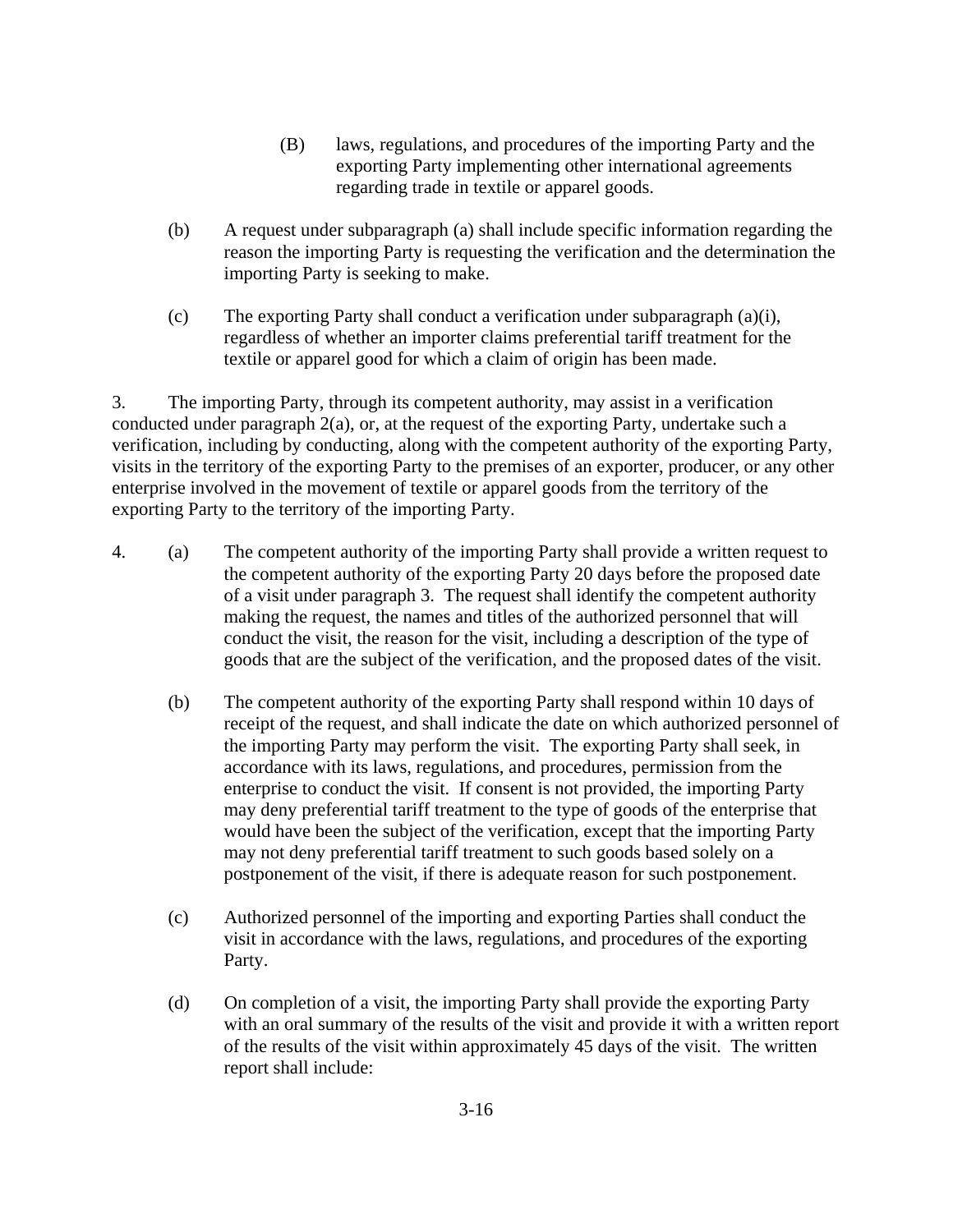(B) laws, regulations, and procedures of the importing Party and the exporting Party implementing other international agreements regarding trade in textile or apparel goods.

(b) A request under subparagraph (a) shall include specific information regarding the reason the importing Party is requesting the verification and the determination the importing Party is seeking to make.

(c) The exporting Party shall conduct a verification under subparagraph (a)(i), regardless of whether an importer claims preferential tariff treatment for the textile or apparel good for which a claim of origin has been made.

3. The importing Party, through its competent authority, may assist in a verification conducted under paragraph 2(a), or, at the request of the exporting Party, undertake such a verification, including by conducting, along with the competent authority of the exporting Party, visits in the territory of the exporting Party to the premises of an exporter, producer, or any other enterprise involved in the movement of textile or apparel goods from the territory of the exporting Party to the territory of the importing Party.

4. (a) The competent authority of the importing Party shall provide a written request to the competent authority of the exporting Party 20 days before the proposed date of a visit under paragraph 3. The request shall identify the competent authority making the request, the names and titles of the authorized personnel that will conduct the visit, the reason for the visit, including a description of the type of goods that are the subject of the verification, and the proposed dates of the visit.

(b) The competent authority of the exporting Party shall respond within 10 days of receipt of the request, and shall indicate the date on which authorized personnel of the importing Party may perform the visit. The exporting Party shall seek, in accordance with its laws, regulations, and procedures, permission from the enterprise to conduct the visit. If consent is not provided, the importing Party may deny preferential tariff treatment to the type of goods of the enterprise that would have been the subject of the verification, except that the importing Party may not deny preferential tariff treatment to such goods based solely on a postponement of the visit, if there is adequate reason for such postponement.

(c) Authorized personnel of the importing and exporting Parties shall conduct the visit in accordance with the laws, regulations, and procedures of the exporting Party.

(d) On completion of a visit, the importing Party shall provide the exporting Party with an oral summary of the results of the visit and provide it with a written report of the results of the visit within approximately 45 days of the visit. The written report shall include: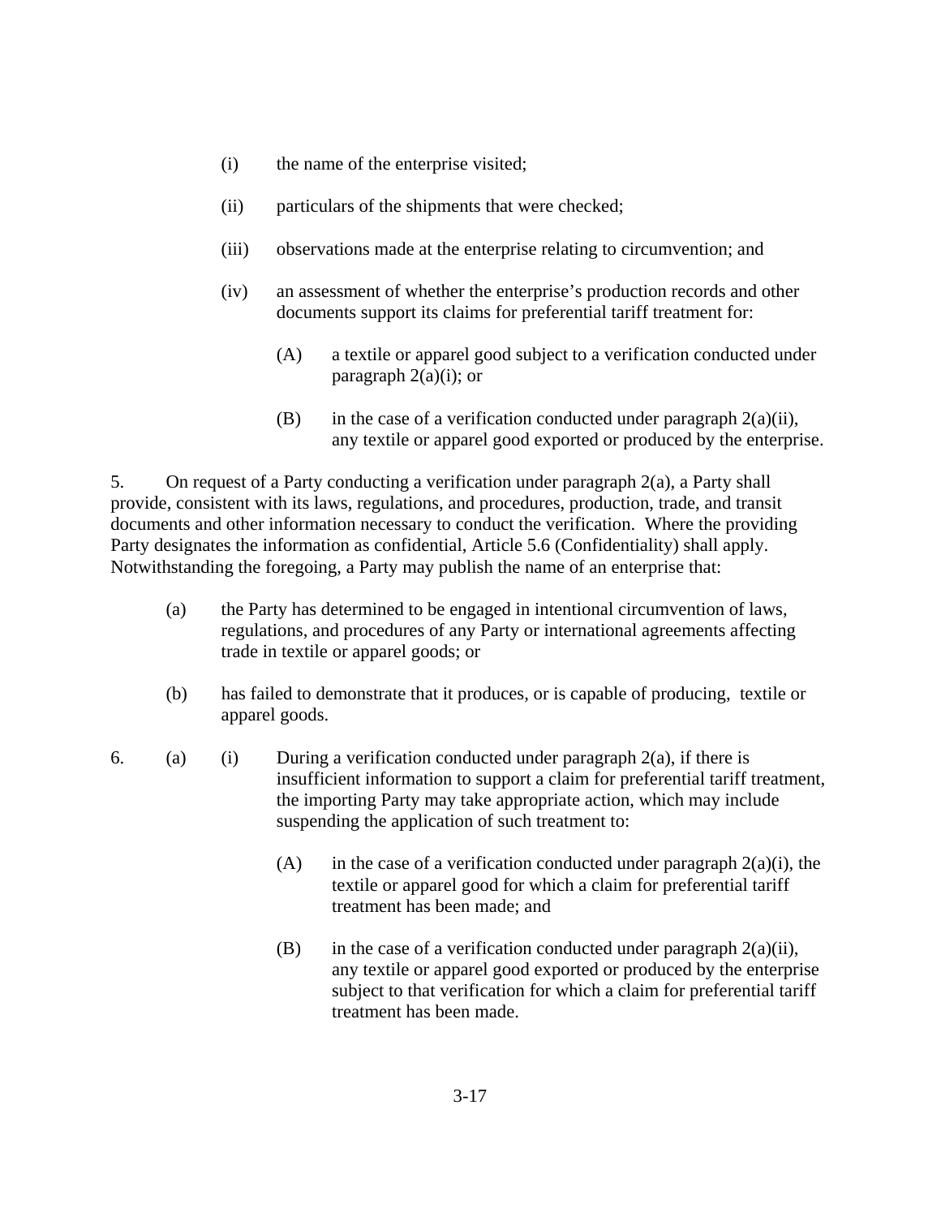(i) the name of the enterprise visited;

(ii) particulars of the shipments that were checked;

(iii) observations made at the enterprise relating to circumvention; and

(iv) an assessment of whether the enterprise's production records and other documents support its claims for preferential tariff treatment for:

(A) a textile or apparel good subject to a verification conducted under paragraph 2(a)(i); or

(B) in the case of a verification conducted under paragraph 2(a)(ii), any textile or apparel good exported or produced by the enterprise.

5. On request of a Party conducting a verification under paragraph 2(a), a Party shall provide, consistent with its laws, regulations, and procedures, production, trade, and transit documents and other information necessary to conduct the verification. Where the providing Party designates the information as confidential, Article 5.6 (Confidentiality) shall apply. Notwithstanding the foregoing, a Party may publish the name of an enterprise that:

(a) the Party has determined to be engaged in intentional circumvention of laws, regulations, and procedures of any Party or international agreements affecting trade in textile or apparel goods; or

(b) has failed to demonstrate that it produces, or is capable of producing, textile or apparel goods.

6. (a) (i) During a verification conducted under paragraph 2(a), if there is insufficient information to support a claim for preferential tariff treatment, the importing Party may take appropriate action, which may include suspending the application of such treatment to:

(A) in the case of a verification conducted under paragraph 2(a)(i), the textile or apparel good for which a claim for preferential tariff treatment has been made; and

(B) in the case of a verification conducted under paragraph 2(a)(ii), any textile or apparel good exported or produced by the enterprise subject to that verification for which a claim for preferential tariff treatment has been made.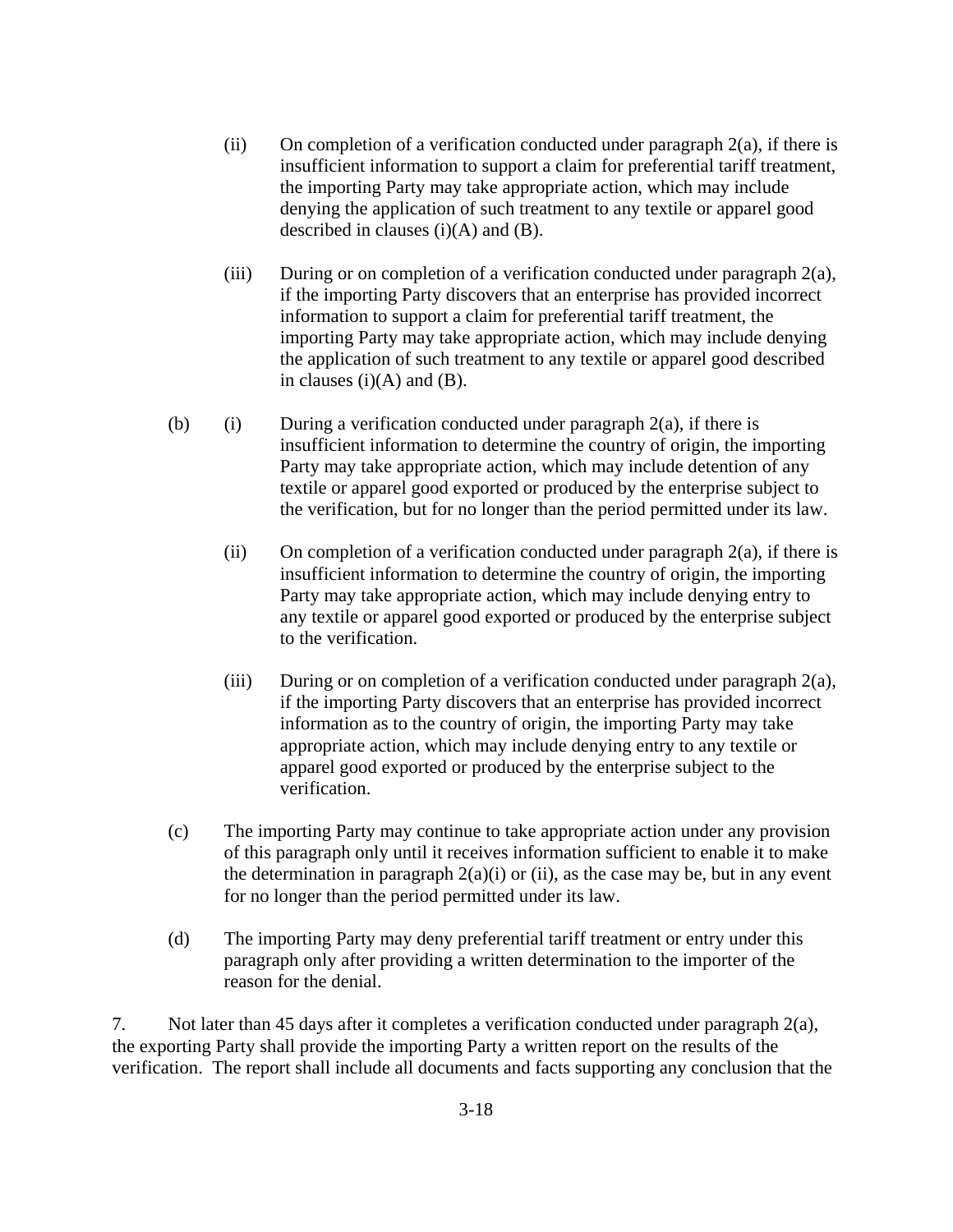(ii) On completion of a verification conducted under paragraph 2(a), if there is insufficient information to support a claim for preferential tariff treatment, the importing Party may take appropriate action, which may include denying the application of such treatment to any textile or apparel good described in clauses (i)(A) and (B).

(iii) During or on completion of a verification conducted under paragraph 2(a), if the importing Party discovers that an enterprise has provided incorrect information to support a claim for preferential tariff treatment, the importing Party may take appropriate action, which may include denying the application of such treatment to any textile or apparel good described in clauses (i)(A) and (B).

(b) (i) During a verification conducted under paragraph 2(a), if there is insufficient information to determine the country of origin, the importing Party may take appropriate action, which may include detention of any textile or apparel good exported or produced by the enterprise subject to the verification, but for no longer than the period permitted under its law.

(ii) On completion of a verification conducted under paragraph 2(a), if there is insufficient information to determine the country of origin, the importing Party may take appropriate action, which may include denying entry to any textile or apparel good exported or produced by the enterprise subject to the verification.

(iii) During or on completion of a verification conducted under paragraph 2(a), if the importing Party discovers that an enterprise has provided incorrect information as to the country of origin, the importing Party may take appropriate action, which may include denying entry to any textile or apparel good exported or produced by the enterprise subject to the verification.

(c) The importing Party may continue to take appropriate action under any provision of this paragraph only until it receives information sufficient to enable it to make the determination in paragraph 2(a)(i) or (ii), as the case may be, but in any event for no longer than the period permitted under its law.

(d) The importing Party may deny preferential tariff treatment or entry under this paragraph only after providing a written determination to the importer of the reason for the denial.

7. Not later than 45 days after it completes a verification conducted under paragraph 2(a), the exporting Party shall provide the importing Party a written report on the results of the verification. The report shall include all documents and facts supporting any conclusion that the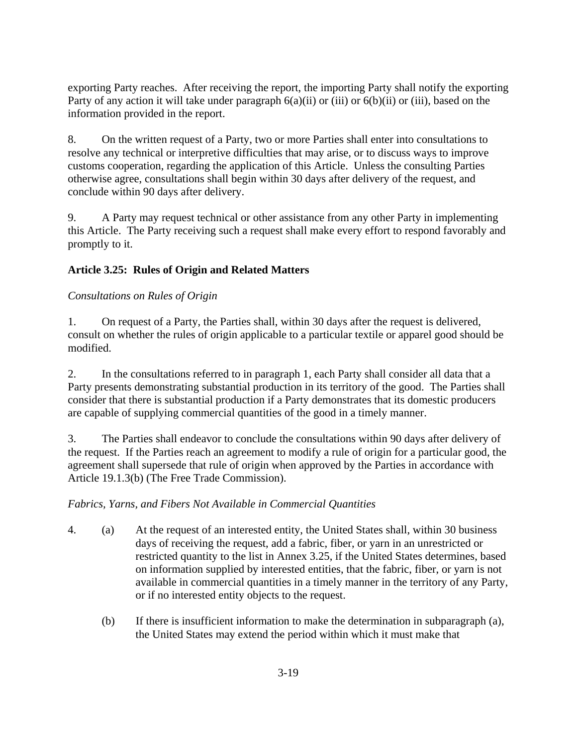exporting Party reaches. After receiving the report, the importing Party shall notify the exporting Party of any action it will take under paragraph 6(a)(ii) or (iii) or 6(b)(ii) or (iii), based on the information provided in the report.

8. On the written request of a Party, two or more Parties shall enter into consultations to resolve any technical or interpretive difficulties that may arise, or to discuss ways to improve customs cooperation, regarding the application of this Article. Unless the consulting Parties otherwise agree, consultations shall begin within 30 days after delivery of the request, and conclude within 90 days after delivery.

9. A Party may request technical or other assistance from any other Party in implementing this Article. The Party receiving such a request shall make every effort to respond favorably and promptly to it.

**Article 3.25: Rules of Origin and Related Matters**

*Consultations on Rules of Origin*

1. On request of a Party, the Parties shall, within 30 days after the request is delivered, consult on whether the rules of origin applicable to a particular textile or apparel good should be modified.

2. In the consultations referred to in paragraph 1, each Party shall consider all data that a Party presents demonstrating substantial production in its territory of the good. The Parties shall consider that there is substantial production if a Party demonstrates that its domestic producers are capable of supplying commercial quantities of the good in a timely manner.

3. The Parties shall endeavor to conclude the consultations within 90 days after delivery of the request. If the Parties reach an agreement to modify a rule of origin for a particular good, the agreement shall supersede that rule of origin when approved by the Parties in accordance with Article 19.1.3(b) (The Free Trade Commission).

*Fabrics, Yarns, and Fibers Not Available in Commercial Quantities*

4. (a) At the request of an interested entity, the United States shall, within 30 business days of receiving the request, add a fabric, fiber, or yarn in an unrestricted or restricted quantity to the list in Annex 3.25, if the United States determines, based on information supplied by interested entities, that the fabric, fiber, or yarn is not available in commercial quantities in a timely manner in the territory of any Party, or if no interested entity objects to the request.

   (b) If there is insufficient information to make the determination in subparagraph (a), the United States may extend the period within which it must make that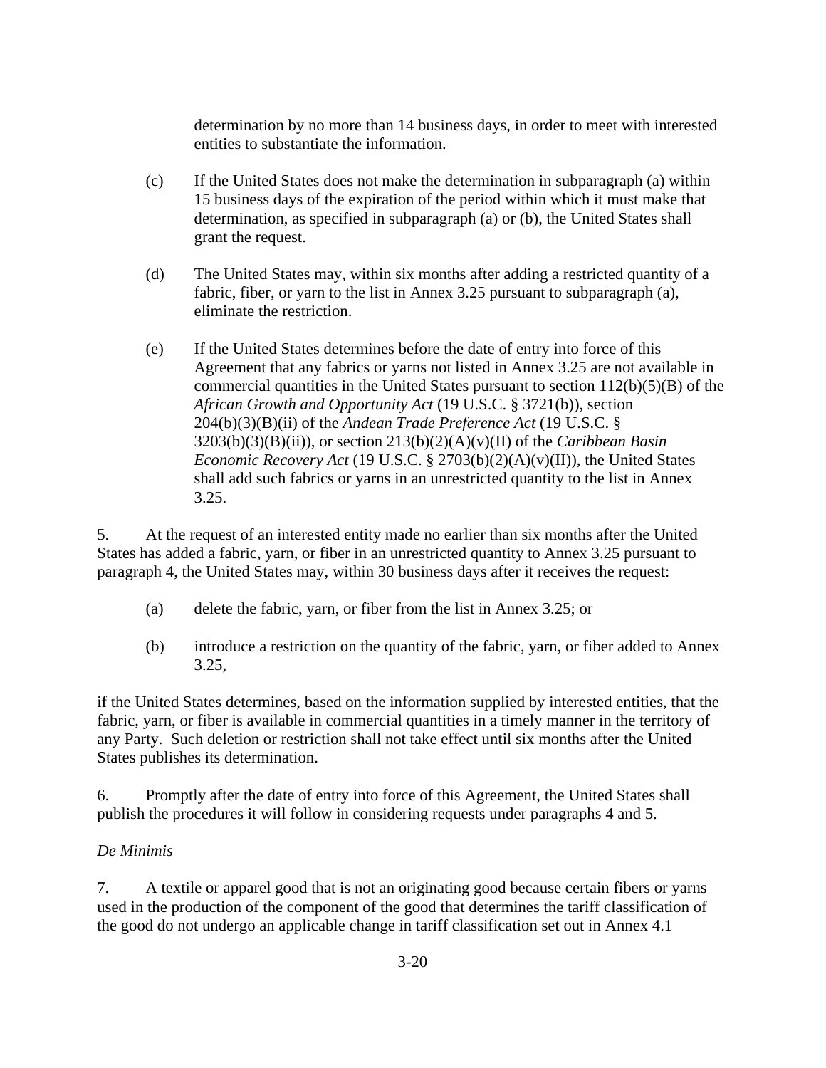determination by no more than 14 business days, in order to meet with interested entities to substantiate the information.

(c) If the United States does not make the determination in subparagraph (a) within 15 business days of the expiration of the period within which it must make that determination, as specified in subparagraph (a) or (b), the United States shall grant the request.

(d) The United States may, within six months after adding a restricted quantity of a fabric, fiber, or yarn to the list in Annex 3.25 pursuant to subparagraph (a), eliminate the restriction.

(e) If the United States determines before the date of entry into force of this Agreement that any fabrics or yarns not listed in Annex 3.25 are not available in commercial quantities in the United States pursuant to section 112(b)(5)(B) of the *African Growth and Opportunity Act* (19 U.S.C. § 3721(b)), section 204(b)(3)(B)(ii) of the *Andean Trade Preference Act* (19 U.S.C. § 3203(b)(3)(B)(ii)), or section 213(b)(2)(A)(v)(II) of the *Caribbean Basin Economic Recovery Act* (19 U.S.C. § 2703(b)(2)(A)(v)(II)), the United States shall add such fabrics or yarns in an unrestricted quantity to the list in Annex 3.25.

5. At the request of an interested entity made no earlier than six months after the United States has added a fabric, yarn, or fiber in an unrestricted quantity to Annex 3.25 pursuant to paragraph 4, the United States may, within 30 business days after it receives the request:

(a) delete the fabric, yarn, or fiber from the list in Annex 3.25; or

(b) introduce a restriction on the quantity of the fabric, yarn, or fiber added to Annex 3.25,

if the United States determines, based on the information supplied by interested entities, that the fabric, yarn, or fiber is available in commercial quantities in a timely manner in the territory of any Party. Such deletion or restriction shall not take effect until six months after the United States publishes its determination.

6. Promptly after the date of entry into force of this Agreement, the United States shall publish the procedures it will follow in considering requests under paragraphs 4 and 5.

*De Minimis*

7. A textile or apparel good that is not an originating good because certain fibers or yarns used in the production of the component of the good that determines the tariff classification of the good do not undergo an applicable change in tariff classification set out in Annex 4.1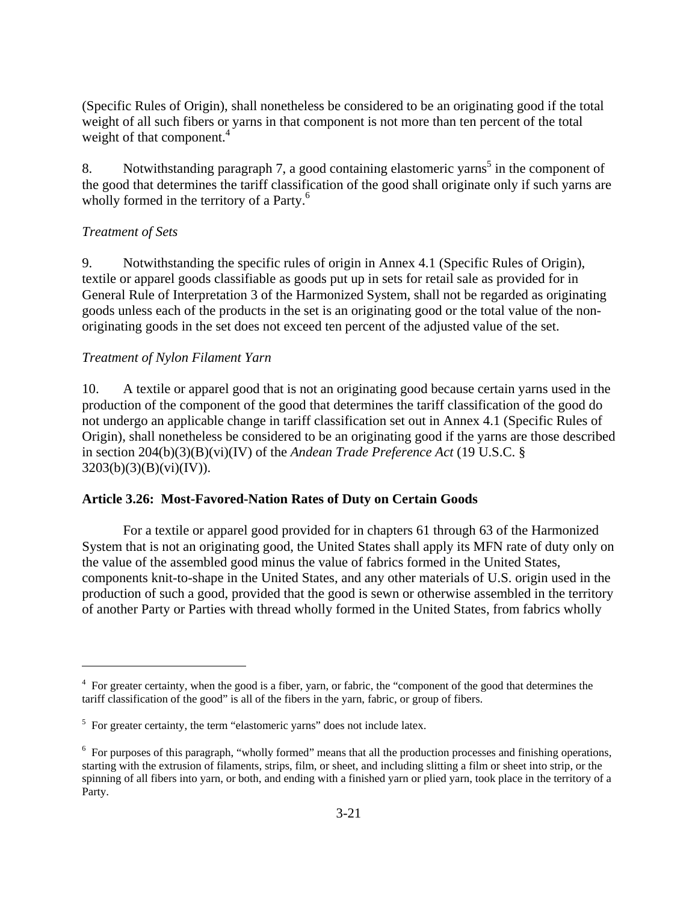(Specific Rules of Origin), shall nonetheless be considered to be an originating good if the total weight of all such fibers or yarns in that component is not more than ten percent of the total weight of that component.[4]

8. Notwithstanding paragraph 7, a good containing elastomeric yarns[5] in the component of the good that determines the tariff classification of the good shall originate only if such yarns are wholly formed in the territory of a Party.[6]

*Treatment of Sets*

9. Notwithstanding the specific rules of origin in Annex 4.1 (Specific Rules of Origin), textile or apparel goods classifiable as goods put up in sets for retail sale as provided for in General Rule of Interpretation 3 of the Harmonized System, shall not be regarded as originating goods unless each of the products in the set is an originating good or the total value of the non-originating goods in the set does not exceed ten percent of the adjusted value of the set.

*Treatment of Nylon Filament Yarn*

10. A textile or apparel good that is not an originating good because certain yarns used in the production of the component of the good that determines the tariff classification of the good do not undergo an applicable change in tariff classification set out in Annex 4.1 (Specific Rules of Origin), shall nonetheless be considered to be an originating good if the yarns are those described in section 204(b)(3)(B)(vi)(IV) of the *Andean Trade Preference Act* (19 U.S.C. § 3203(b)(3)(B)(vi)(IV)).

**Article 3.26: Most-Favored-Nation Rates of Duty on Certain Goods**

For a textile or apparel good provided for in chapters 61 through 63 of the Harmonized System that is not an originating good, the United States shall apply its MFN rate of duty only on the value of the assembled good minus the value of fabrics formed in the United States, components knit-to-shape in the United States, and any other materials of U.S. origin used in the production of such a good, provided that the good is sewn or otherwise assembled in the territory of another Party or Parties with thread wholly formed in the United States, from fabrics wholly

---

[4] For greater certainty, when the good is a fiber, yarn, or fabric, the "component of the good that determines the tariff classification of the good" is all of the fibers in the yarn, fabric, or group of fibers.

[5] For greater certainty, the term "elastomeric yarns" does not include latex.

[6] For purposes of this paragraph, "wholly formed" means that all the production processes and finishing operations, starting with the extrusion of filaments, strips, film, or sheet, and including slitting a film or sheet into strip, or the spinning of all fibers into yarn, or both, and ending with a finished yarn or plied yarn, took place in the territory of a Party.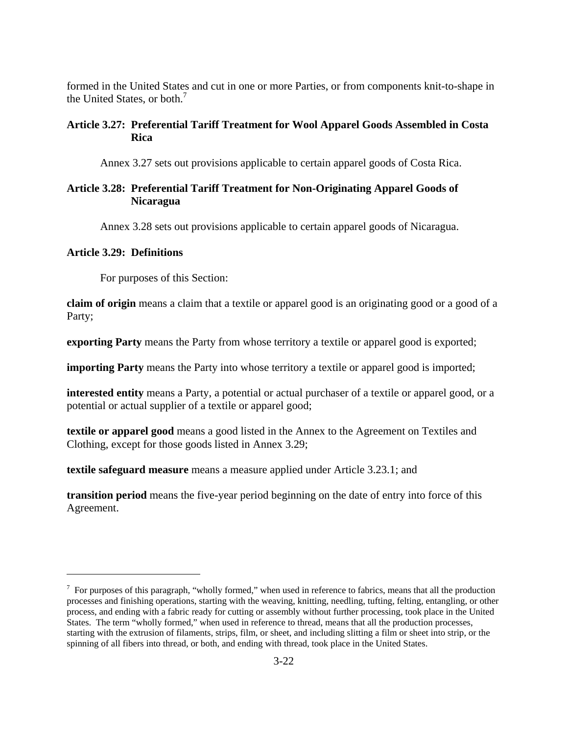formed in the United States and cut in one or more Parties, or from components knit-to-shape in the United States, or both.[7]

### Article 3.27: Preferential Tariff Treatment for Wool Apparel Goods Assembled in Costa Rica

Annex 3.27 sets out provisions applicable to certain apparel goods of Costa Rica.

### Article 3.28: Preferential Tariff Treatment for Non-Originating Apparel Goods of Nicaragua

Annex 3.28 sets out provisions applicable to certain apparel goods of Nicaragua.

### Article 3.29: Definitions

For purposes of this Section:

**claim of origin** means a claim that a textile or apparel good is an originating good or a good of a Party;

**exporting Party** means the Party from whose territory a textile or apparel good is exported;

**importing Party** means the Party into whose territory a textile or apparel good is imported;

**interested entity** means a Party, a potential or actual purchaser of a textile or apparel good, or a potential or actual supplier of a textile or apparel good;

**textile or apparel good** means a good listed in the Annex to the Agreement on Textiles and Clothing, except for those goods listed in Annex 3.29;

**textile safeguard measure** means a measure applied under Article 3.23.1; and

**transition period** means the five-year period beginning on the date of entry into force of this Agreement.

---

[7] For purposes of this paragraph, "wholly formed," when used in reference to fabrics, means that all the production processes and finishing operations, starting with the weaving, knitting, needling, tufting, felting, entangling, or other process, and ending with a fabric ready for cutting or assembly without further processing, took place in the United States. The term "wholly formed," when used in reference to thread, means that all the production processes, starting with the extrusion of filaments, strips, film, or sheet, and including slitting a film or sheet into strip, or the spinning of all fibers into thread, or both, and ending with thread, took place in the United States.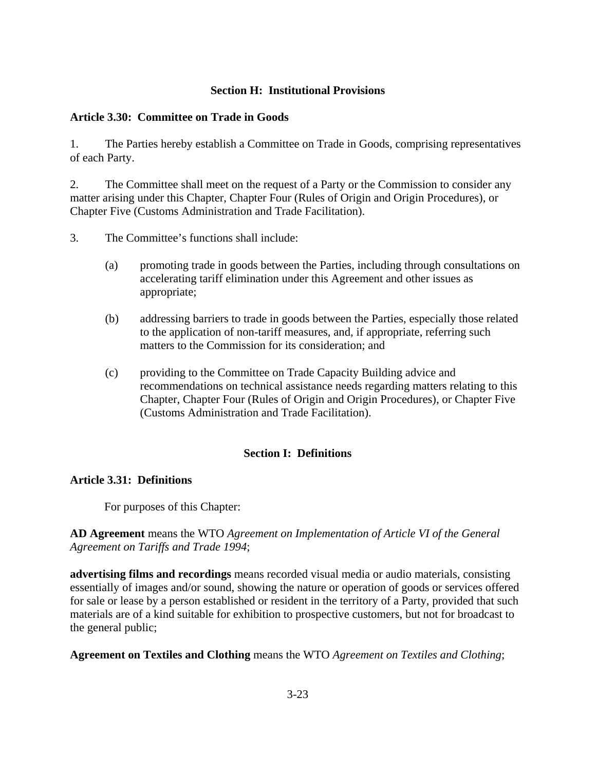## Section H: Institutional Provisions

### Article 3.30: Committee on Trade in Goods

1. The Parties hereby establish a Committee on Trade in Goods, comprising representatives of each Party.

2. The Committee shall meet on the request of a Party or the Commission to consider any matter arising under this Chapter, Chapter Four (Rules of Origin and Origin Procedures), or Chapter Five (Customs Administration and Trade Facilitation).

3. The Committee's functions shall include:

   (a) promoting trade in goods between the Parties, including through consultations on accelerating tariff elimination under this Agreement and other issues as appropriate;

   (b) addressing barriers to trade in goods between the Parties, especially those related to the application of non-tariff measures, and, if appropriate, referring such matters to the Commission for its consideration; and

   (c) providing to the Committee on Trade Capacity Building advice and recommendations on technical assistance needs regarding matters relating to this Chapter, Chapter Four (Rules of Origin and Origin Procedures), or Chapter Five (Customs Administration and Trade Facilitation).

## Section I: Definitions

### Article 3.31: Definitions

For purposes of this Chapter:

**AD Agreement** means the WTO *Agreement on Implementation of Article VI of the General Agreement on Tariffs and Trade 1994*;

**advertising films and recordings** means recorded visual media or audio materials, consisting essentially of images and/or sound, showing the nature or operation of goods or services offered for sale or lease by a person established or resident in the territory of a Party, provided that such materials are of a kind suitable for exhibition to prospective customers, but not for broadcast to the general public;

**Agreement on Textiles and Clothing** means the WTO *Agreement on Textiles and Clothing*;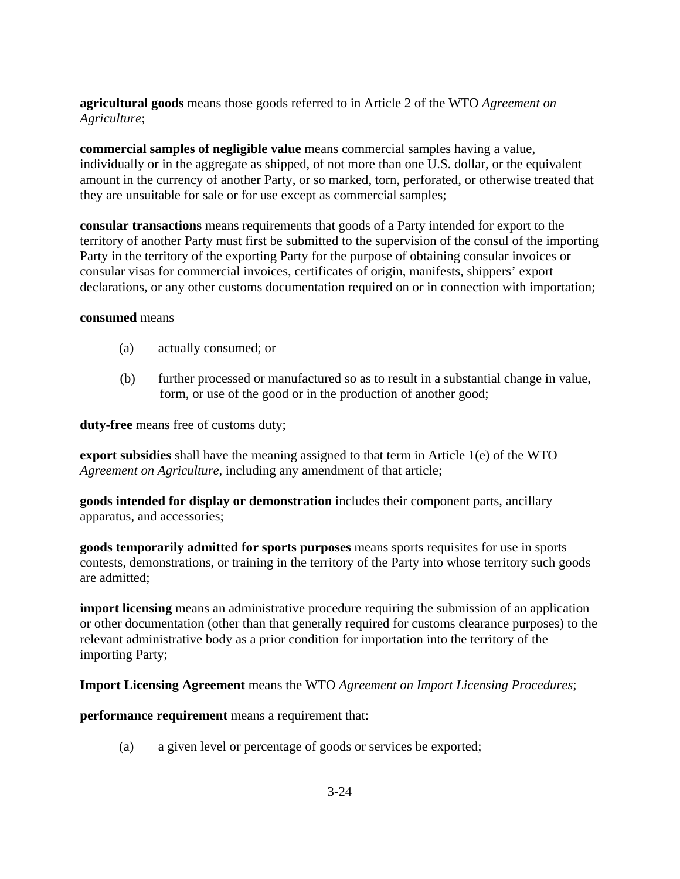**agricultural goods** means those goods referred to in Article 2 of the WTO *Agreement on Agriculture*;

**commercial samples of negligible value** means commercial samples having a value, individually or in the aggregate as shipped, of not more than one U.S. dollar, or the equivalent amount in the currency of another Party, or so marked, torn, perforated, or otherwise treated that they are unsuitable for sale or for use except as commercial samples;

**consular transactions** means requirements that goods of a Party intended for export to the territory of another Party must first be submitted to the supervision of the consul of the importing Party in the territory of the exporting Party for the purpose of obtaining consular invoices or consular visas for commercial invoices, certificates of origin, manifests, shippers' export declarations, or any other customs documentation required on or in connection with importation;

**consumed** means

(a) actually consumed; or

(b) further processed or manufactured so as to result in a substantial change in value, form, or use of the good or in the production of another good;

**duty-free** means free of customs duty;

**export subsidies** shall have the meaning assigned to that term in Article 1(e) of the WTO *Agreement on Agriculture*, including any amendment of that article;

**goods intended for display or demonstration** includes their component parts, ancillary apparatus, and accessories;

**goods temporarily admitted for sports purposes** means sports requisites for use in sports contests, demonstrations, or training in the territory of the Party into whose territory such goods are admitted;

**import licensing** means an administrative procedure requiring the submission of an application or other documentation (other than that generally required for customs clearance purposes) to the relevant administrative body as a prior condition for importation into the territory of the importing Party;

**Import Licensing Agreement** means the WTO *Agreement on Import Licensing Procedures*;

**performance requirement** means a requirement that:

(a) a given level or percentage of goods or services be exported;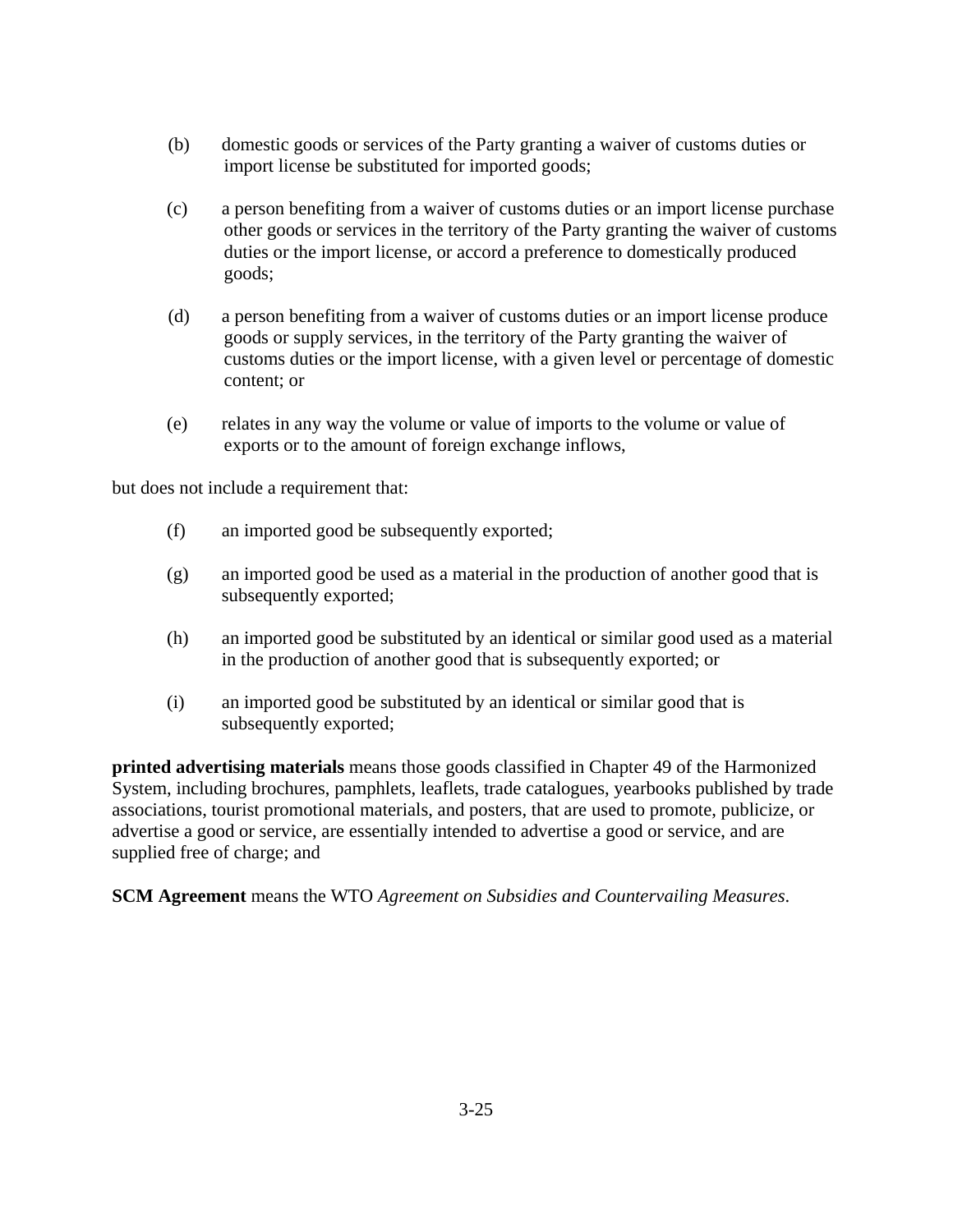(b) domestic goods or services of the Party granting a waiver of customs duties or import license be substituted for imported goods;

(c) a person benefiting from a waiver of customs duties or an import license purchase other goods or services in the territory of the Party granting the waiver of customs duties or the import license, or accord a preference to domestically produced goods;

(d) a person benefiting from a waiver of customs duties or an import license produce goods or supply services, in the territory of the Party granting the waiver of customs duties or the import license, with a given level or percentage of domestic content; or

(e) relates in any way the volume or value of imports to the volume or value of exports or to the amount of foreign exchange inflows,

but does not include a requirement that:

(f) an imported good be subsequently exported;

(g) an imported good be used as a material in the production of another good that is subsequently exported;

(h) an imported good be substituted by an identical or similar good used as a material in the production of another good that is subsequently exported; or

(i) an imported good be substituted by an identical or similar good that is subsequently exported;

**printed advertising materials** means those goods classified in Chapter 49 of the Harmonized System, including brochures, pamphlets, leaflets, trade catalogues, yearbooks published by trade associations, tourist promotional materials, and posters, that are used to promote, publicize, or advertise a good or service, are essentially intended to advertise a good or service, and are supplied free of charge; and

**SCM Agreement** means the WTO *Agreement on Subsidies and Countervailing Measures*.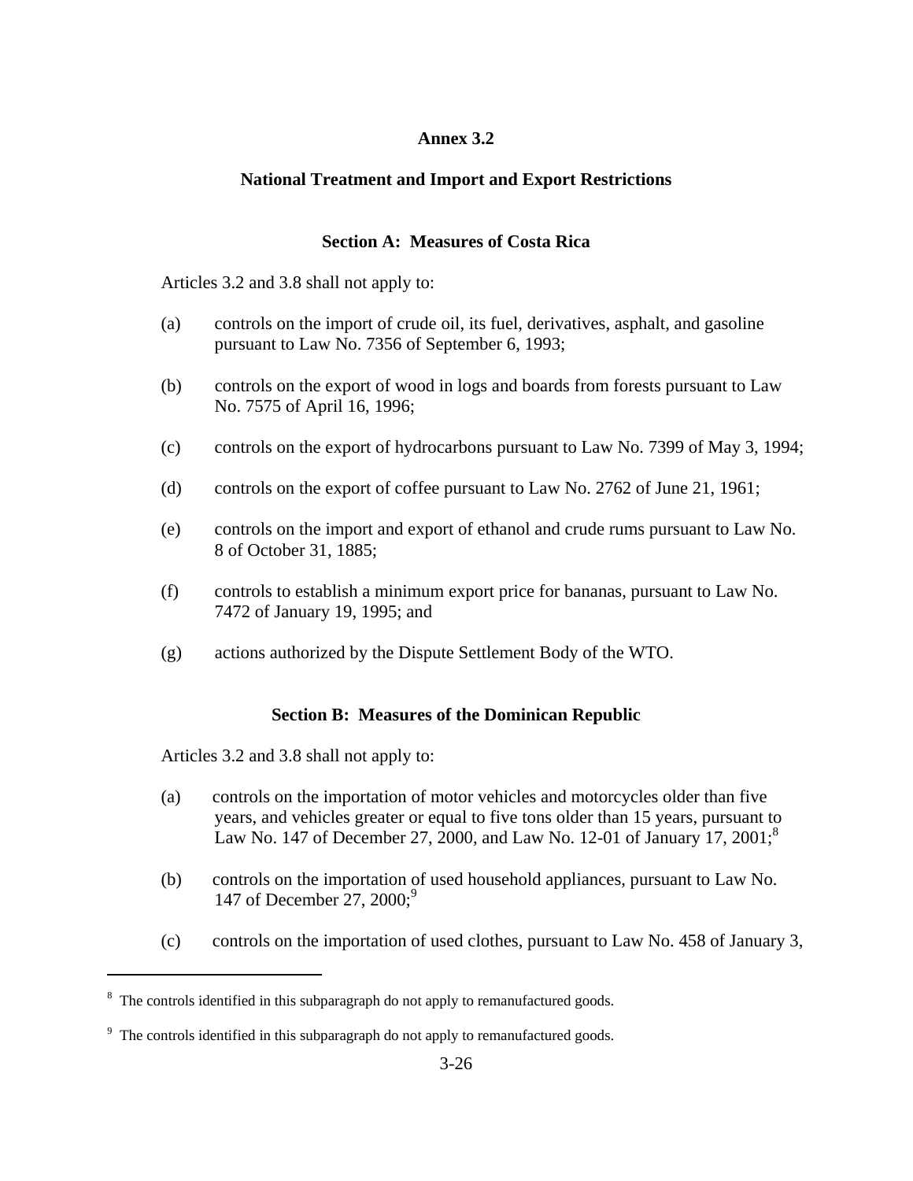# Annex 3.2

## National Treatment and Import and Export Restrictions

### Section A: Measures of Costa Rica

Articles 3.2 and 3.8 shall not apply to:

(a) controls on the import of crude oil, its fuel, derivatives, asphalt, and gasoline pursuant to Law No. 7356 of September 6, 1993;

(b) controls on the export of wood in logs and boards from forests pursuant to Law No. 7575 of April 16, 1996;

(c) controls on the export of hydrocarbons pursuant to Law No. 7399 of May 3, 1994;

(d) controls on the export of coffee pursuant to Law No. 2762 of June 21, 1961;

(e) controls on the import and export of ethanol and crude rums pursuant to Law No. 8 of October 31, 1885;

(f) controls to establish a minimum export price for bananas, pursuant to Law No. 7472 of January 19, 1995; and

(g) actions authorized by the Dispute Settlement Body of the WTO.

### Section B: Measures of the Dominican Republic

Articles 3.2 and 3.8 shall not apply to:

(a) controls on the importation of motor vehicles and motorcycles older than five years, and vehicles greater or equal to five tons older than 15 years, pursuant to Law No. 147 of December 27, 2000, and Law No. 12-01 of January 17, 2001;[8]

(b) controls on the importation of used household appliances, pursuant to Law No. 147 of December 27, 2000;[9]

(c) controls on the importation of used clothes, pursuant to Law No. 458 of January 3,

---

[8] The controls identified in this subparagraph do not apply to remanufactured goods.

[9] The controls identified in this subparagraph do not apply to remanufactured goods.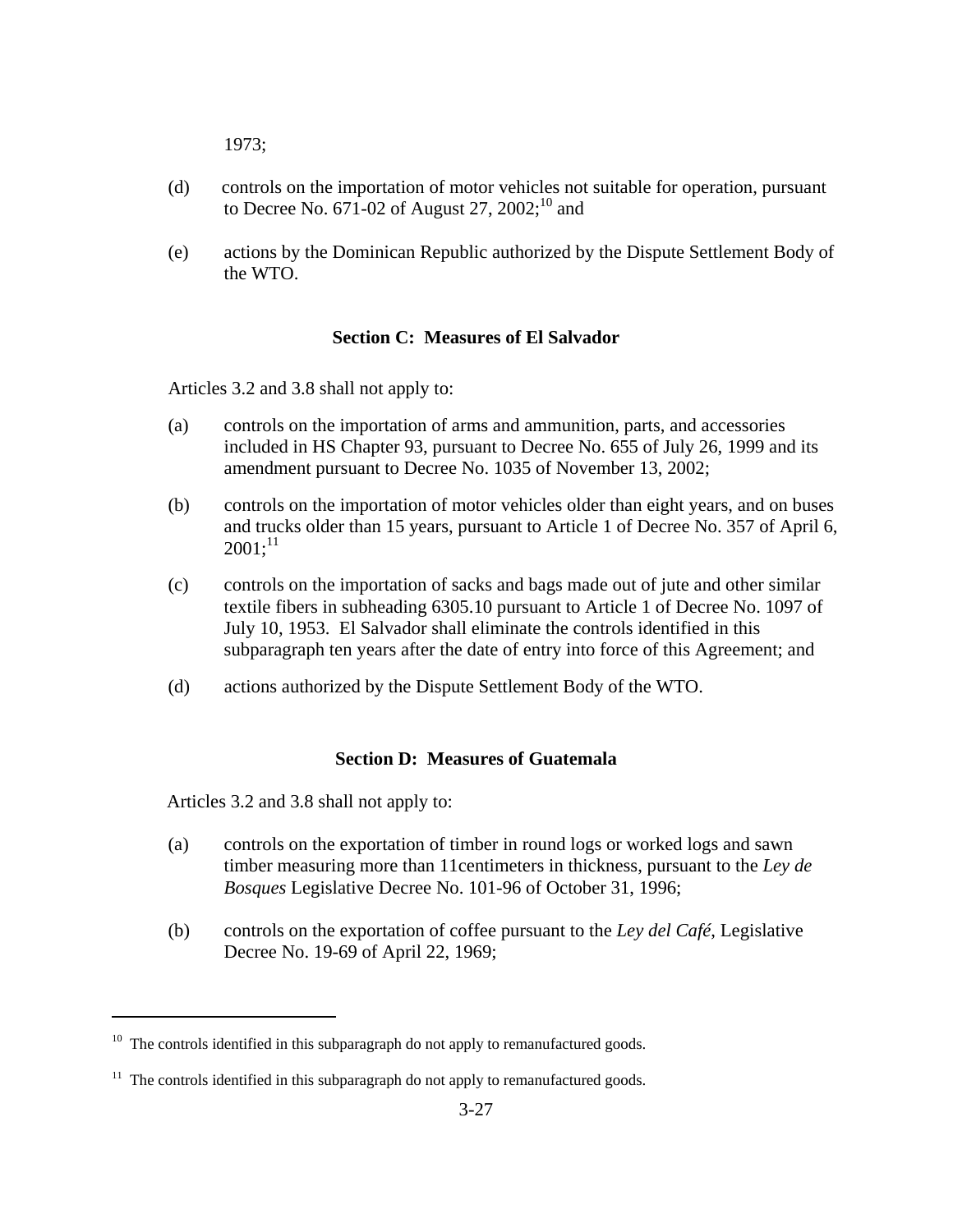1973;

(d) controls on the importation of motor vehicles not suitable for operation, pursuant to Decree No. 671-02 of August 27, 2002;[10] and

(e) actions by the Dominican Republic authorized by the Dispute Settlement Body of the WTO.

**Section C: Measures of El Salvador**

Articles 3.2 and 3.8 shall not apply to:

(a) controls on the importation of arms and ammunition, parts, and accessories included in HS Chapter 93, pursuant to Decree No. 655 of July 26, 1999 and its amendment pursuant to Decree No. 1035 of November 13, 2002;

(b) controls on the importation of motor vehicles older than eight years, and on buses and trucks older than 15 years, pursuant to Article 1 of Decree No. 357 of April 6, 2001;[11]

(c) controls on the importation of sacks and bags made out of jute and other similar textile fibers in subheading 6305.10 pursuant to Article 1 of Decree No. 1097 of July 10, 1953. El Salvador shall eliminate the controls identified in this subparagraph ten years after the date of entry into force of this Agreement; and

(d) actions authorized by the Dispute Settlement Body of the WTO.

**Section D: Measures of Guatemala**

Articles 3.2 and 3.8 shall not apply to:

(a) controls on the exportation of timber in round logs or worked logs and sawn timber measuring more than 11centimeters in thickness, pursuant to the *Ley de Bosques* Legislative Decree No. 101-96 of October 31, 1996;

(b) controls on the exportation of coffee pursuant to the *Ley del Café*, Legislative Decree No. 19-69 of April 22, 1969;

---

[10] The controls identified in this subparagraph do not apply to remanufactured goods.

[11] The controls identified in this subparagraph do not apply to remanufactured goods.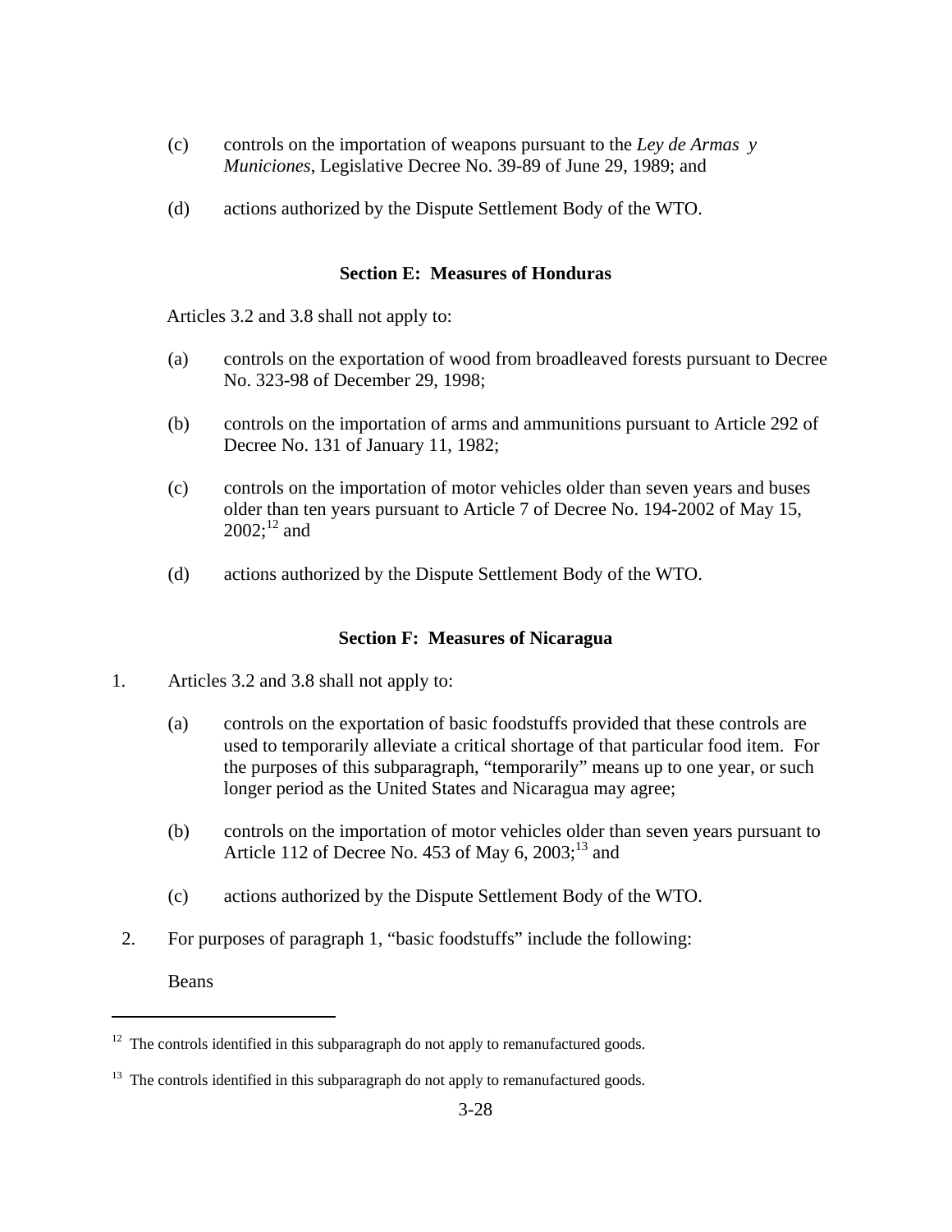(c) controls on the importation of weapons pursuant to the *Ley de Armas y Municiones*, Legislative Decree No. 39-89 of June 29, 1989; and

(d) actions authorized by the Dispute Settlement Body of the WTO.

**Section E: Measures of Honduras**

Articles 3.2 and 3.8 shall not apply to:

(a) controls on the exportation of wood from broadleaved forests pursuant to Decree No. 323-98 of December 29, 1998;

(b) controls on the importation of arms and ammunitions pursuant to Article 292 of Decree No. 131 of January 11, 1982;

(c) controls on the importation of motor vehicles older than seven years and buses older than ten years pursuant to Article 7 of Decree No. 194-2002 of May 15, 2002;[12] and

(d) actions authorized by the Dispute Settlement Body of the WTO.

**Section F: Measures of Nicaragua**

1. Articles 3.2 and 3.8 shall not apply to:

   (a) controls on the exportation of basic foodstuffs provided that these controls are used to temporarily alleviate a critical shortage of that particular food item. For the purposes of this subparagraph, "temporarily" means up to one year, or such longer period as the United States and Nicaragua may agree;

   (b) controls on the importation of motor vehicles older than seven years pursuant to Article 112 of Decree No. 453 of May 6, 2003;[13] and

   (c) actions authorized by the Dispute Settlement Body of the WTO.

2. For purposes of paragraph 1, "basic foodstuffs" include the following:

   Beans

---

[12] The controls identified in this subparagraph do not apply to remanufactured goods.

[13] The controls identified in this subparagraph do not apply to remanufactured goods.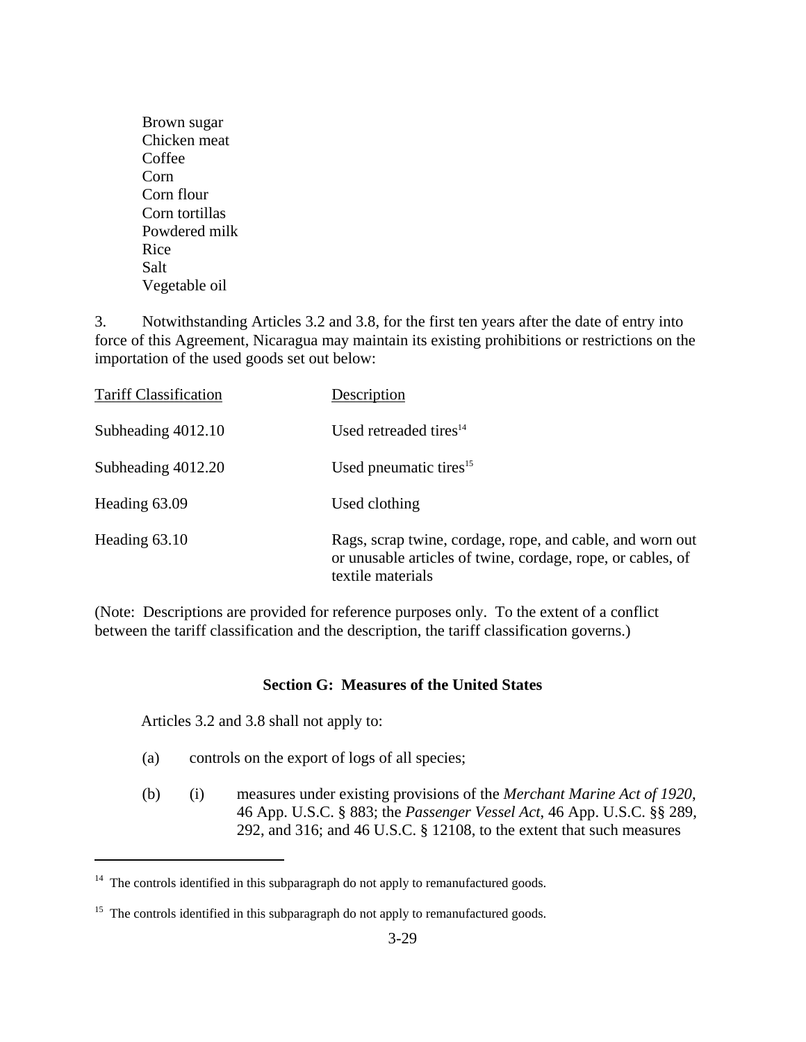Brown sugar
Chicken meat
Coffee
Corn
Corn flour
Corn tortillas
Powdered milk
Rice
Salt
Vegetable oil

3. Notwithstanding Articles 3.2 and 3.8, for the first ten years after the date of entry into force of this Agreement, Nicaragua may maintain its existing prohibitions or restrictions on the importation of the used goods set out below:

| Tariff Classification | Description |
| --- | --- |
| Subheading 4012.10 | Used retreaded tires[14] |
| Subheading 4012.20 | Used pneumatic tires[15] |
| Heading 63.09 | Used clothing |
| Heading 63.10 | Rags, scrap twine, cordage, rope, and cable, and worn out or unusable articles of twine, cordage, rope, or cables, of textile materials |

(Note: Descriptions are provided for reference purposes only. To the extent of a conflict between the tariff classification and the description, the tariff classification governs.)

### Section G: Measures of the United States

Articles 3.2 and 3.8 shall not apply to:

(a) controls on the export of logs of all species;

(b) (i) measures under existing provisions of the *Merchant Marine Act of 1920*, 46 App. U.S.C. § 883; the *Passenger Vessel Act*, 46 App. U.S.C. §§ 289, 292, and 316; and 46 U.S.C. § 12108, to the extent that such measures

[14] The controls identified in this subparagraph do not apply to remanufactured goods.

[15] The controls identified in this subparagraph do not apply to remanufactured goods.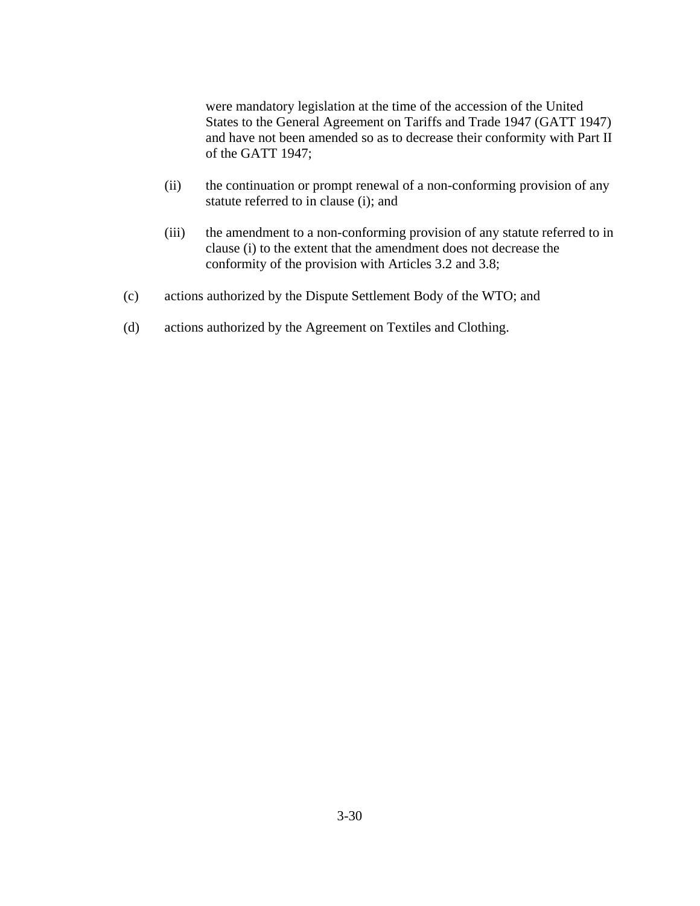were mandatory legislation at the time of the accession of the United States to the General Agreement on Tariffs and Trade 1947 (GATT 1947) and have not been amended so as to decrease their conformity with Part II of the GATT 1947;

(ii) the continuation or prompt renewal of a non-conforming provision of any statute referred to in clause (i); and

(iii) the amendment to a non-conforming provision of any statute referred to in clause (i) to the extent that the amendment does not decrease the conformity of the provision with Articles 3.2 and 3.8;

(c) actions authorized by the Dispute Settlement Body of the WTO; and

(d) actions authorized by the Agreement on Textiles and Clothing.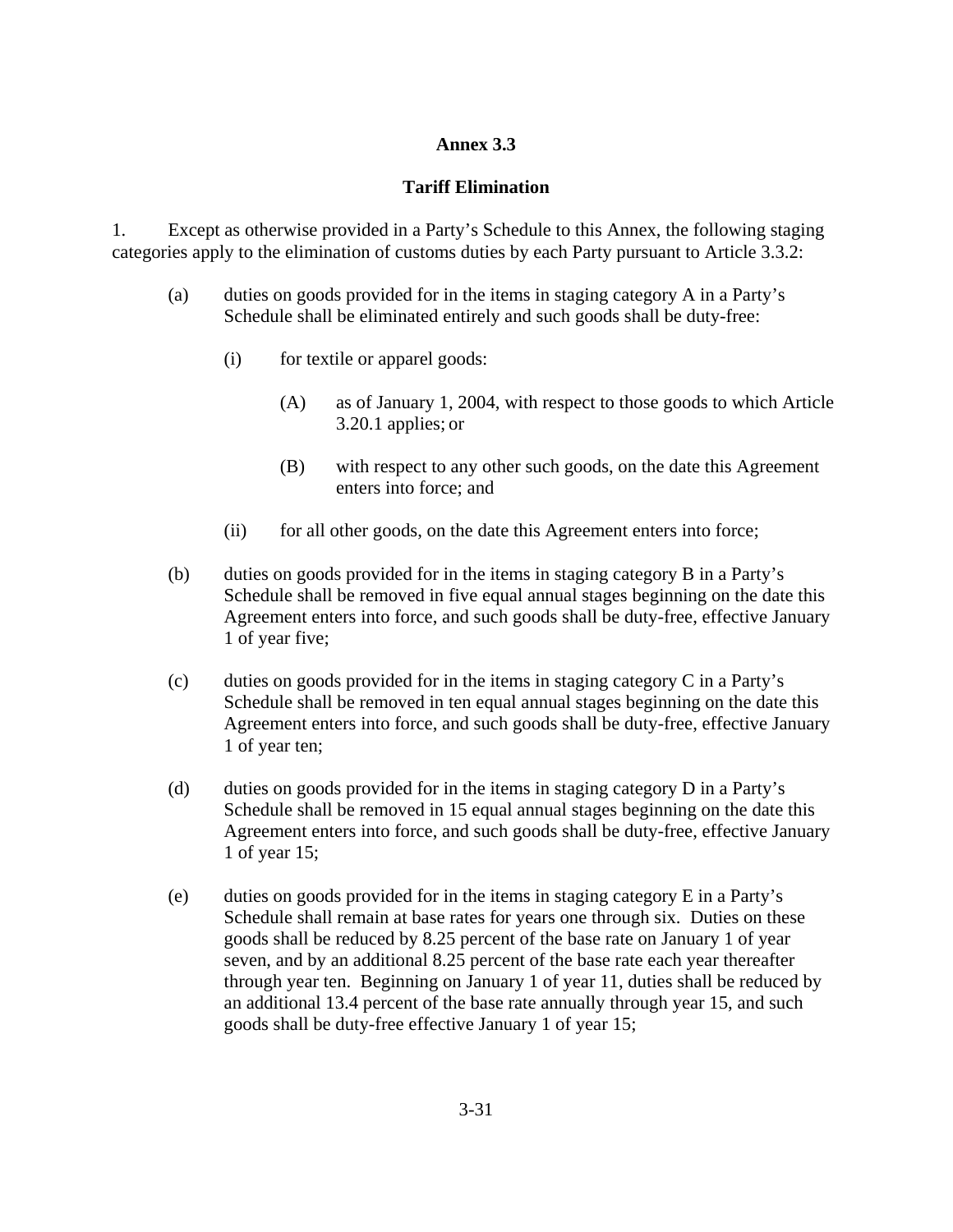## Annex 3.3

## Tariff Elimination

1. Except as otherwise provided in a Party's Schedule to this Annex, the following staging categories apply to the elimination of customs duties by each Party pursuant to Article 3.3.2:

(a) duties on goods provided for in the items in staging category A in a Party's Schedule shall be eliminated entirely and such goods shall be duty-free:

(i) for textile or apparel goods:

(A) as of January 1, 2004, with respect to those goods to which Article 3.20.1 applies; or

(B) with respect to any other such goods, on the date this Agreement enters into force; and

(ii) for all other goods, on the date this Agreement enters into force;

(b) duties on goods provided for in the items in staging category B in a Party's Schedule shall be removed in five equal annual stages beginning on the date this Agreement enters into force, and such goods shall be duty-free, effective January 1 of year five;

(c) duties on goods provided for in the items in staging category C in a Party's Schedule shall be removed in ten equal annual stages beginning on the date this Agreement enters into force, and such goods shall be duty-free, effective January 1 of year ten;

(d) duties on goods provided for in the items in staging category D in a Party's Schedule shall be removed in 15 equal annual stages beginning on the date this Agreement enters into force, and such goods shall be duty-free, effective January 1 of year 15;

(e) duties on goods provided for in the items in staging category E in a Party's Schedule shall remain at base rates for years one through six. Duties on these goods shall be reduced by 8.25 percent of the base rate on January 1 of year seven, and by an additional 8.25 percent of the base rate each year thereafter through year ten. Beginning on January 1 of year 11, duties shall be reduced by an additional 13.4 percent of the base rate annually through year 15, and such goods shall be duty-free effective January 1 of year 15;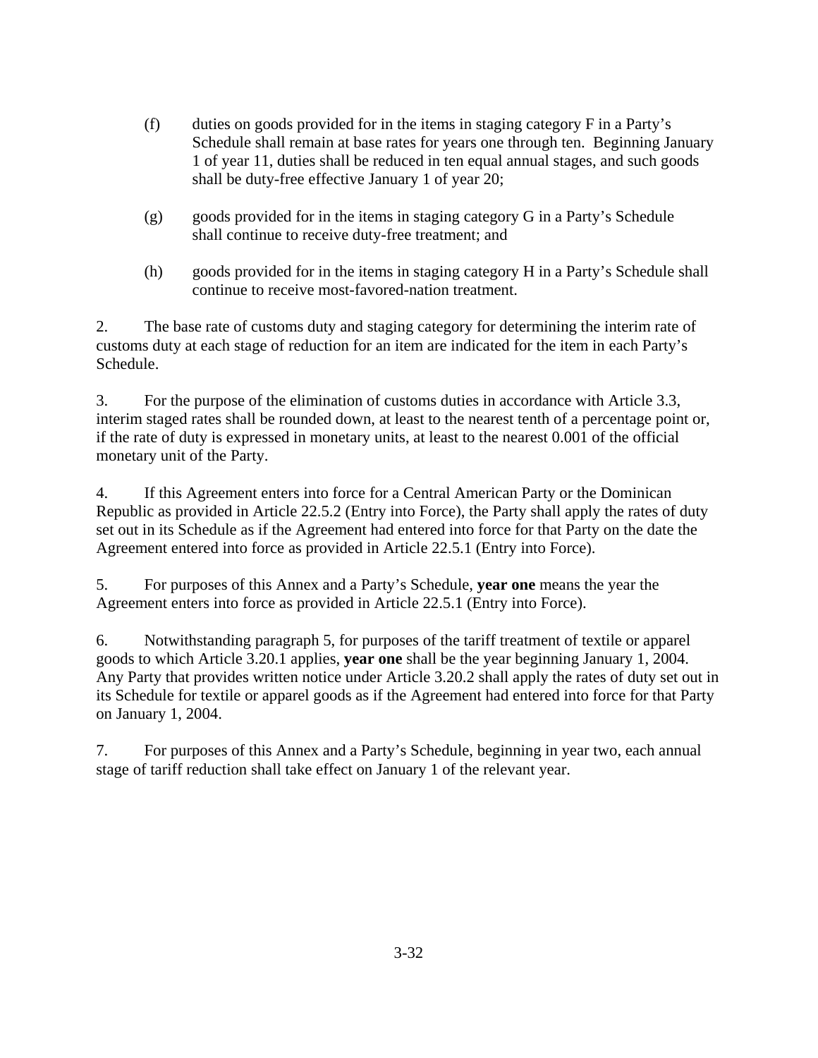(f) duties on goods provided for in the items in staging category F in a Party's Schedule shall remain at base rates for years one through ten. Beginning January 1 of year 11, duties shall be reduced in ten equal annual stages, and such goods shall be duty-free effective January 1 of year 20;

(g) goods provided for in the items in staging category G in a Party's Schedule shall continue to receive duty-free treatment; and

(h) goods provided for in the items in staging category H in a Party's Schedule shall continue to receive most-favored-nation treatment.

2. The base rate of customs duty and staging category for determining the interim rate of customs duty at each stage of reduction for an item are indicated for the item in each Party's Schedule.

3. For the purpose of the elimination of customs duties in accordance with Article 3.3, interim staged rates shall be rounded down, at least to the nearest tenth of a percentage point or, if the rate of duty is expressed in monetary units, at least to the nearest 0.001 of the official monetary unit of the Party.

4. If this Agreement enters into force for a Central American Party or the Dominican Republic as provided in Article 22.5.2 (Entry into Force), the Party shall apply the rates of duty set out in its Schedule as if the Agreement had entered into force for that Party on the date the Agreement entered into force as provided in Article 22.5.1 (Entry into Force).

5. For purposes of this Annex and a Party's Schedule, **year one** means the year the Agreement enters into force as provided in Article 22.5.1 (Entry into Force).

6. Notwithstanding paragraph 5, for purposes of the tariff treatment of textile or apparel goods to which Article 3.20.1 applies, **year one** shall be the year beginning January 1, 2004. Any Party that provides written notice under Article 3.20.2 shall apply the rates of duty set out in its Schedule for textile or apparel goods as if the Agreement had entered into force for that Party on January 1, 2004.

7. For purposes of this Annex and a Party's Schedule, beginning in year two, each annual stage of tariff reduction shall take effect on January 1 of the relevant year.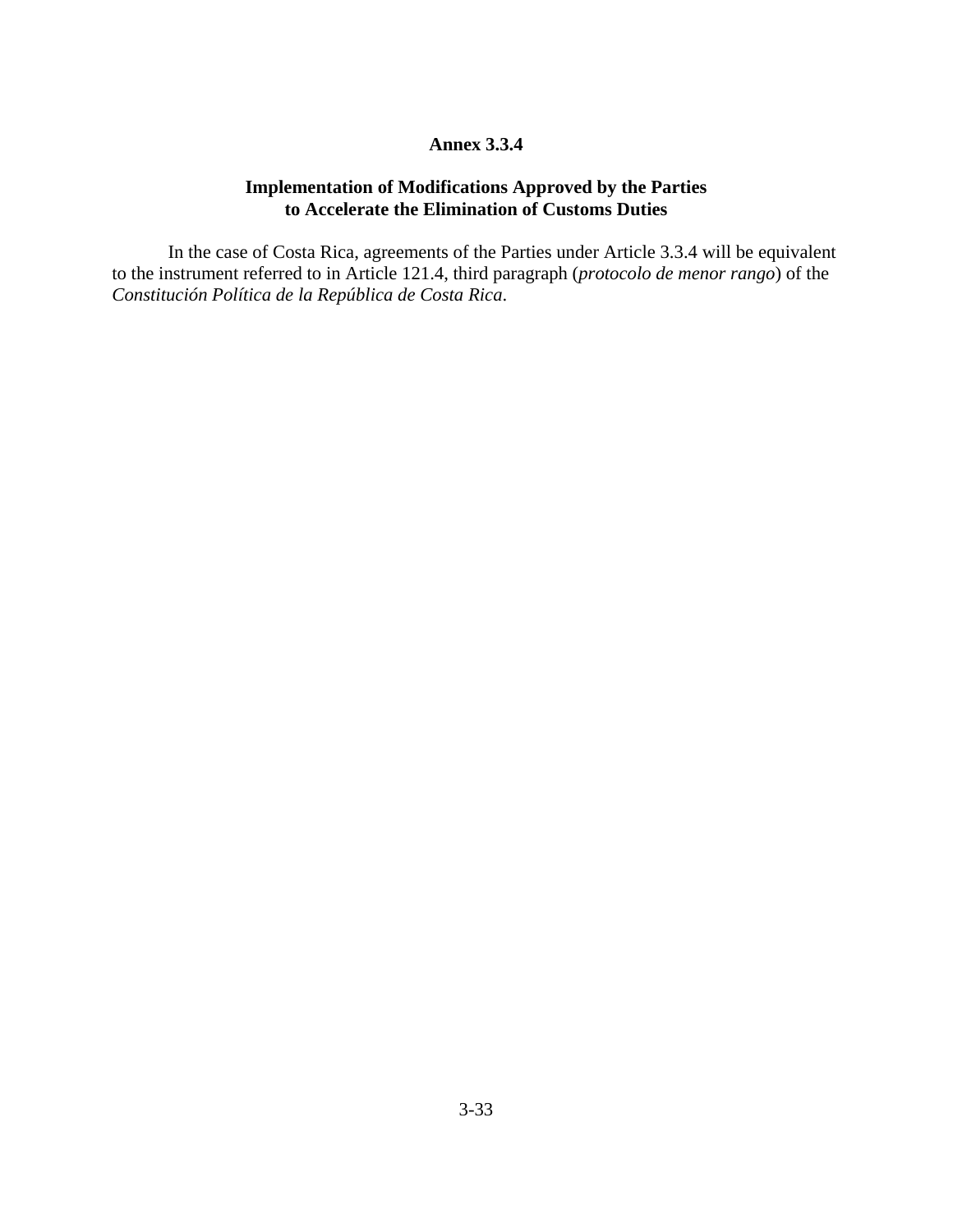## Annex 3.3.4

### Implementation of Modifications Approved by the Parties to Accelerate the Elimination of Customs Duties

In the case of Costa Rica, agreements of the Parties under Article 3.3.4 will be equivalent to the instrument referred to in Article 121.4, third paragraph (*protocolo de menor rango*) of the *Constitución Política de la República de Costa Rica*.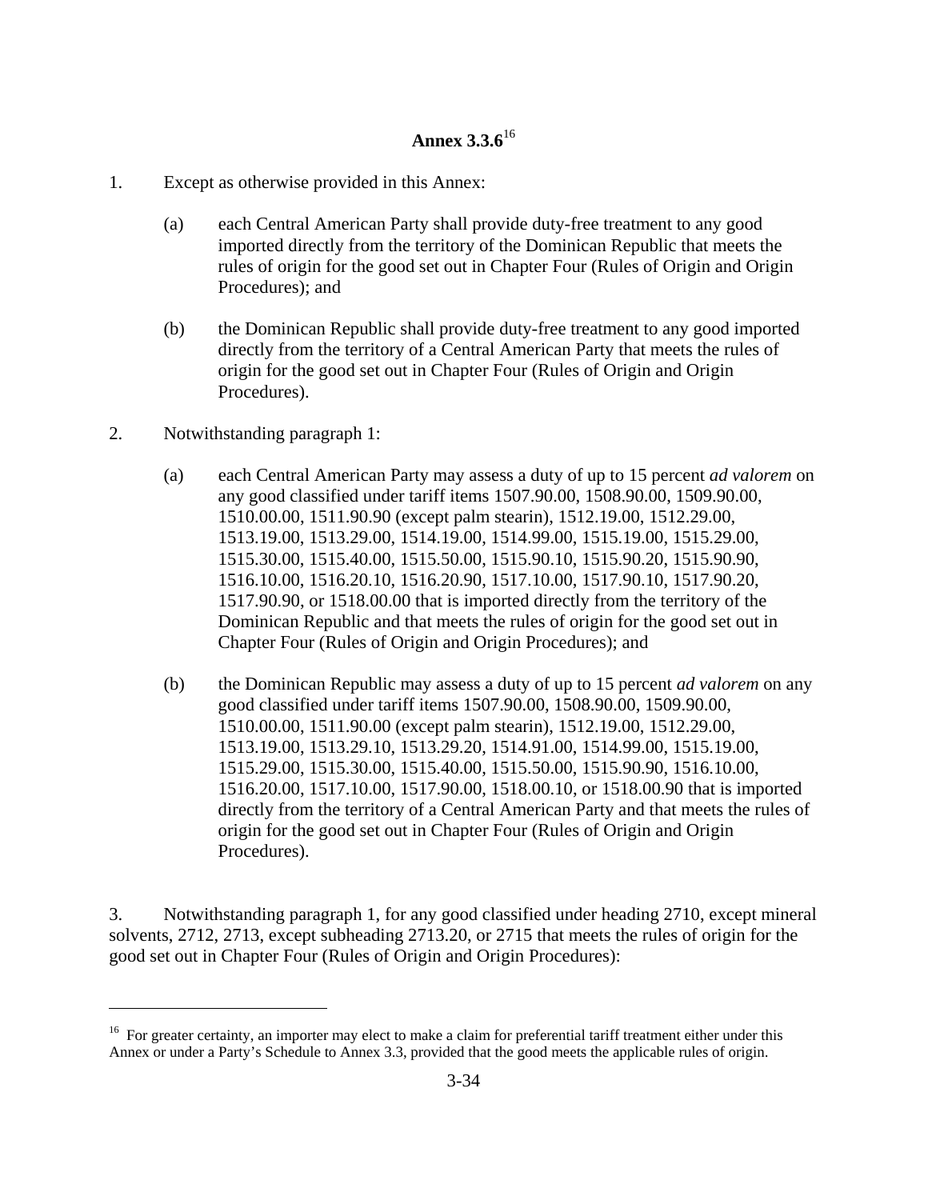# Annex 3.3.6[16]

1. Except as otherwise provided in this Annex:

    (a) each Central American Party shall provide duty-free treatment to any good imported directly from the territory of the Dominican Republic that meets the rules of origin for the good set out in Chapter Four (Rules of Origin and Origin Procedures); and

    (b) the Dominican Republic shall provide duty-free treatment to any good imported directly from the territory of a Central American Party that meets the rules of origin for the good set out in Chapter Four (Rules of Origin and Origin Procedures).

2. Notwithstanding paragraph 1:

    (a) each Central American Party may assess a duty of up to 15 percent *ad valorem* on any good classified under tariff items 1507.90.00, 1508.90.00, 1509.90.00, 1510.00.00, 1511.90.90 (except palm stearin), 1512.19.00, 1512.29.00, 1513.19.00, 1513.29.00, 1514.19.00, 1514.99.00, 1515.19.00, 1515.29.00, 1515.30.00, 1515.40.00, 1515.50.00, 1515.90.10, 1515.90.20, 1515.90.90, 1516.10.00, 1516.20.10, 1516.20.90, 1517.10.00, 1517.90.10, 1517.90.20, 1517.90.90, or 1518.00.00 that is imported directly from the territory of the Dominican Republic and that meets the rules of origin for the good set out in Chapter Four (Rules of Origin and Origin Procedures); and

    (b) the Dominican Republic may assess a duty of up to 15 percent *ad valorem* on any good classified under tariff items 1507.90.00, 1508.90.00, 1509.90.00, 1510.00.00, 1511.90.00 (except palm stearin), 1512.19.00, 1512.29.00, 1513.19.00, 1513.29.10, 1513.29.20, 1514.91.00, 1514.99.00, 1515.19.00, 1515.29.00, 1515.30.00, 1515.40.00, 1515.50.00, 1515.90.90, 1516.10.00, 1516.20.00, 1517.10.00, 1517.90.00, 1518.00.10, or 1518.00.90 that is imported directly from the territory of a Central American Party and that meets the rules of origin for the good set out in Chapter Four (Rules of Origin and Origin Procedures).

3. Notwithstanding paragraph 1, for any good classified under heading 2710, except mineral solvents, 2712, 2713, except subheading 2713.20, or 2715 that meets the rules of origin for the good set out in Chapter Four (Rules of Origin and Origin Procedures):

[16] For greater certainty, an importer may elect to make a claim for preferential tariff treatment either under this Annex or under a Party's Schedule to Annex 3.3, provided that the good meets the applicable rules of origin.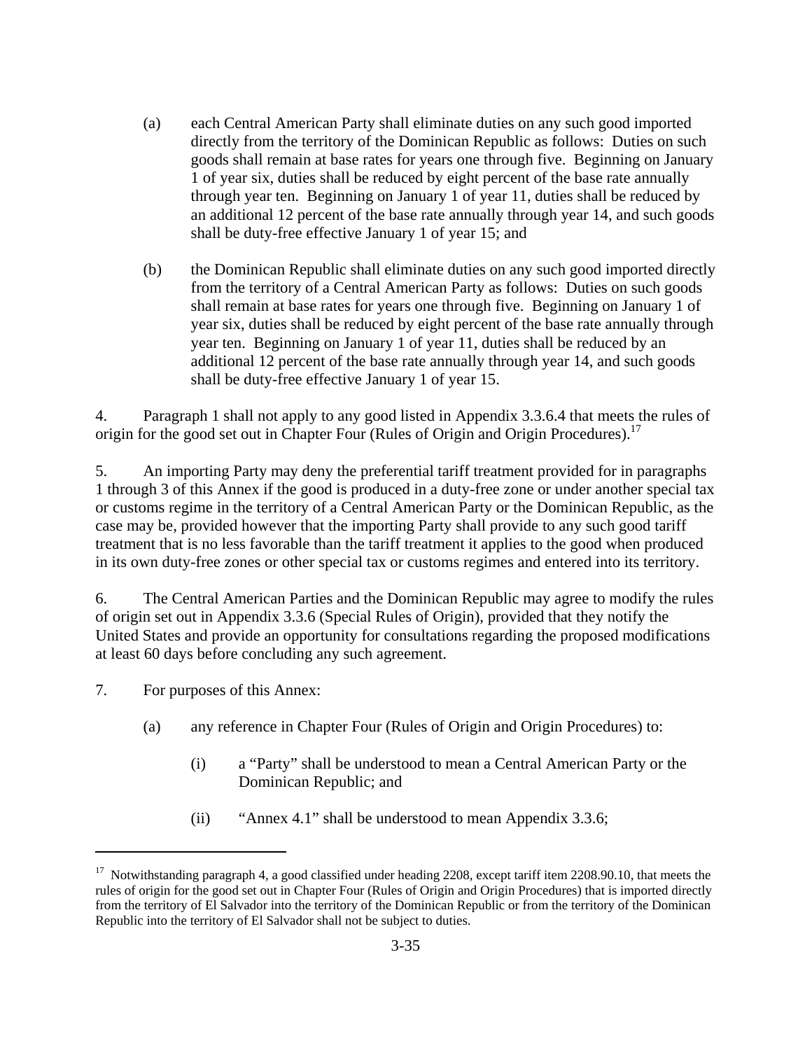(a) each Central American Party shall eliminate duties on any such good imported directly from the territory of the Dominican Republic as follows: Duties on such goods shall remain at base rates for years one through five. Beginning on January 1 of year six, duties shall be reduced by eight percent of the base rate annually through year ten. Beginning on January 1 of year 11, duties shall be reduced by an additional 12 percent of the base rate annually through year 14, and such goods shall be duty-free effective January 1 of year 15; and

(b) the Dominican Republic shall eliminate duties on any such good imported directly from the territory of a Central American Party as follows: Duties on such goods shall remain at base rates for years one through five. Beginning on January 1 of year six, duties shall be reduced by eight percent of the base rate annually through year ten. Beginning on January 1 of year 11, duties shall be reduced by an additional 12 percent of the base rate annually through year 14, and such goods shall be duty-free effective January 1 of year 15.

4. Paragraph 1 shall not apply to any good listed in Appendix 3.3.6.4 that meets the rules of origin for the good set out in Chapter Four (Rules of Origin and Origin Procedures).[17]

5. An importing Party may deny the preferential tariff treatment provided for in paragraphs 1 through 3 of this Annex if the good is produced in a duty-free zone or under another special tax or customs regime in the territory of a Central American Party or the Dominican Republic, as the case may be, provided however that the importing Party shall provide to any such good tariff treatment that is no less favorable than the tariff treatment it applies to the good when produced in its own duty-free zones or other special tax or customs regimes and entered into its territory.

6. The Central American Parties and the Dominican Republic may agree to modify the rules of origin set out in Appendix 3.3.6 (Special Rules of Origin), provided that they notify the United States and provide an opportunity for consultations regarding the proposed modifications at least 60 days before concluding any such agreement.

7. For purposes of this Annex:

(a) any reference in Chapter Four (Rules of Origin and Origin Procedures) to:

(i) a "Party" shall be understood to mean a Central American Party or the Dominican Republic; and

(ii) "Annex 4.1" shall be understood to mean Appendix 3.3.6;

---

[17] Notwithstanding paragraph 4, a good classified under heading 2208, except tariff item 2208.90.10, that meets the rules of origin for the good set out in Chapter Four (Rules of Origin and Origin Procedures) that is imported directly from the territory of El Salvador into the territory of the Dominican Republic or from the territory of the Dominican Republic into the territory of El Salvador shall not be subject to duties.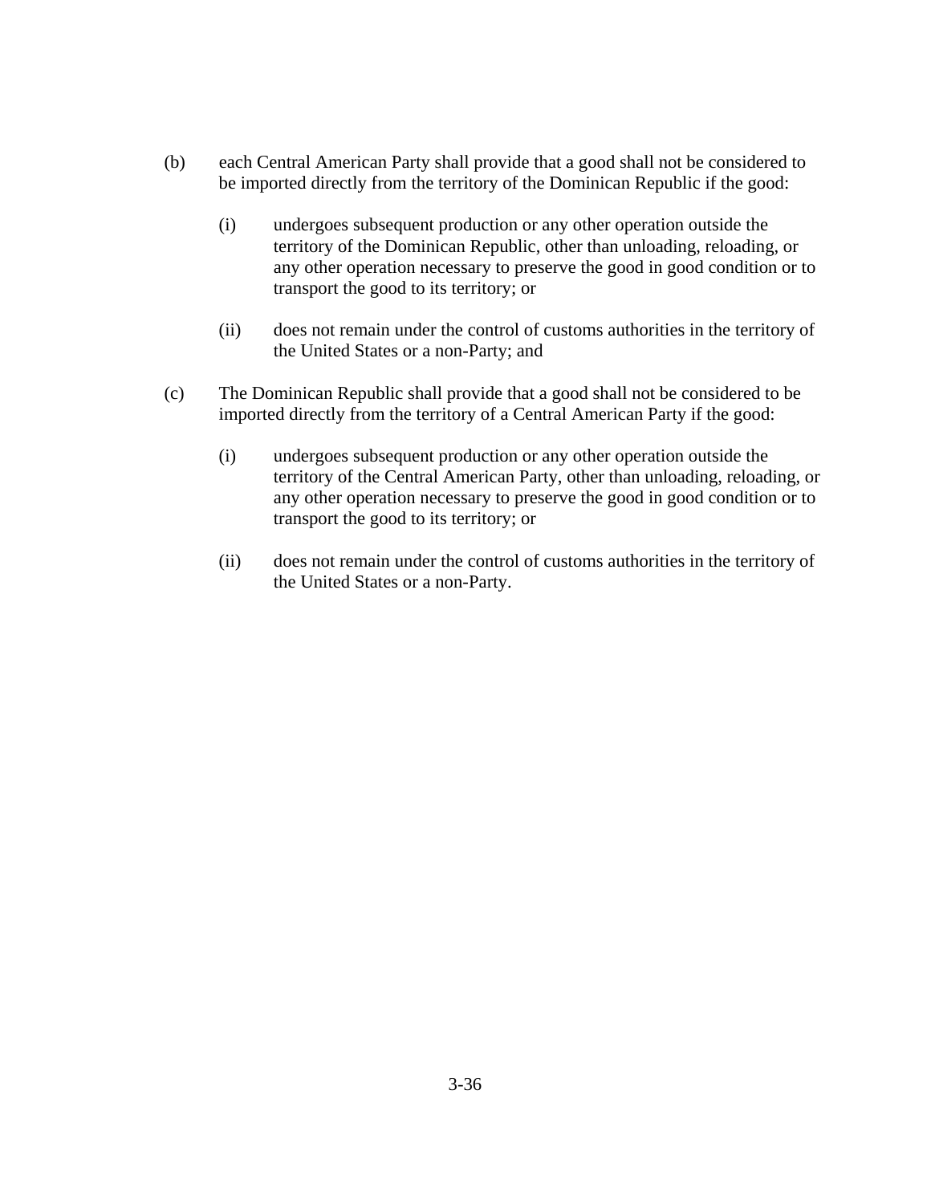(b) each Central American Party shall provide that a good shall not be considered to be imported directly from the territory of the Dominican Republic if the good:

  (i) undergoes subsequent production or any other operation outside the territory of the Dominican Republic, other than unloading, reloading, or any other operation necessary to preserve the good in good condition or to transport the good to its territory; or

  (ii) does not remain under the control of customs authorities in the territory of the United States or a non-Party; and

(c) The Dominican Republic shall provide that a good shall not be considered to be imported directly from the territory of a Central American Party if the good:

  (i) undergoes subsequent production or any other operation outside the territory of the Central American Party, other than unloading, reloading, or any other operation necessary to preserve the good in good condition or to transport the good to its territory; or

  (ii) does not remain under the control of customs authorities in the territory of the United States or a non-Party.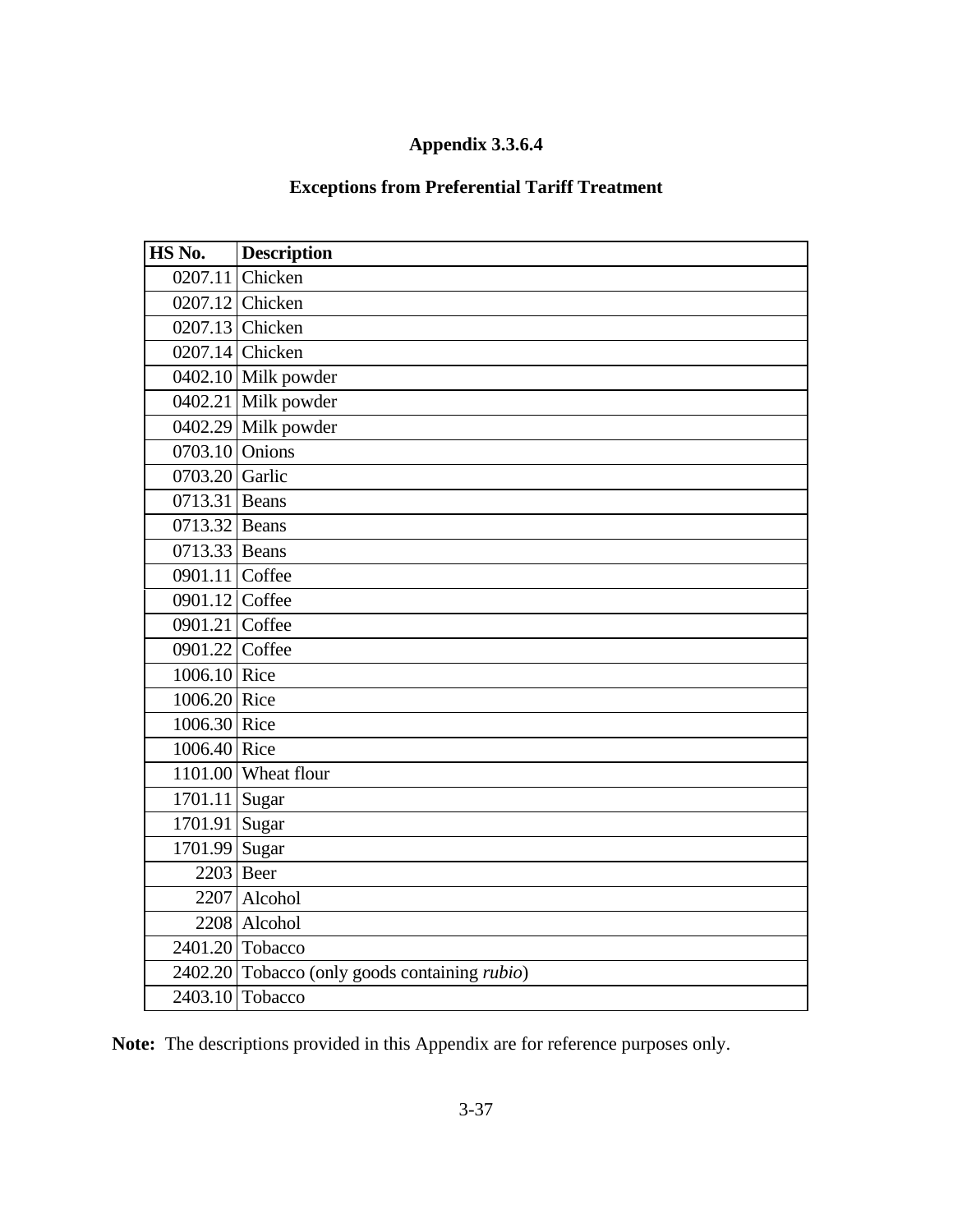## Appendix 3.3.6.4

## Exceptions from Preferential Tariff Treatment

| HS No. | Description |
|---|---|
| 0207.11 | Chicken |
| 0207.12 | Chicken |
| 0207.13 | Chicken |
| 0207.14 | Chicken |
| 0402.10 | Milk powder |
| 0402.21 | Milk powder |
| 0402.29 | Milk powder |
| 0703.10 | Onions |
| 0703.20 | Garlic |
| 0713.31 | Beans |
| 0713.32 | Beans |
| 0713.33 | Beans |
| 0901.11 | Coffee |
| 0901.12 | Coffee |
| 0901.21 | Coffee |
| 0901.22 | Coffee |
| 1006.10 | Rice |
| 1006.20 | Rice |
| 1006.30 | Rice |
| 1006.40 | Rice |
| 1101.00 | Wheat flour |
| 1701.11 | Sugar |
| 1701.91 | Sugar |
| 1701.99 | Sugar |
| 2203 | Beer |
| 2207 | Alcohol |
| 2208 | Alcohol |
| 2401.20 | Tobacco |
| 2402.20 | Tobacco (only goods containing *rubio*) |
| 2403.10 | Tobacco |

**Note:** The descriptions provided in this Appendix are for reference purposes only.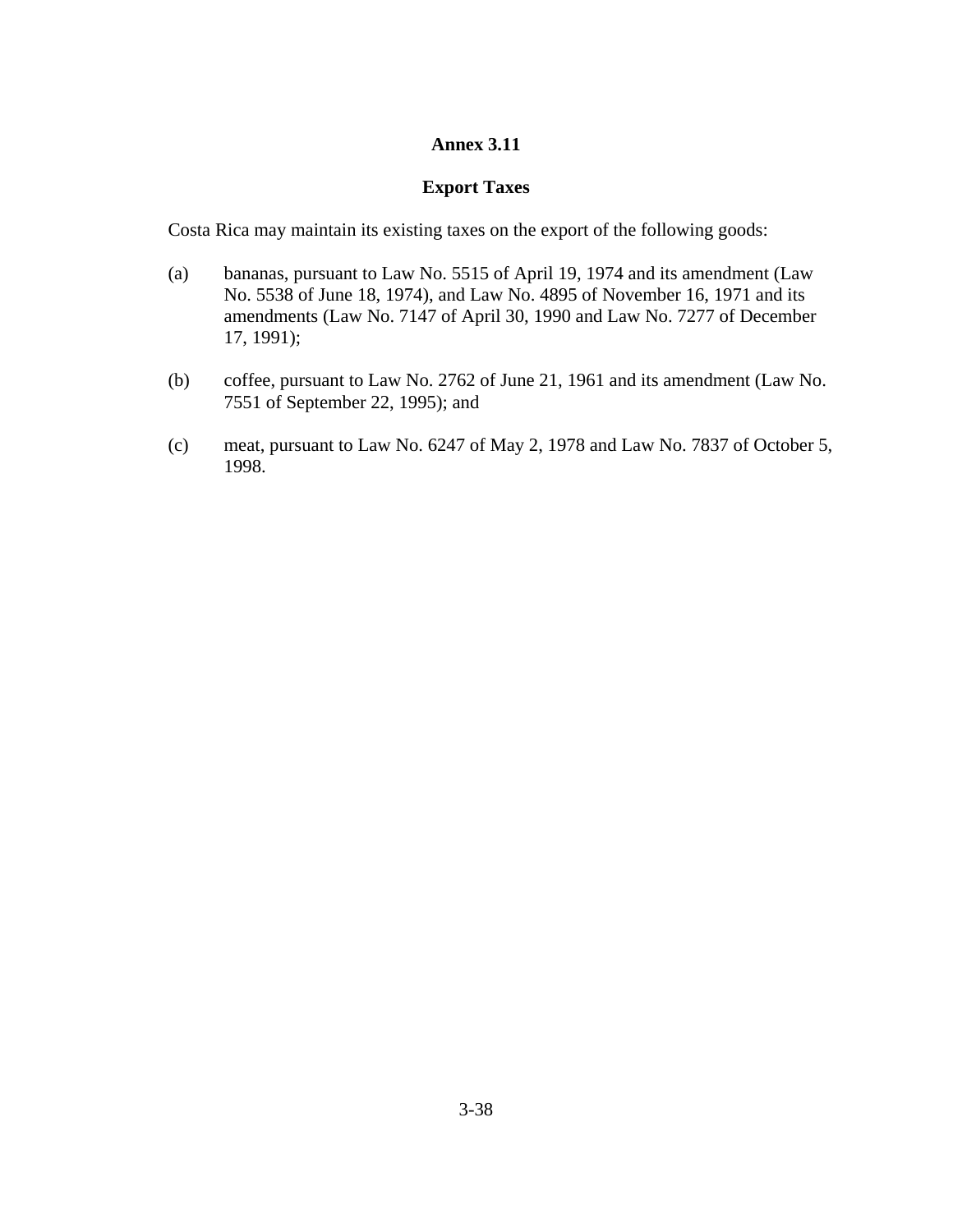## Annex 3.11

### Export Taxes

Costa Rica may maintain its existing taxes on the export of the following goods:

(a) bananas, pursuant to Law No. 5515 of April 19, 1974 and its amendment (Law No. 5538 of June 18, 1974), and Law No. 4895 of November 16, 1971 and its amendments (Law No. 7147 of April 30, 1990 and Law No. 7277 of December 17, 1991);

(b) coffee, pursuant to Law No. 2762 of June 21, 1961 and its amendment (Law No. 7551 of September 22, 1995); and

(c) meat, pursuant to Law No. 6247 of May 2, 1978 and Law No. 7837 of October 5, 1998.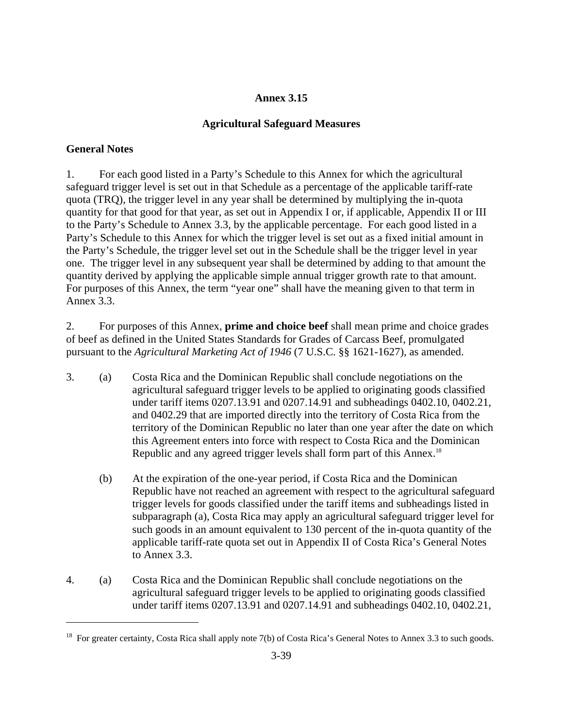# Annex 3.15

## Agricultural Safeguard Measures

### General Notes

1. For each good listed in a Party's Schedule to this Annex for which the agricultural safeguard trigger level is set out in that Schedule as a percentage of the applicable tariff-rate quota (TRQ), the trigger level in any year shall be determined by multiplying the in-quota quantity for that good for that year, as set out in Appendix I or, if applicable, Appendix II or III to the Party's Schedule to Annex 3.3, by the applicable percentage. For each good listed in a Party's Schedule to this Annex for which the trigger level is set out as a fixed initial amount in the Party's Schedule, the trigger level set out in the Schedule shall be the trigger level in year one. The trigger level in any subsequent year shall be determined by adding to that amount the quantity derived by applying the applicable simple annual trigger growth rate to that amount. For purposes of this Annex, the term "year one" shall have the meaning given to that term in Annex 3.3.

2. For purposes of this Annex, **prime and choice beef** shall mean prime and choice grades of beef as defined in the United States Standards for Grades of Carcass Beef, promulgated pursuant to the *Agricultural Marketing Act of 1946* (7 U.S.C. §§ 1621-1627), as amended.

3. (a) Costa Rica and the Dominican Republic shall conclude negotiations on the agricultural safeguard trigger levels to be applied to originating goods classified under tariff items 0207.13.91 and 0207.14.91 and subheadings 0402.10, 0402.21, and 0402.29 that are imported directly into the territory of Costa Rica from the territory of the Dominican Republic no later than one year after the date on which this Agreement enters into force with respect to Costa Rica and the Dominican Republic and any agreed trigger levels shall form part of this Annex.[18]

   (b) At the expiration of the one-year period, if Costa Rica and the Dominican Republic have not reached an agreement with respect to the agricultural safeguard trigger levels for goods classified under the tariff items and subheadings listed in subparagraph (a), Costa Rica may apply an agricultural safeguard trigger level for such goods in an amount equivalent to 130 percent of the in-quota quantity of the applicable tariff-rate quota set out in Appendix II of Costa Rica's General Notes to Annex 3.3.

4. (a) Costa Rica and the Dominican Republic shall conclude negotiations on the agricultural safeguard trigger levels to be applied to originating goods classified under tariff items 0207.13.91 and 0207.14.91 and subheadings 0402.10, 0402.21,

---

[18] For greater certainty, Costa Rica shall apply note 7(b) of Costa Rica's General Notes to Annex 3.3 to such goods.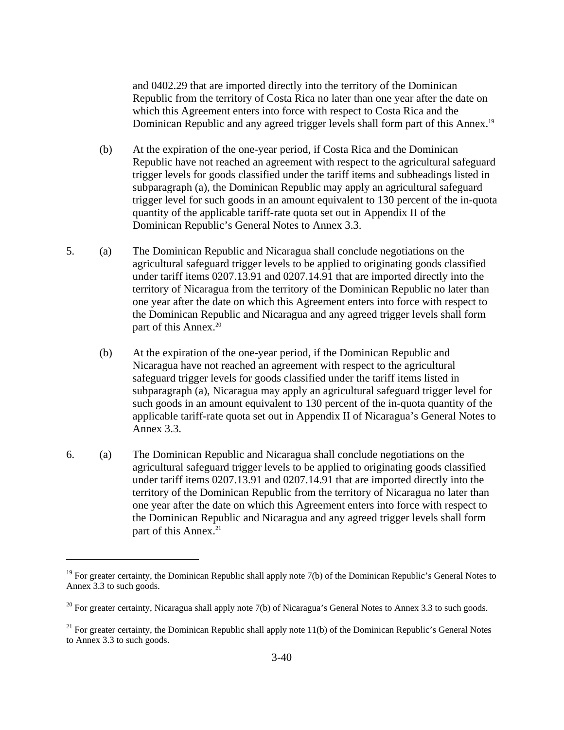and 0402.29 that are imported directly into the territory of the Dominican Republic from the territory of Costa Rica no later than one year after the date on which this Agreement enters into force with respect to Costa Rica and the Dominican Republic and any agreed trigger levels shall form part of this Annex.[19]

(b) At the expiration of the one-year period, if Costa Rica and the Dominican Republic have not reached an agreement with respect to the agricultural safeguard trigger levels for goods classified under the tariff items and subheadings listed in subparagraph (a), the Dominican Republic may apply an agricultural safeguard trigger level for such goods in an amount equivalent to 130 percent of the in-quota quantity of the applicable tariff-rate quota set out in Appendix II of the Dominican Republic's General Notes to Annex 3.3.

5. (a) The Dominican Republic and Nicaragua shall conclude negotiations on the agricultural safeguard trigger levels to be applied to originating goods classified under tariff items 0207.13.91 and 0207.14.91 that are imported directly into the territory of Nicaragua from the territory of the Dominican Republic no later than one year after the date on which this Agreement enters into force with respect to the Dominican Republic and Nicaragua and any agreed trigger levels shall form part of this Annex.[20]

(b) At the expiration of the one-year period, if the Dominican Republic and Nicaragua have not reached an agreement with respect to the agricultural safeguard trigger levels for goods classified under the tariff items listed in subparagraph (a), Nicaragua may apply an agricultural safeguard trigger level for such goods in an amount equivalent to 130 percent of the in-quota quantity of the applicable tariff-rate quota set out in Appendix II of Nicaragua's General Notes to Annex 3.3.

6. (a) The Dominican Republic and Nicaragua shall conclude negotiations on the agricultural safeguard trigger levels to be applied to originating goods classified under tariff items 0207.13.91 and 0207.14.91 that are imported directly into the territory of the Dominican Republic from the territory of Nicaragua no later than one year after the date on which this Agreement enters into force with respect to the Dominican Republic and Nicaragua and any agreed trigger levels shall form part of this Annex.[21]

---

[19] For greater certainty, the Dominican Republic shall apply note 7(b) of the Dominican Republic's General Notes to Annex 3.3 to such goods.

[20] For greater certainty, Nicaragua shall apply note 7(b) of Nicaragua's General Notes to Annex 3.3 to such goods.

[21] For greater certainty, the Dominican Republic shall apply note 11(b) of the Dominican Republic's General Notes to Annex 3.3 to such goods.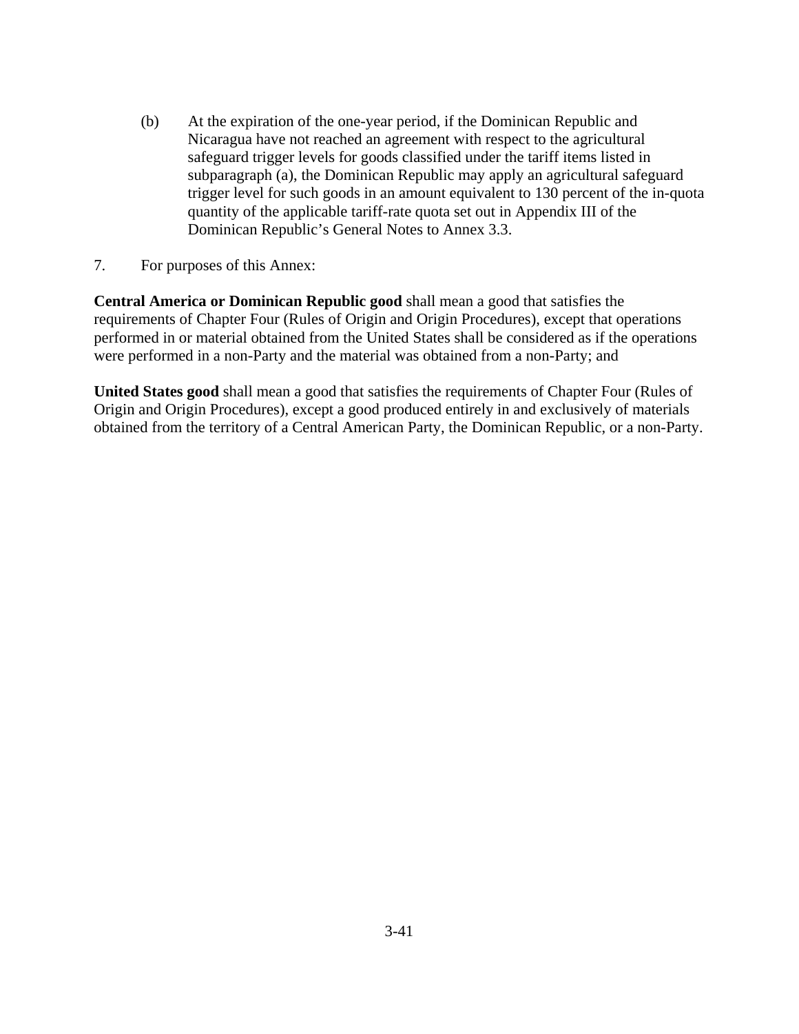(b) At the expiration of the one-year period, if the Dominican Republic and Nicaragua have not reached an agreement with respect to the agricultural safeguard trigger levels for goods classified under the tariff items listed in subparagraph (a), the Dominican Republic may apply an agricultural safeguard trigger level for such goods in an amount equivalent to 130 percent of the in-quota quantity of the applicable tariff-rate quota set out in Appendix III of the Dominican Republic's General Notes to Annex 3.3.

7. For purposes of this Annex:

**Central America or Dominican Republic good** shall mean a good that satisfies the requirements of Chapter Four (Rules of Origin and Origin Procedures), except that operations performed in or material obtained from the United States shall be considered as if the operations were performed in a non-Party and the material was obtained from a non-Party; and

**United States good** shall mean a good that satisfies the requirements of Chapter Four (Rules of Origin and Origin Procedures), except a good produced entirely in and exclusively of materials obtained from the territory of a Central American Party, the Dominican Republic, or a non-Party.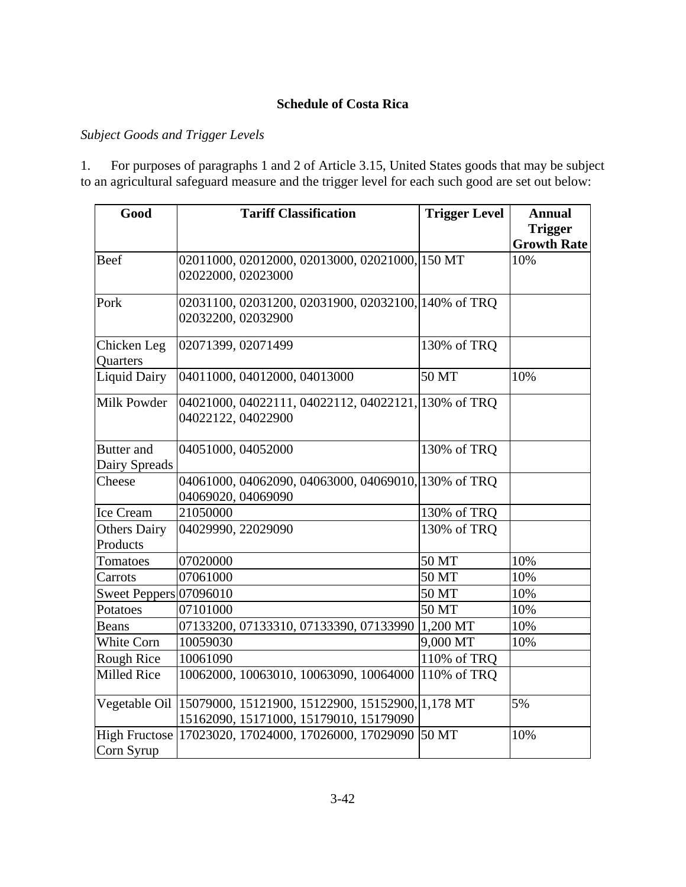## Schedule of Costa Rica

*Subject Goods and Trigger Levels*

1. For purposes of paragraphs 1 and 2 of Article 3.15, United States goods that may be subject to an agricultural safeguard measure and the trigger level for each such good are set out below:

| Good | Tariff Classification | Trigger Level | Annual Trigger Growth Rate |
|---|---|---|---|
| Beef | 02011000, 02012000, 02013000, 02021000, 02022000, 02023000 | 150 MT | 10% |
| Pork | 02031100, 02031200, 02031900, 02032100, 02032200, 02032900 | 140% of TRQ | |
| Chicken Leg Quarters | 02071399, 02071499 | 130% of TRQ | |
| Liquid Dairy | 04011000, 04012000, 04013000 | 50 MT | 10% |
| Milk Powder | 04021000, 04022111, 04022112, 04022121, 04022122, 04022900 | 130% of TRQ | |
| Butter and Dairy Spreads | 04051000, 04052000 | 130% of TRQ | |
| Cheese | 04061000, 04062090, 04063000, 04069010, 04069020, 04069090 | 130% of TRQ | |
| Ice Cream | 21050000 | 130% of TRQ | |
| Others Dairy Products | 04029990, 22029090 | 130% of TRQ | |
| Tomatoes | 07020000 | 50 MT | 10% |
| Carrots | 07061000 | 50 MT | 10% |
| Sweet Peppers | 07096010 | 50 MT | 10% |
| Potatoes | 07101000 | 50 MT | 10% |
| Beans | 07133200, 07133310, 07133390, 07133990 | 1,200 MT | 10% |
| White Corn | 10059030 | 9,000 MT | 10% |
| Rough Rice | 10061090 | 110% of TRQ | |
| Milled Rice | 10062000, 10063010, 10063090, 10064000 | 110% of TRQ | |
| Vegetable Oil | 15079000, 15121900, 15122900, 15152900, 15162090, 15171000, 15179010, 15179090 | 1,178 MT | 5% |
| High Fructose Corn Syrup | 17023020, 17024000, 17026000, 17029090 | 50 MT | 10% |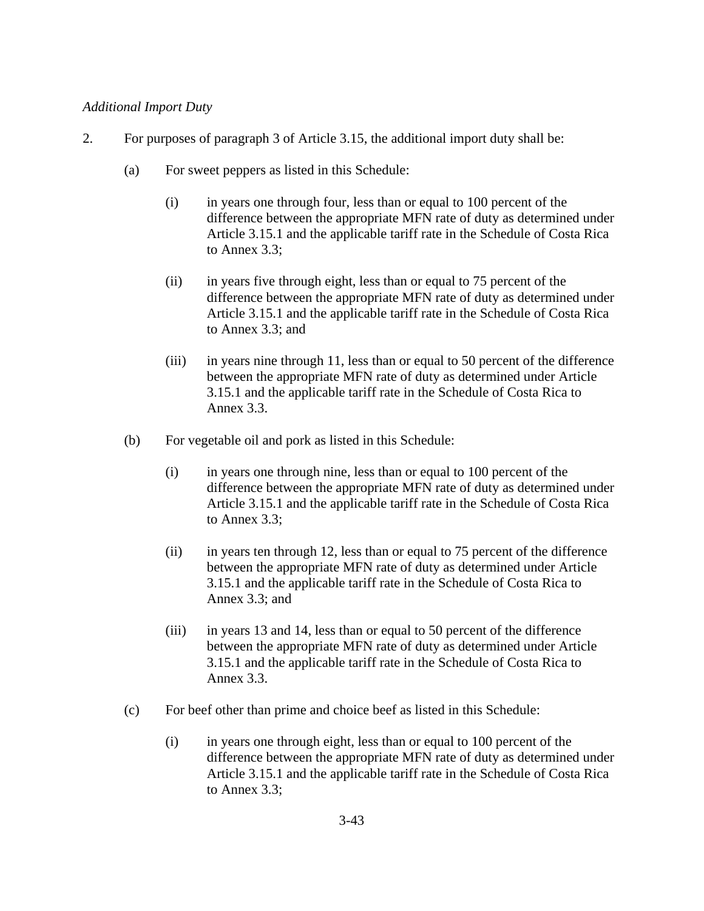*Additional Import Duty*

2. For purposes of paragraph 3 of Article 3.15, the additional import duty shall be:

   (a) For sweet peppers as listed in this Schedule:

      (i) in years one through four, less than or equal to 100 percent of the difference between the appropriate MFN rate of duty as determined under Article 3.15.1 and the applicable tariff rate in the Schedule of Costa Rica to Annex 3.3;

      (ii) in years five through eight, less than or equal to 75 percent of the difference between the appropriate MFN rate of duty as determined under Article 3.15.1 and the applicable tariff rate in the Schedule of Costa Rica to Annex 3.3; and

      (iii) in years nine through 11, less than or equal to 50 percent of the difference between the appropriate MFN rate of duty as determined under Article 3.15.1 and the applicable tariff rate in the Schedule of Costa Rica to Annex 3.3.

   (b) For vegetable oil and pork as listed in this Schedule:

      (i) in years one through nine, less than or equal to 100 percent of the difference between the appropriate MFN rate of duty as determined under Article 3.15.1 and the applicable tariff rate in the Schedule of Costa Rica to Annex 3.3;

      (ii) in years ten through 12, less than or equal to 75 percent of the difference between the appropriate MFN rate of duty as determined under Article 3.15.1 and the applicable tariff rate in the Schedule of Costa Rica to Annex 3.3; and

      (iii) in years 13 and 14, less than or equal to 50 percent of the difference between the appropriate MFN rate of duty as determined under Article 3.15.1 and the applicable tariff rate in the Schedule of Costa Rica to Annex 3.3.

   (c) For beef other than prime and choice beef as listed in this Schedule:

      (i) in years one through eight, less than or equal to 100 percent of the difference between the appropriate MFN rate of duty as determined under Article 3.15.1 and the applicable tariff rate in the Schedule of Costa Rica to Annex 3.3;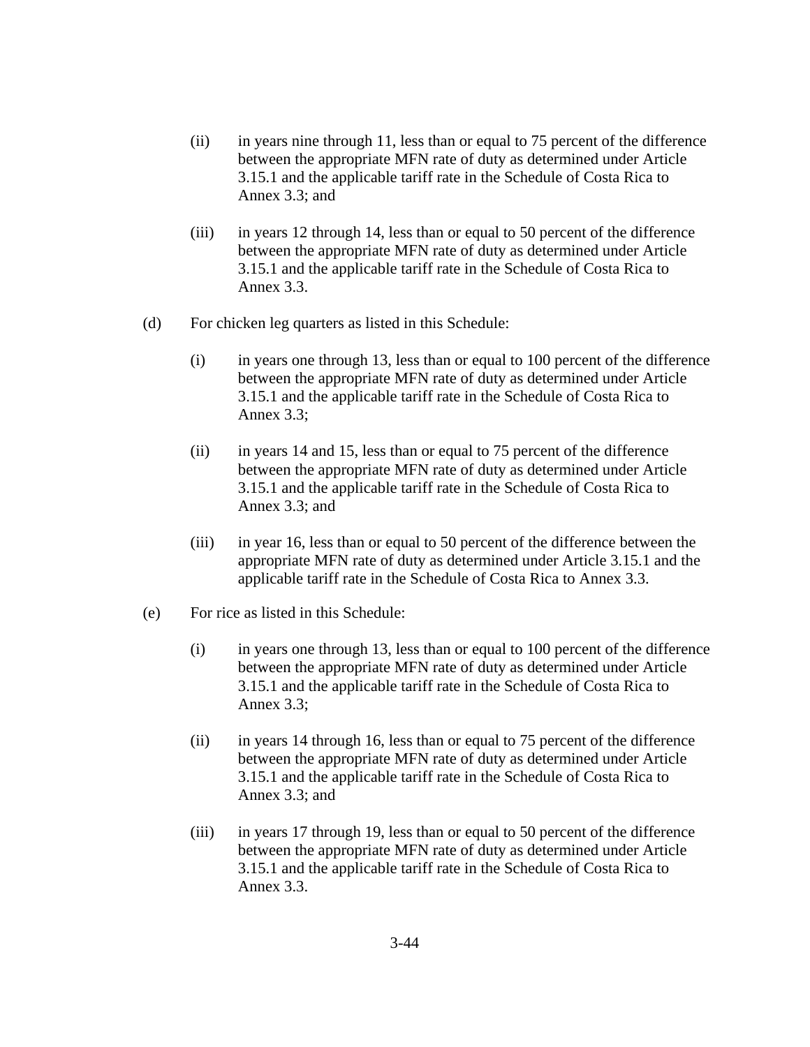(ii) in years nine through 11, less than or equal to 75 percent of the difference between the appropriate MFN rate of duty as determined under Article 3.15.1 and the applicable tariff rate in the Schedule of Costa Rica to Annex 3.3; and

(iii) in years 12 through 14, less than or equal to 50 percent of the difference between the appropriate MFN rate of duty as determined under Article 3.15.1 and the applicable tariff rate in the Schedule of Costa Rica to Annex 3.3.

(d) For chicken leg quarters as listed in this Schedule:

(i) in years one through 13, less than or equal to 100 percent of the difference between the appropriate MFN rate of duty as determined under Article 3.15.1 and the applicable tariff rate in the Schedule of Costa Rica to Annex 3.3;

(ii) in years 14 and 15, less than or equal to 75 percent of the difference between the appropriate MFN rate of duty as determined under Article 3.15.1 and the applicable tariff rate in the Schedule of Costa Rica to Annex 3.3; and

(iii) in year 16, less than or equal to 50 percent of the difference between the appropriate MFN rate of duty as determined under Article 3.15.1 and the applicable tariff rate in the Schedule of Costa Rica to Annex 3.3.

(e) For rice as listed in this Schedule:

(i) in years one through 13, less than or equal to 100 percent of the difference between the appropriate MFN rate of duty as determined under Article 3.15.1 and the applicable tariff rate in the Schedule of Costa Rica to Annex 3.3;

(ii) in years 14 through 16, less than or equal to 75 percent of the difference between the appropriate MFN rate of duty as determined under Article 3.15.1 and the applicable tariff rate in the Schedule of Costa Rica to Annex 3.3; and

(iii) in years 17 through 19, less than or equal to 50 percent of the difference between the appropriate MFN rate of duty as determined under Article 3.15.1 and the applicable tariff rate in the Schedule of Costa Rica to Annex 3.3.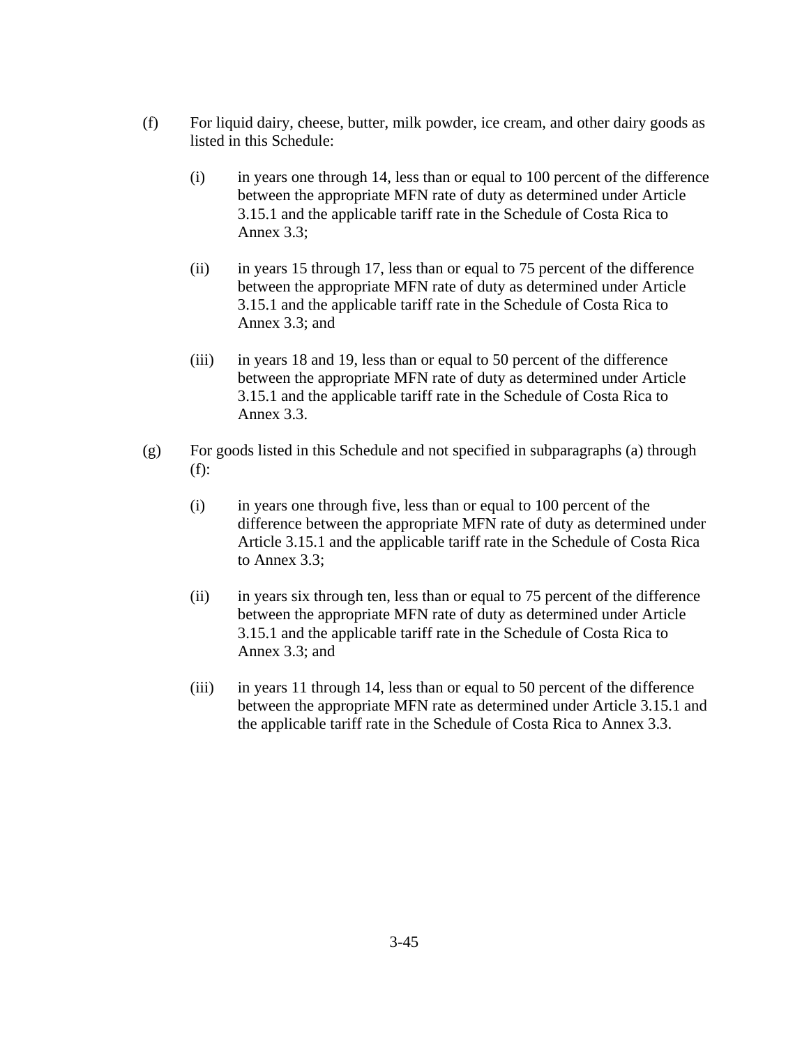(f) For liquid dairy, cheese, butter, milk powder, ice cream, and other dairy goods as listed in this Schedule:

  (i) in years one through 14, less than or equal to 100 percent of the difference between the appropriate MFN rate of duty as determined under Article 3.15.1 and the applicable tariff rate in the Schedule of Costa Rica to Annex 3.3;

  (ii) in years 15 through 17, less than or equal to 75 percent of the difference between the appropriate MFN rate of duty as determined under Article 3.15.1 and the applicable tariff rate in the Schedule of Costa Rica to Annex 3.3; and

  (iii) in years 18 and 19, less than or equal to 50 percent of the difference between the appropriate MFN rate of duty as determined under Article 3.15.1 and the applicable tariff rate in the Schedule of Costa Rica to Annex 3.3.

(g) For goods listed in this Schedule and not specified in subparagraphs (a) through (f):

  (i) in years one through five, less than or equal to 100 percent of the difference between the appropriate MFN rate of duty as determined under Article 3.15.1 and the applicable tariff rate in the Schedule of Costa Rica to Annex 3.3;

  (ii) in years six through ten, less than or equal to 75 percent of the difference between the appropriate MFN rate of duty as determined under Article 3.15.1 and the applicable tariff rate in the Schedule of Costa Rica to Annex 3.3; and

  (iii) in years 11 through 14, less than or equal to 50 percent of the difference between the appropriate MFN rate as determined under Article 3.15.1 and the applicable tariff rate in the Schedule of Costa Rica to Annex 3.3.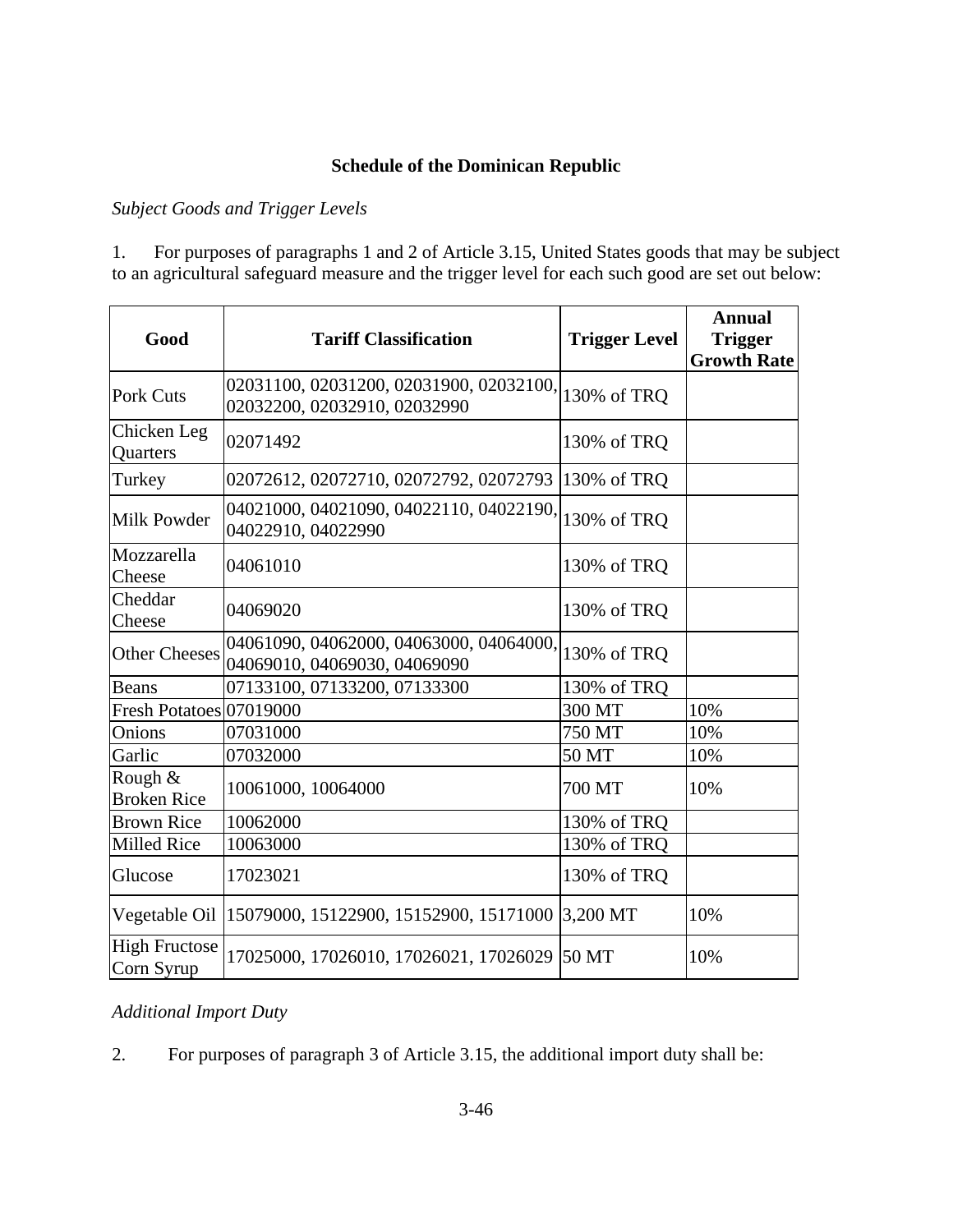## Schedule of the Dominican Republic

*Subject Goods and Trigger Levels*

1. For purposes of paragraphs 1 and 2 of Article 3.15, United States goods that may be subject to an agricultural safeguard measure and the trigger level for each such good are set out below:

| Good | Tariff Classification | Trigger Level | Annual Trigger Growth Rate |
|---|---|---|---|
| Pork Cuts | 02031100, 02031200, 02031900, 02032100, 02032200, 02032910, 02032990 | 130% of TRQ | |
| Chicken Leg Quarters | 02071492 | 130% of TRQ | |
| Turkey | 02072612, 02072710, 02072792, 02072793 | 130% of TRQ | |
| Milk Powder | 04021000, 04021090, 04022110, 04022190, 04022910, 04022990 | 130% of TRQ | |
| Mozzarella Cheese | 04061010 | 130% of TRQ | |
| Cheddar Cheese | 04069020 | 130% of TRQ | |
| Other Cheeses | 04061090, 04062000, 04063000, 04064000, 04069010, 04069030, 04069090 | 130% of TRQ | |
| Beans | 07133100, 07133200, 07133300 | 130% of TRQ | |
| Fresh Potatoes | 07019000 | 300 MT | 10% |
| Onions | 07031000 | 750 MT | 10% |
| Garlic | 07032000 | 50 MT | 10% |
| Rough & Broken Rice | 10061000, 10064000 | 700 MT | 10% |
| Brown Rice | 10062000 | 130% of TRQ | |
| Milled Rice | 10063000 | 130% of TRQ | |
| Glucose | 17023021 | 130% of TRQ | |
| Vegetable Oil | 15079000, 15122900, 15152900, 15171000 | 3,200 MT | 10% |
| High Fructose Corn Syrup | 17025000, 17026010, 17026021, 17026029 | 50 MT | 10% |

*Additional Import Duty*

2. For purposes of paragraph 3 of Article 3.15, the additional import duty shall be: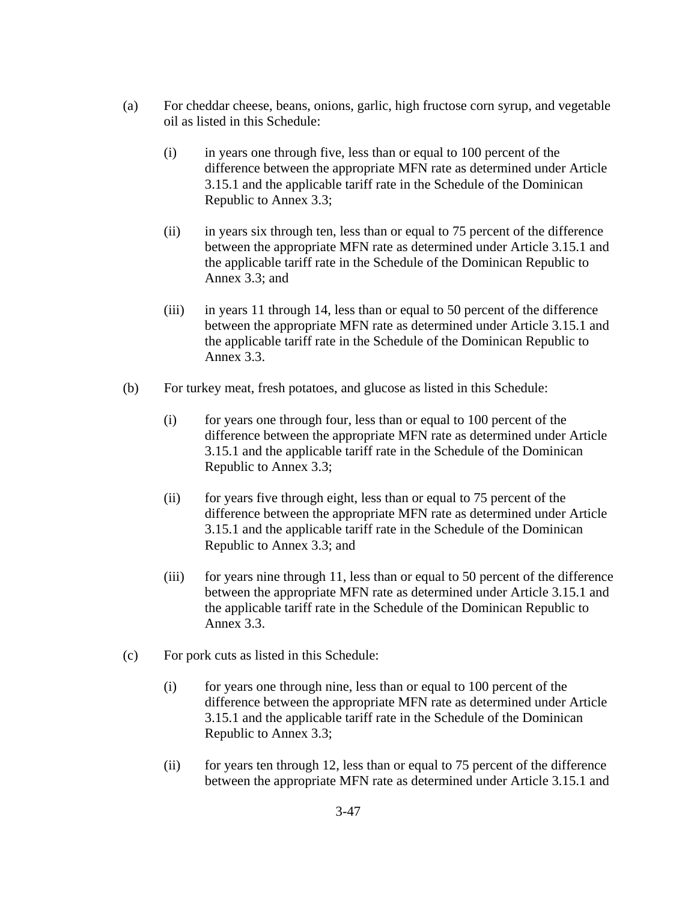(a) For cheddar cheese, beans, onions, garlic, high fructose corn syrup, and vegetable oil as listed in this Schedule:

   (i) in years one through five, less than or equal to 100 percent of the difference between the appropriate MFN rate as determined under Article 3.15.1 and the applicable tariff rate in the Schedule of the Dominican Republic to Annex 3.3;

   (ii) in years six through ten, less than or equal to 75 percent of the difference between the appropriate MFN rate as determined under Article 3.15.1 and the applicable tariff rate in the Schedule of the Dominican Republic to Annex 3.3; and

   (iii) in years 11 through 14, less than or equal to 50 percent of the difference between the appropriate MFN rate as determined under Article 3.15.1 and the applicable tariff rate in the Schedule of the Dominican Republic to Annex 3.3.

(b) For turkey meat, fresh potatoes, and glucose as listed in this Schedule:

   (i) for years one through four, less than or equal to 100 percent of the difference between the appropriate MFN rate as determined under Article 3.15.1 and the applicable tariff rate in the Schedule of the Dominican Republic to Annex 3.3;

   (ii) for years five through eight, less than or equal to 75 percent of the difference between the appropriate MFN rate as determined under Article 3.15.1 and the applicable tariff rate in the Schedule of the Dominican Republic to Annex 3.3; and

   (iii) for years nine through 11, less than or equal to 50 percent of the difference between the appropriate MFN rate as determined under Article 3.15.1 and the applicable tariff rate in the Schedule of the Dominican Republic to Annex 3.3.

(c) For pork cuts as listed in this Schedule:

   (i) for years one through nine, less than or equal to 100 percent of the difference between the appropriate MFN rate as determined under Article 3.15.1 and the applicable tariff rate in the Schedule of the Dominican Republic to Annex 3.3;

   (ii) for years ten through 12, less than or equal to 75 percent of the difference between the appropriate MFN rate as determined under Article 3.15.1 and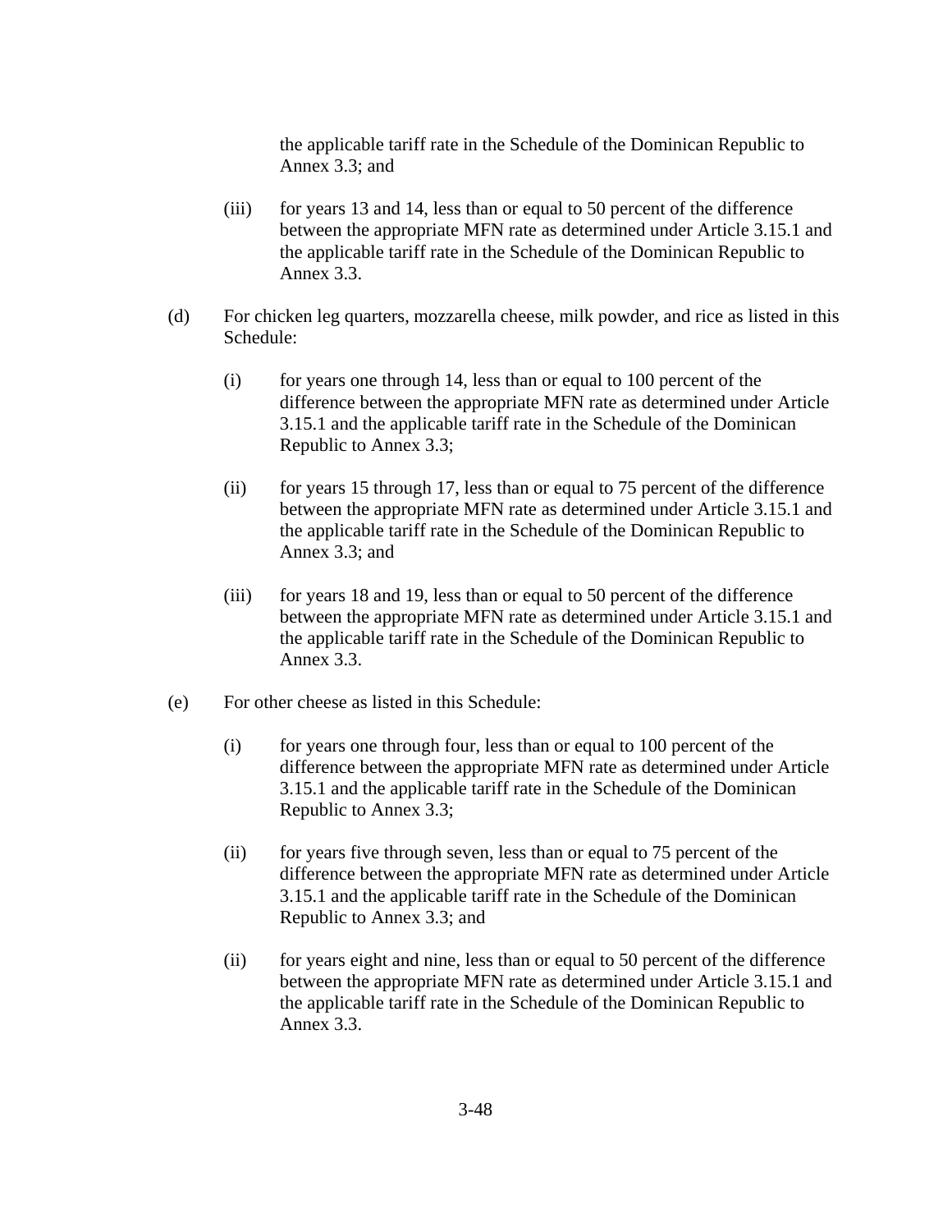the applicable tariff rate in the Schedule of the Dominican Republic to Annex 3.3; and

(iii) for years 13 and 14, less than or equal to 50 percent of the difference between the appropriate MFN rate as determined under Article 3.15.1 and the applicable tariff rate in the Schedule of the Dominican Republic to Annex 3.3.

(d) For chicken leg quarters, mozzarella cheese, milk powder, and rice as listed in this Schedule:

(i) for years one through 14, less than or equal to 100 percent of the difference between the appropriate MFN rate as determined under Article 3.15.1 and the applicable tariff rate in the Schedule of the Dominican Republic to Annex 3.3;

(ii) for years 15 through 17, less than or equal to 75 percent of the difference between the appropriate MFN rate as determined under Article 3.15.1 and the applicable tariff rate in the Schedule of the Dominican Republic to Annex 3.3; and

(iii) for years 18 and 19, less than or equal to 50 percent of the difference between the appropriate MFN rate as determined under Article 3.15.1 and the applicable tariff rate in the Schedule of the Dominican Republic to Annex 3.3.

(e) For other cheese as listed in this Schedule:

(i) for years one through four, less than or equal to 100 percent of the difference between the appropriate MFN rate as determined under Article 3.15.1 and the applicable tariff rate in the Schedule of the Dominican Republic to Annex 3.3;

(ii) for years five through seven, less than or equal to 75 percent of the difference between the appropriate MFN rate as determined under Article 3.15.1 and the applicable tariff rate in the Schedule of the Dominican Republic to Annex 3.3; and

(ii) for years eight and nine, less than or equal to 50 percent of the difference between the appropriate MFN rate as determined under Article 3.15.1 and the applicable tariff rate in the Schedule of the Dominican Republic to Annex 3.3.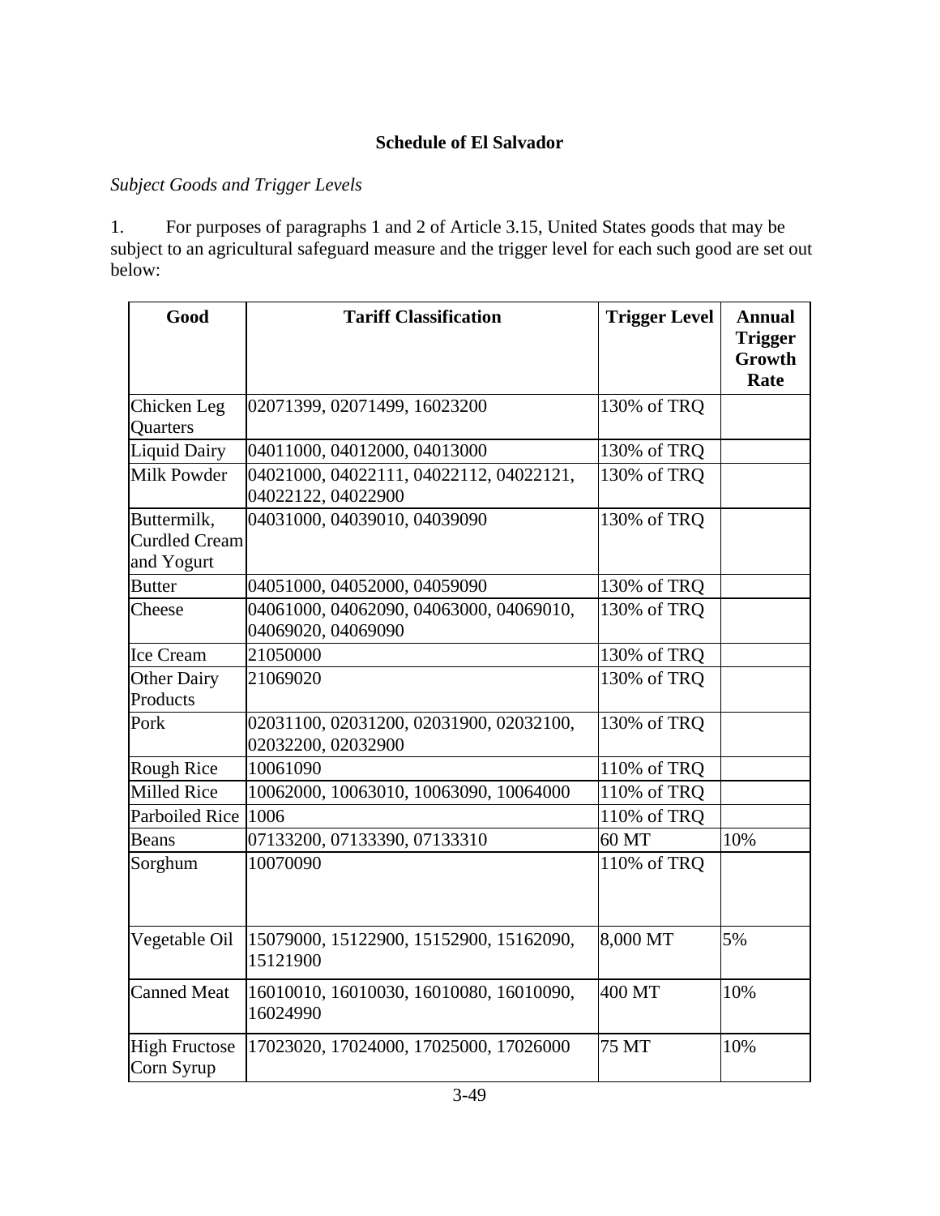**Schedule of El Salvador**

*Subject Goods and Trigger Levels*

1. For purposes of paragraphs 1 and 2 of Article 3.15, United States goods that may be subject to an agricultural safeguard measure and the trigger level for each such good are set out below:

| Good | Tariff Classification | Trigger Level | Annual Trigger Growth Rate |
|---|---|---|---|
| Chicken Leg Quarters | 02071399, 02071499, 16023200 | 130% of TRQ | |
| Liquid Dairy | 04011000, 04012000, 04013000 | 130% of TRQ | |
| Milk Powder | 04021000, 04022111, 04022112, 04022121, 04022122, 04022900 | 130% of TRQ | |
| Buttermilk, Curdled Cream and Yogurt | 04031000, 04039010, 04039090 | 130% of TRQ | |
| Butter | 04051000, 04052000, 04059090 | 130% of TRQ | |
| Cheese | 04061000, 04062090, 04063000, 04069010, 04069020, 04069090 | 130% of TRQ | |
| Ice Cream | 21050000 | 130% of TRQ | |
| Other Dairy Products | 21069020 | 130% of TRQ | |
| Pork | 02031100, 02031200, 02031900, 02032100, 02032200, 02032900 | 130% of TRQ | |
| Rough Rice | 10061090 | 110% of TRQ | |
| Milled Rice | 10062000, 10063010, 10063090, 10064000 | 110% of TRQ | |
| Parboiled Rice | 1006 | 110% of TRQ | |
| Beans | 07133200, 07133390, 07133310 | 60 MT | 10% |
| Sorghum | 10070090 | 110% of TRQ | |
| Vegetable Oil | 15079000, 15122900, 15152900, 15162090, 15121900 | 8,000 MT | 5% |
| Canned Meat | 16010010, 16010030, 16010080, 16010090, 16024990 | 400 MT | 10% |
| High Fructose Corn Syrup | 17023020, 17024000, 17025000, 17026000 | 75 MT | 10% |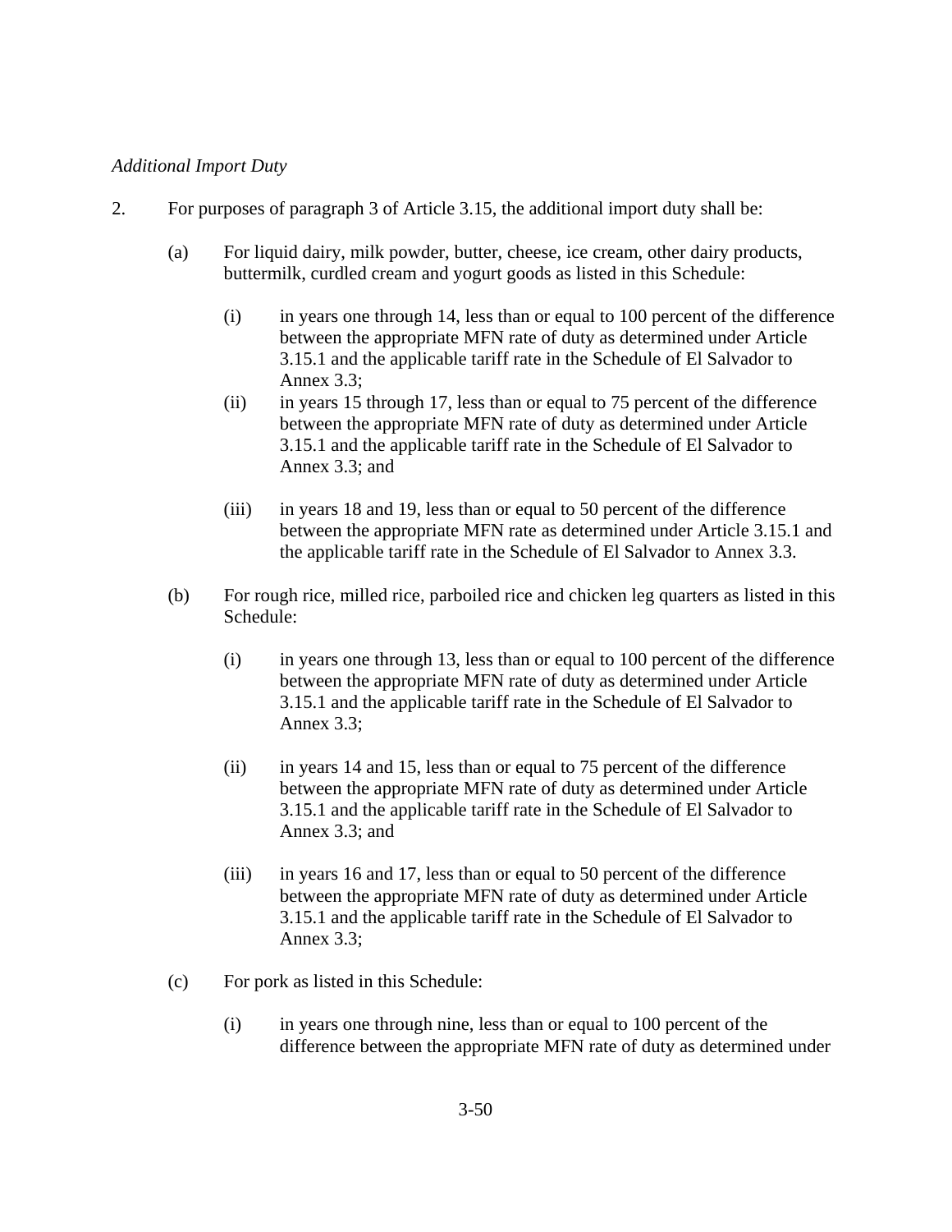*Additional Import Duty*

2. For purposes of paragraph 3 of Article 3.15, the additional import duty shall be:

   (a) For liquid dairy, milk powder, butter, cheese, ice cream, other dairy products, buttermilk, curdled cream and yogurt goods as listed in this Schedule:

      (i) in years one through 14, less than or equal to 100 percent of the difference between the appropriate MFN rate of duty as determined under Article 3.15.1 and the applicable tariff rate in the Schedule of El Salvador to Annex 3.3;

      (ii) in years 15 through 17, less than or equal to 75 percent of the difference between the appropriate MFN rate of duty as determined under Article 3.15.1 and the applicable tariff rate in the Schedule of El Salvador to Annex 3.3; and

      (iii) in years 18 and 19, less than or equal to 50 percent of the difference between the appropriate MFN rate as determined under Article 3.15.1 and the applicable tariff rate in the Schedule of El Salvador to Annex 3.3.

   (b) For rough rice, milled rice, parboiled rice and chicken leg quarters as listed in this Schedule:

      (i) in years one through 13, less than or equal to 100 percent of the difference between the appropriate MFN rate of duty as determined under Article 3.15.1 and the applicable tariff rate in the Schedule of El Salvador to Annex 3.3;

      (ii) in years 14 and 15, less than or equal to 75 percent of the difference between the appropriate MFN rate of duty as determined under Article 3.15.1 and the applicable tariff rate in the Schedule of El Salvador to Annex 3.3; and

      (iii) in years 16 and 17, less than or equal to 50 percent of the difference between the appropriate MFN rate of duty as determined under Article 3.15.1 and the applicable tariff rate in the Schedule of El Salvador to Annex 3.3;

   (c) For pork as listed in this Schedule:

      (i) in years one through nine, less than or equal to 100 percent of the difference between the appropriate MFN rate of duty as determined under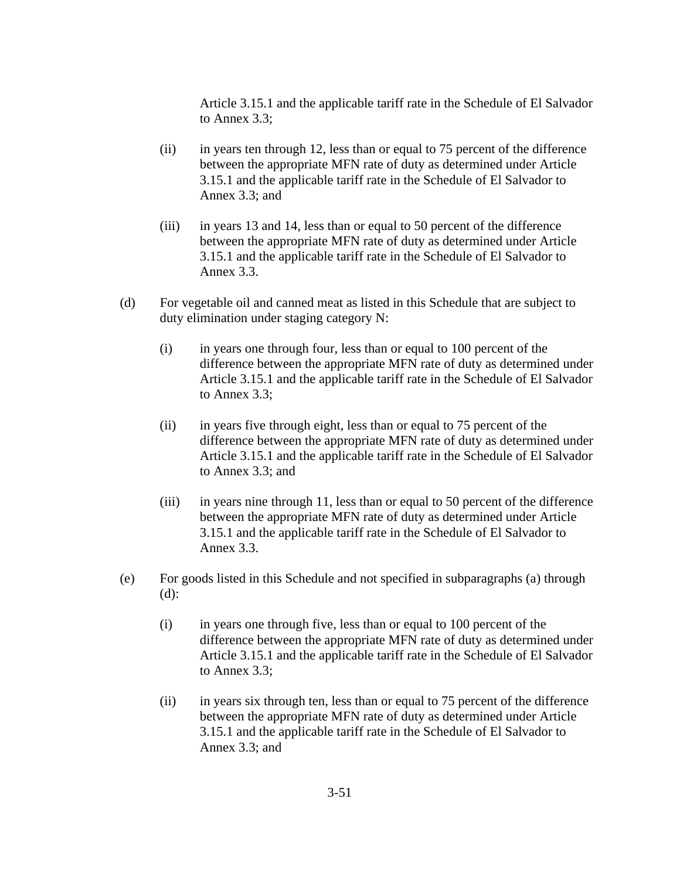Article 3.15.1 and the applicable tariff rate in the Schedule of El Salvador to Annex 3.3;

(ii) in years ten through 12, less than or equal to 75 percent of the difference between the appropriate MFN rate of duty as determined under Article 3.15.1 and the applicable tariff rate in the Schedule of El Salvador to Annex 3.3; and

(iii) in years 13 and 14, less than or equal to 50 percent of the difference between the appropriate MFN rate of duty as determined under Article 3.15.1 and the applicable tariff rate in the Schedule of El Salvador to Annex 3.3.

(d) For vegetable oil and canned meat as listed in this Schedule that are subject to duty elimination under staging category N:

(i) in years one through four, less than or equal to 100 percent of the difference between the appropriate MFN rate of duty as determined under Article 3.15.1 and the applicable tariff rate in the Schedule of El Salvador to Annex 3.3;

(ii) in years five through eight, less than or equal to 75 percent of the difference between the appropriate MFN rate of duty as determined under Article 3.15.1 and the applicable tariff rate in the Schedule of El Salvador to Annex 3.3; and

(iii) in years nine through 11, less than or equal to 50 percent of the difference between the appropriate MFN rate of duty as determined under Article 3.15.1 and the applicable tariff rate in the Schedule of El Salvador to Annex 3.3.

(e) For goods listed in this Schedule and not specified in subparagraphs (a) through (d):

(i) in years one through five, less than or equal to 100 percent of the difference between the appropriate MFN rate of duty as determined under Article 3.15.1 and the applicable tariff rate in the Schedule of El Salvador to Annex 3.3;

(ii) in years six through ten, less than or equal to 75 percent of the difference between the appropriate MFN rate of duty as determined under Article 3.15.1 and the applicable tariff rate in the Schedule of El Salvador to Annex 3.3; and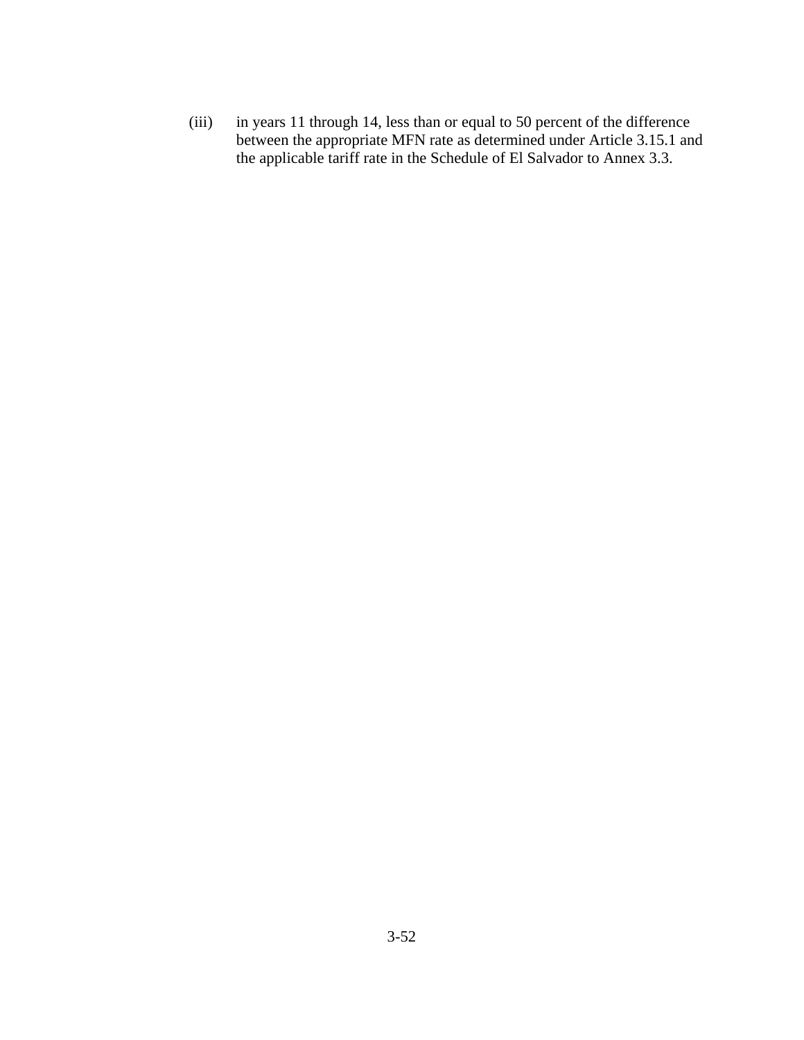(iii) in years 11 through 14, less than or equal to 50 percent of the difference between the appropriate MFN rate as determined under Article 3.15.1 and the applicable tariff rate in the Schedule of El Salvador to Annex 3.3.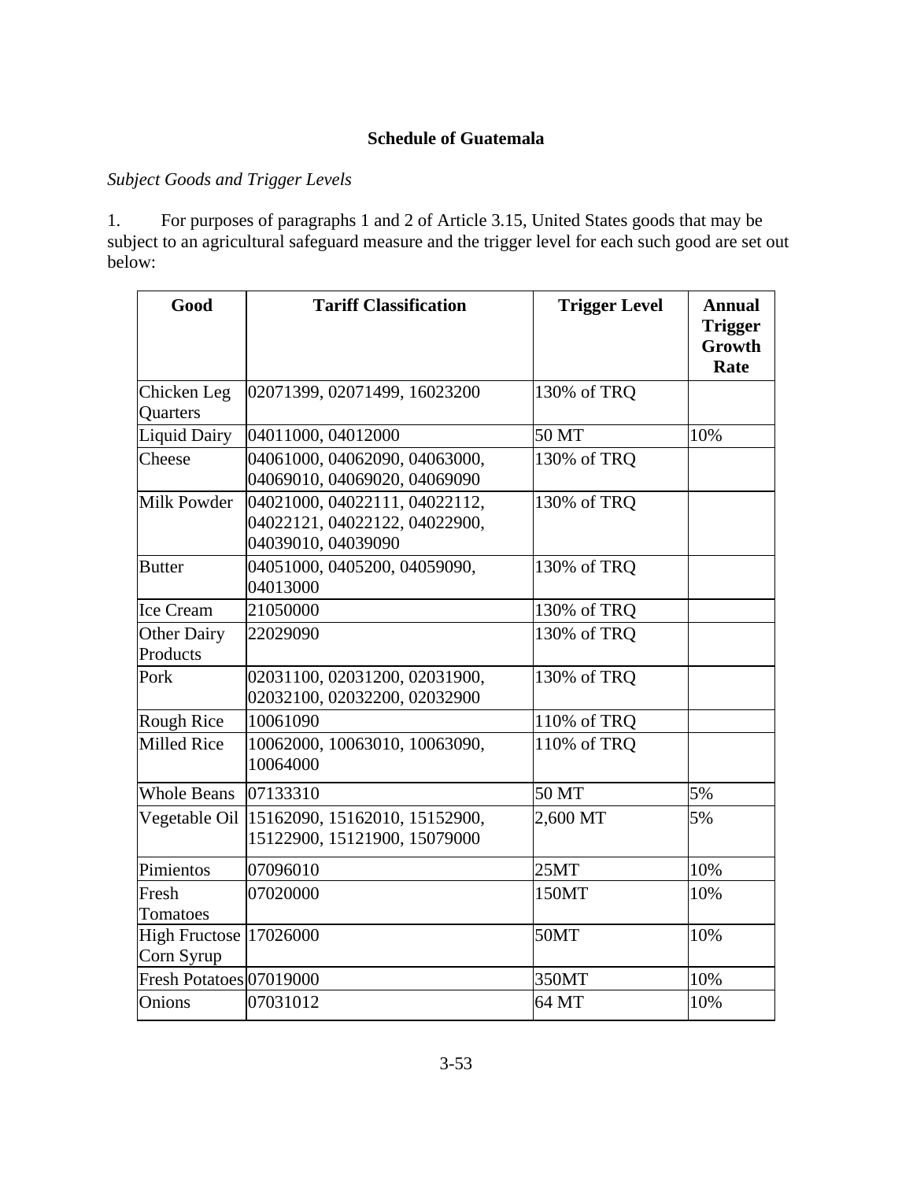**Schedule of Guatemala**

*Subject Goods and Trigger Levels*

1. For purposes of paragraphs 1 and 2 of Article 3.15, United States goods that may be subject to an agricultural safeguard measure and the trigger level for each such good are set out below:

| Good | Tariff Classification | Trigger Level | Annual Trigger Growth Rate |
|---|---|---|---|
| Chicken Leg Quarters | 02071399, 02071499, 16023200 | 130% of TRQ | |
| Liquid Dairy | 04011000, 04012000 | 50 MT | 10% |
| Cheese | 04061000, 04062090, 04063000, 04069010, 04069020, 04069090 | 130% of TRQ | |
| Milk Powder | 04021000, 04022111, 04022112, 04022121, 04022122, 04022900, 04039010, 04039090 | 130% of TRQ | |
| Butter | 04051000, 0405200, 04059090, 04013000 | 130% of TRQ | |
| Ice Cream | 21050000 | 130% of TRQ | |
| Other Dairy Products | 22029090 | 130% of TRQ | |
| Pork | 02031100, 02031200, 02031900, 02032100, 02032200, 02032900 | 130% of TRQ | |
| Rough Rice | 10061090 | 110% of TRQ | |
| Milled Rice | 10062000, 10063010, 10063090, 10064000 | 110% of TRQ | |
| Whole Beans | 07133310 | 50 MT | 5% |
| Vegetable Oil | 15162090, 15162010, 15152900, 15122900, 15121900, 15079000 | 2,600 MT | 5% |
| Pimientos | 07096010 | 25MT | 10% |
| Fresh Tomatoes | 07020000 | 150MT | 10% |
| High Fructose Corn Syrup | 17026000 | 50MT | 10% |
| Fresh Potatoes | 07019000 | 350MT | 10% |
| Onions | 07031012 | 64 MT | 10% |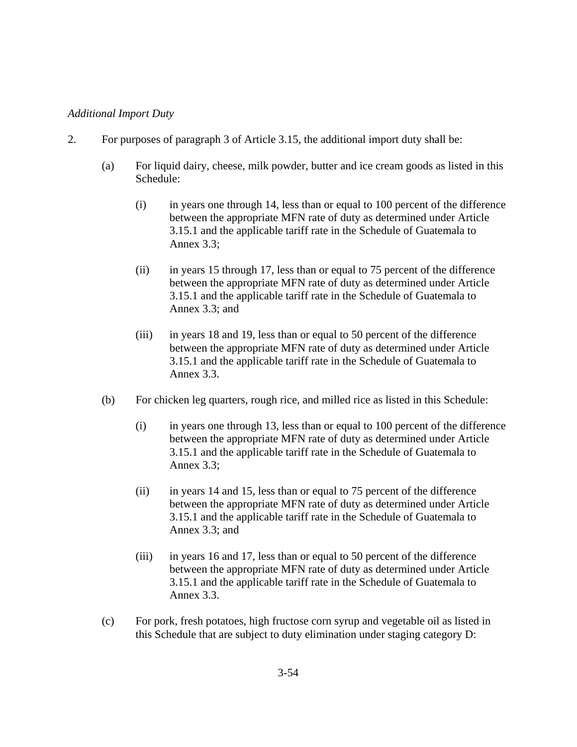*Additional Import Duty*

2. For purposes of paragraph 3 of Article 3.15, the additional import duty shall be:

   (a) For liquid dairy, cheese, milk powder, butter and ice cream goods as listed in this Schedule:

      (i) in years one through 14, less than or equal to 100 percent of the difference between the appropriate MFN rate of duty as determined under Article 3.15.1 and the applicable tariff rate in the Schedule of Guatemala to Annex 3.3;

      (ii) in years 15 through 17, less than or equal to 75 percent of the difference between the appropriate MFN rate of duty as determined under Article 3.15.1 and the applicable tariff rate in the Schedule of Guatemala to Annex 3.3; and

      (iii) in years 18 and 19, less than or equal to 50 percent of the difference between the appropriate MFN rate of duty as determined under Article 3.15.1 and the applicable tariff rate in the Schedule of Guatemala to Annex 3.3.

   (b) For chicken leg quarters, rough rice, and milled rice as listed in this Schedule:

      (i) in years one through 13, less than or equal to 100 percent of the difference between the appropriate MFN rate of duty as determined under Article 3.15.1 and the applicable tariff rate in the Schedule of Guatemala to Annex 3.3;

      (ii) in years 14 and 15, less than or equal to 75 percent of the difference between the appropriate MFN rate of duty as determined under Article 3.15.1 and the applicable tariff rate in the Schedule of Guatemala to Annex 3.3; and

      (iii) in years 16 and 17, less than or equal to 50 percent of the difference between the appropriate MFN rate of duty as determined under Article 3.15.1 and the applicable tariff rate in the Schedule of Guatemala to Annex 3.3.

   (c) For pork, fresh potatoes, high fructose corn syrup and vegetable oil as listed in this Schedule that are subject to duty elimination under staging category D: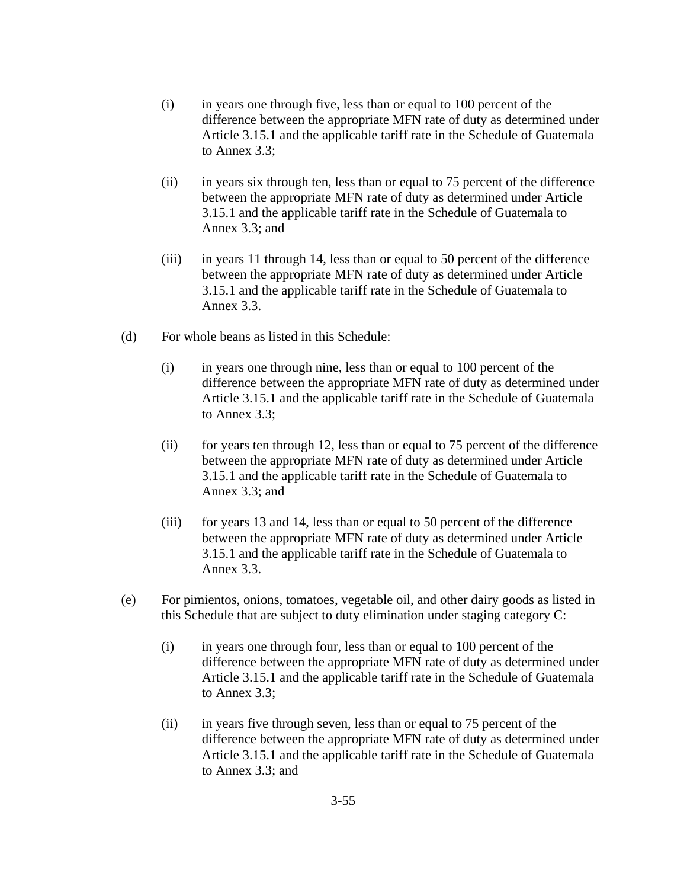(i) in years one through five, less than or equal to 100 percent of the difference between the appropriate MFN rate of duty as determined under Article 3.15.1 and the applicable tariff rate in the Schedule of Guatemala to Annex 3.3;

(ii) in years six through ten, less than or equal to 75 percent of the difference between the appropriate MFN rate of duty as determined under Article 3.15.1 and the applicable tariff rate in the Schedule of Guatemala to Annex 3.3; and

(iii) in years 11 through 14, less than or equal to 50 percent of the difference between the appropriate MFN rate of duty as determined under Article 3.15.1 and the applicable tariff rate in the Schedule of Guatemala to Annex 3.3.

(d) For whole beans as listed in this Schedule:

(i) in years one through nine, less than or equal to 100 percent of the difference between the appropriate MFN rate of duty as determined under Article 3.15.1 and the applicable tariff rate in the Schedule of Guatemala to Annex 3.3;

(ii) for years ten through 12, less than or equal to 75 percent of the difference between the appropriate MFN rate of duty as determined under Article 3.15.1 and the applicable tariff rate in the Schedule of Guatemala to Annex 3.3; and

(iii) for years 13 and 14, less than or equal to 50 percent of the difference between the appropriate MFN rate of duty as determined under Article 3.15.1 and the applicable tariff rate in the Schedule of Guatemala to Annex 3.3.

(e) For pimientos, onions, tomatoes, vegetable oil, and other dairy goods as listed in this Schedule that are subject to duty elimination under staging category C:

(i) in years one through four, less than or equal to 100 percent of the difference between the appropriate MFN rate of duty as determined under Article 3.15.1 and the applicable tariff rate in the Schedule of Guatemala to Annex 3.3;

(ii) in years five through seven, less than or equal to 75 percent of the difference between the appropriate MFN rate of duty as determined under Article 3.15.1 and the applicable tariff rate in the Schedule of Guatemala to Annex 3.3; and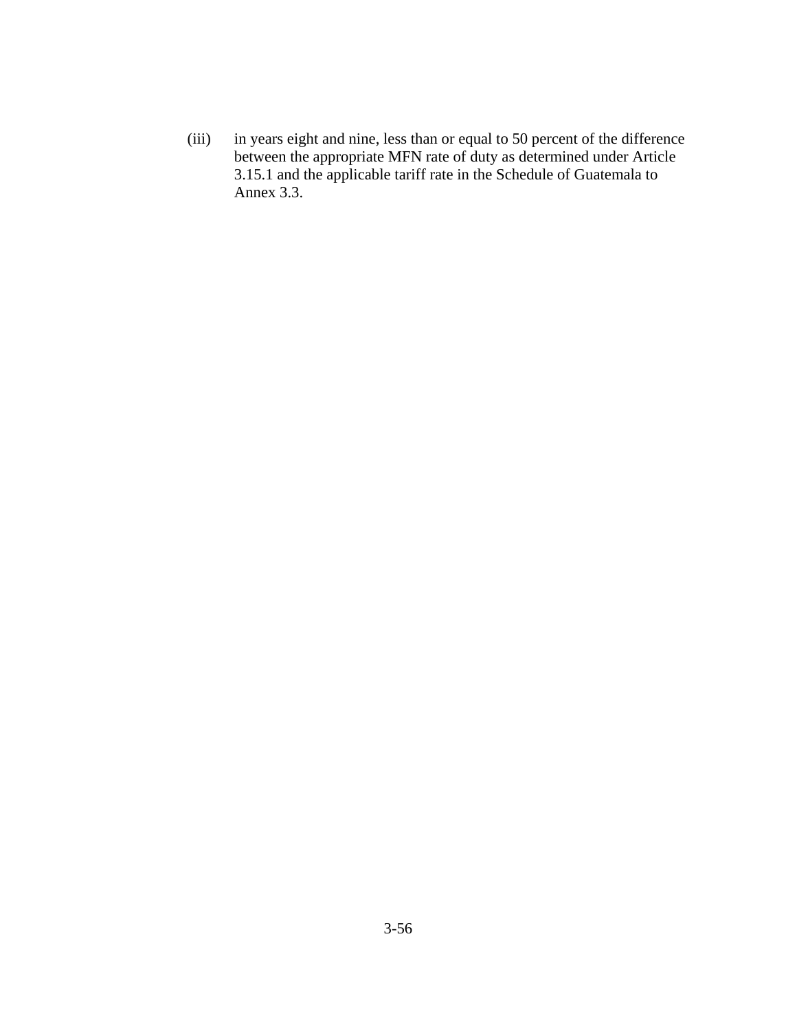(iii) in years eight and nine, less than or equal to 50 percent of the difference between the appropriate MFN rate of duty as determined under Article 3.15.1 and the applicable tariff rate in the Schedule of Guatemala to Annex 3.3.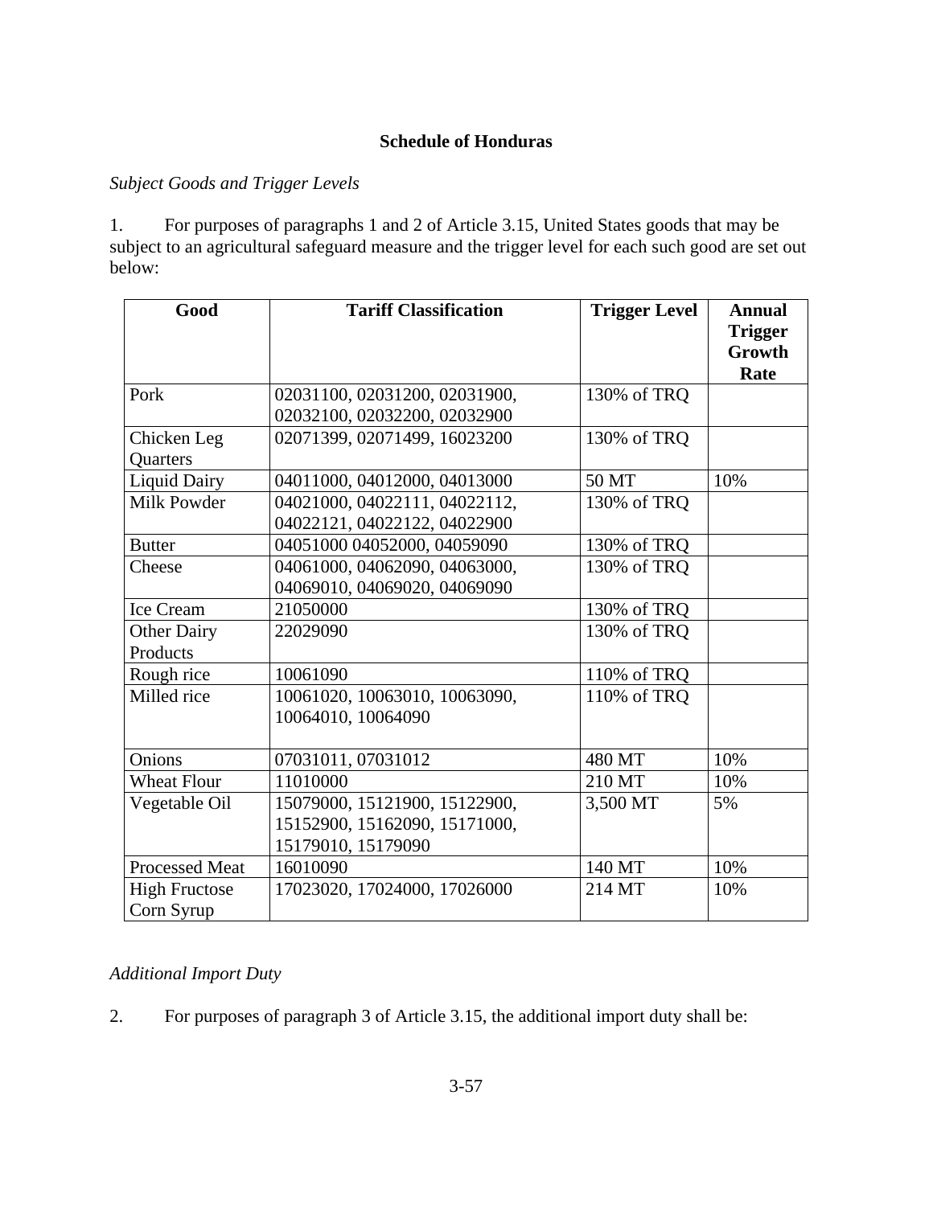**Schedule of Honduras**

*Subject Goods and Trigger Levels*

1. For purposes of paragraphs 1 and 2 of Article 3.15, United States goods that may be subject to an agricultural safeguard measure and the trigger level for each such good are set out below:

| Good | Tariff Classification | Trigger Level | Annual Trigger Growth Rate |
|---|---|---|---|
| Pork | 02031100, 02031200, 02031900, 02032100, 02032200, 02032900 | 130% of TRQ | |
| Chicken Leg Quarters | 02071399, 02071499, 16023200 | 130% of TRQ | |
| Liquid Dairy | 04011000, 04012000, 04013000 | 50 MT | 10% |
| Milk Powder | 04021000, 04022111, 04022112, 04022121, 04022122, 04022900 | 130% of TRQ | |
| Butter | 04051000 04052000, 04059090 | 130% of TRQ | |
| Cheese | 04061000, 04062090, 04063000, 04069010, 04069020, 04069090 | 130% of TRQ | |
| Ice Cream | 21050000 | 130% of TRQ | |
| Other Dairy Products | 22029090 | 130% of TRQ | |
| Rough rice | 10061090 | 110% of TRQ | |
| Milled rice | 10061020, 10063010, 10063090, 10064010, 10064090 | 110% of TRQ | |
| Onions | 07031011, 07031012 | 480 MT | 10% |
| Wheat Flour | 11010000 | 210 MT | 10% |
| Vegetable Oil | 15079000, 15121900, 15122900, 15152900, 15162090, 15171000, 15179010, 15179090 | 3,500 MT | 5% |
| Processed Meat | 16010090 | 140 MT | 10% |
| High Fructose Corn Syrup | 17023020, 17024000, 17026000 | 214 MT | 10% |

*Additional Import Duty*

2. For purposes of paragraph 3 of Article 3.15, the additional import duty shall be: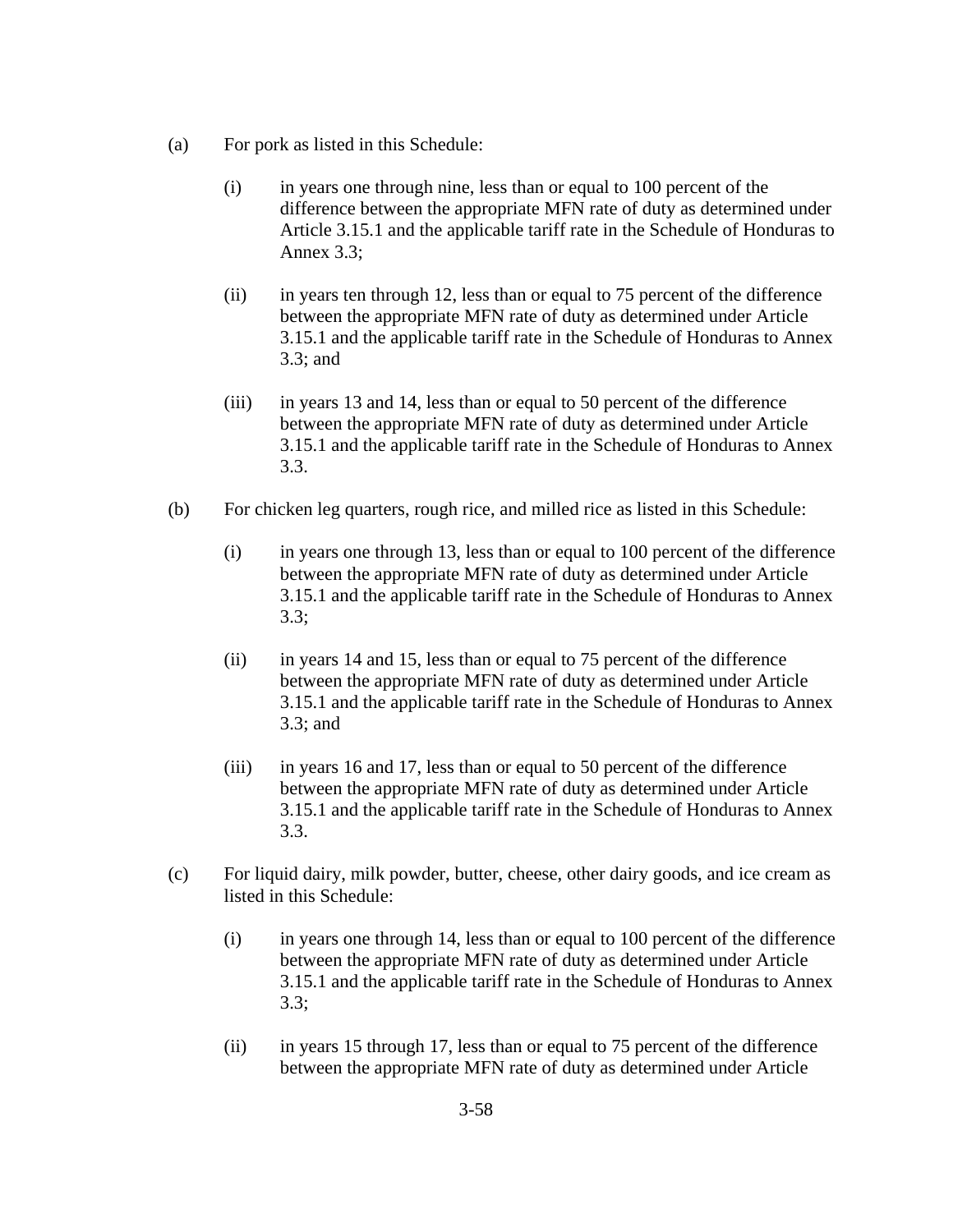(a) For pork as listed in this Schedule:

  (i) in years one through nine, less than or equal to 100 percent of the difference between the appropriate MFN rate of duty as determined under Article 3.15.1 and the applicable tariff rate in the Schedule of Honduras to Annex 3.3;

  (ii) in years ten through 12, less than or equal to 75 percent of the difference between the appropriate MFN rate of duty as determined under Article 3.15.1 and the applicable tariff rate in the Schedule of Honduras to Annex 3.3; and

  (iii) in years 13 and 14, less than or equal to 50 percent of the difference between the appropriate MFN rate of duty as determined under Article 3.15.1 and the applicable tariff rate in the Schedule of Honduras to Annex 3.3.

(b) For chicken leg quarters, rough rice, and milled rice as listed in this Schedule:

  (i) in years one through 13, less than or equal to 100 percent of the difference between the appropriate MFN rate of duty as determined under Article 3.15.1 and the applicable tariff rate in the Schedule of Honduras to Annex 3.3;

  (ii) in years 14 and 15, less than or equal to 75 percent of the difference between the appropriate MFN rate of duty as determined under Article 3.15.1 and the applicable tariff rate in the Schedule of Honduras to Annex 3.3; and

  (iii) in years 16 and 17, less than or equal to 50 percent of the difference between the appropriate MFN rate of duty as determined under Article 3.15.1 and the applicable tariff rate in the Schedule of Honduras to Annex 3.3.

(c) For liquid dairy, milk powder, butter, cheese, other dairy goods, and ice cream as listed in this Schedule:

  (i) in years one through 14, less than or equal to 100 percent of the difference between the appropriate MFN rate of duty as determined under Article 3.15.1 and the applicable tariff rate in the Schedule of Honduras to Annex 3.3;

  (ii) in years 15 through 17, less than or equal to 75 percent of the difference between the appropriate MFN rate of duty as determined under Article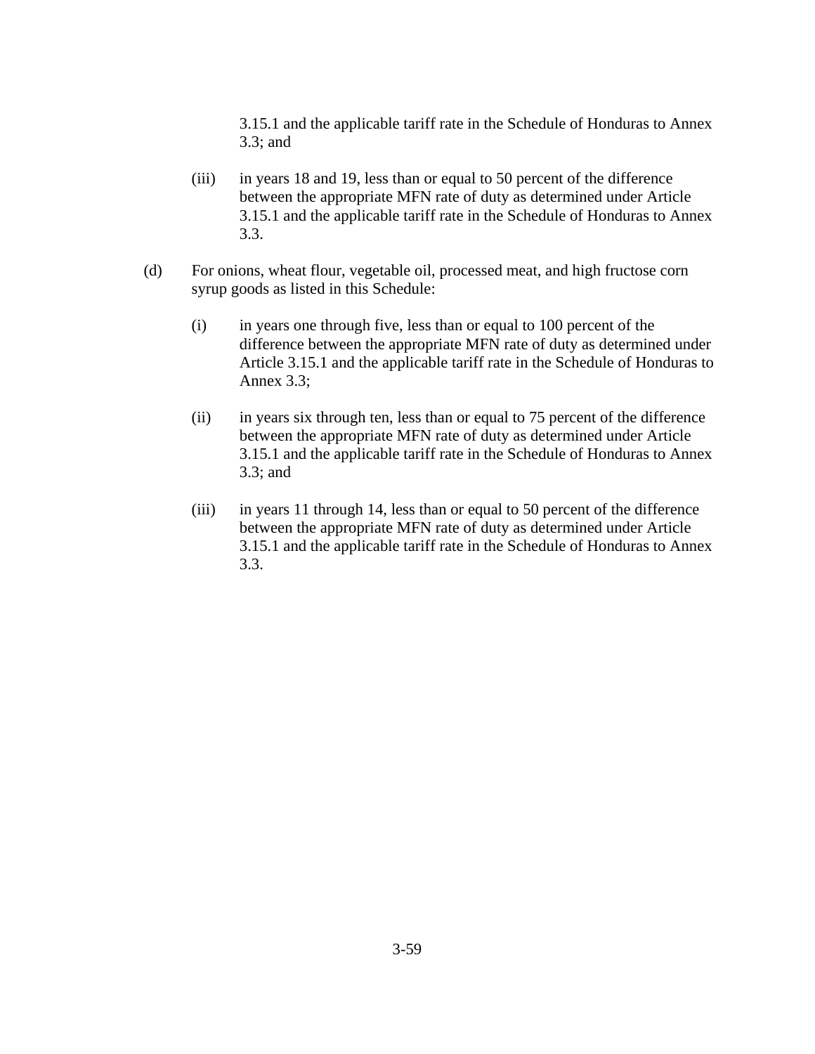3.15.1 and the applicable tariff rate in the Schedule of Honduras to Annex 3.3; and

(iii) in years 18 and 19, less than or equal to 50 percent of the difference between the appropriate MFN rate of duty as determined under Article 3.15.1 and the applicable tariff rate in the Schedule of Honduras to Annex 3.3.

(d) For onions, wheat flour, vegetable oil, processed meat, and high fructose corn syrup goods as listed in this Schedule:

(i) in years one through five, less than or equal to 100 percent of the difference between the appropriate MFN rate of duty as determined under Article 3.15.1 and the applicable tariff rate in the Schedule of Honduras to Annex 3.3;

(ii) in years six through ten, less than or equal to 75 percent of the difference between the appropriate MFN rate of duty as determined under Article 3.15.1 and the applicable tariff rate in the Schedule of Honduras to Annex 3.3; and

(iii) in years 11 through 14, less than or equal to 50 percent of the difference between the appropriate MFN rate of duty as determined under Article 3.15.1 and the applicable tariff rate in the Schedule of Honduras to Annex 3.3.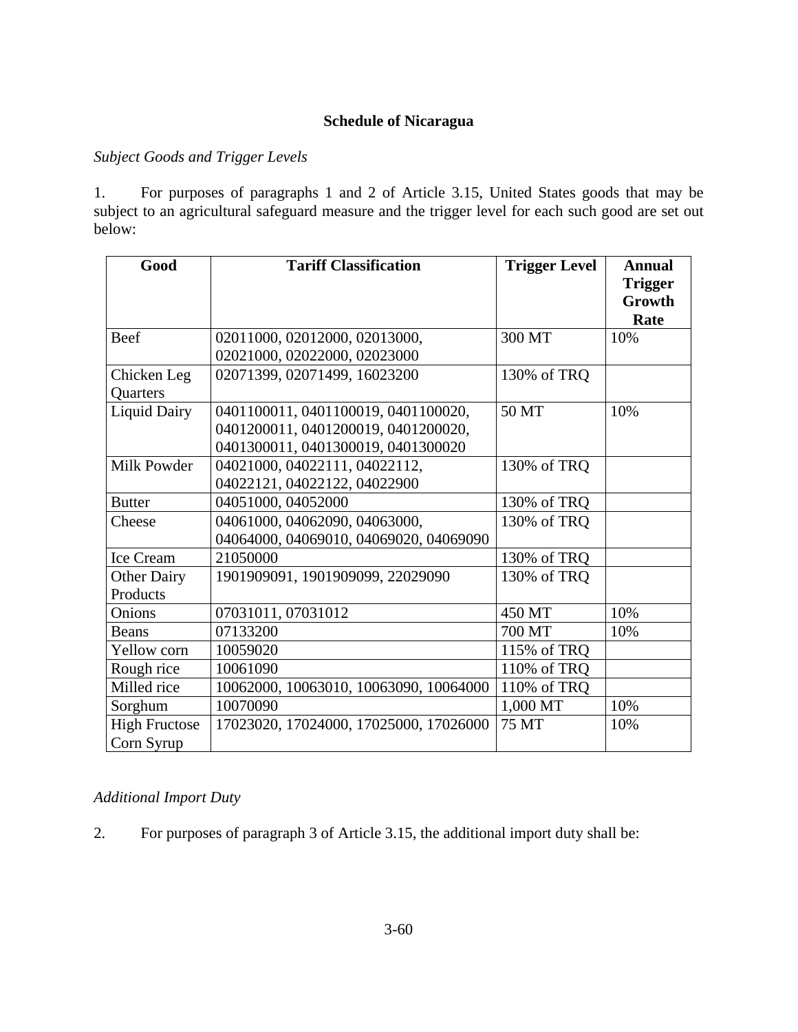**Schedule of Nicaragua**

*Subject Goods and Trigger Levels*

1. For purposes of paragraphs 1 and 2 of Article 3.15, United States goods that may be subject to an agricultural safeguard measure and the trigger level for each such good are set out below:

| Good | Tariff Classification | Trigger Level | Annual Trigger Growth Rate |
|---|---|---|---|
| Beef | 02011000, 02012000, 02013000, 02021000, 02022000, 02023000 | 300 MT | 10% |
| Chicken Leg Quarters | 02071399, 02071499, 16023200 | 130% of TRQ | |
| Liquid Dairy | 0401100011, 0401100019, 0401100020, 0401200011, 0401200019, 0401200020, 0401300011, 0401300019, 0401300020 | 50 MT | 10% |
| Milk Powder | 04021000, 04022111, 04022112, 04022121, 04022122, 04022900 | 130% of TRQ | |
| Butter | 04051000, 04052000 | 130% of TRQ | |
| Cheese | 04061000, 04062090, 04063000, 04064000, 04069010, 04069020, 04069090 | 130% of TRQ | |
| Ice Cream | 21050000 | 130% of TRQ | |
| Other Dairy Products | 1901909091, 1901909099, 22029090 | 130% of TRQ | |
| Onions | 07031011, 07031012 | 450 MT | 10% |
| Beans | 07133200 | 700 MT | 10% |
| Yellow corn | 10059020 | 115% of TRQ | |
| Rough rice | 10061090 | 110% of TRQ | |
| Milled rice | 10062000, 10063010, 10063090, 10064000 | 110% of TRQ | |
| Sorghum | 10070090 | 1,000 MT | 10% |
| High Fructose Corn Syrup | 17023020, 17024000, 17025000, 17026000 | 75 MT | 10% |

*Additional Import Duty*

2. For purposes of paragraph 3 of Article 3.15, the additional import duty shall be: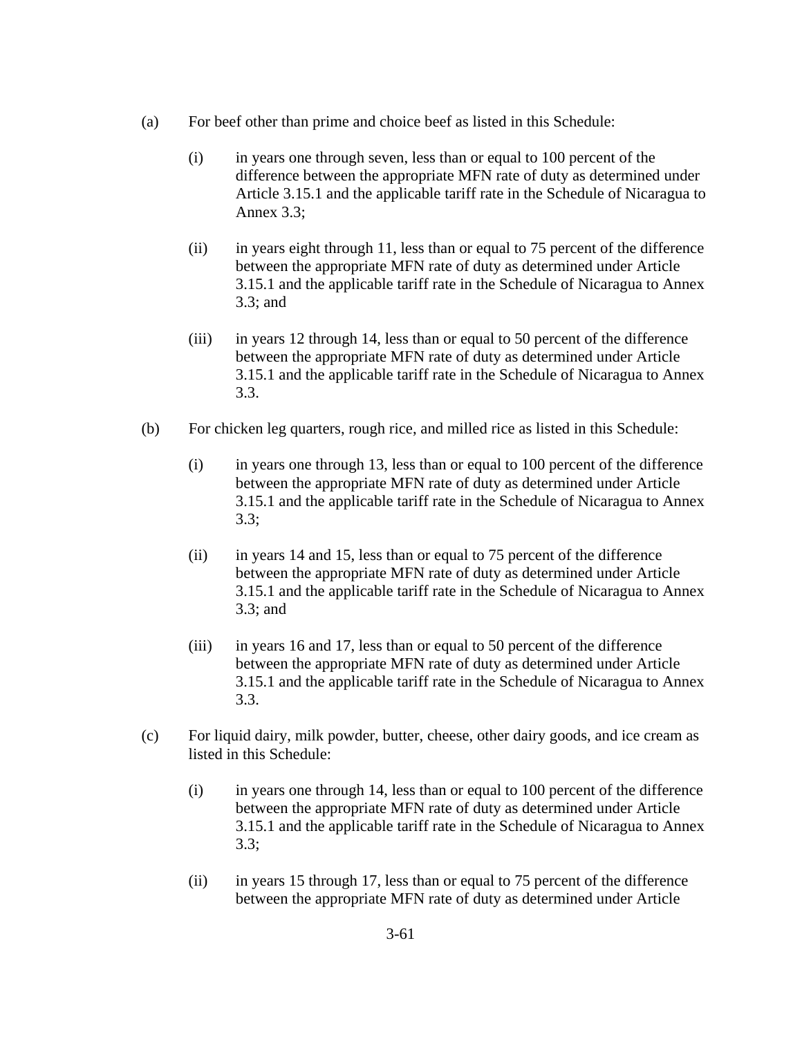(a) For beef other than prime and choice beef as listed in this Schedule:

  (i) in years one through seven, less than or equal to 100 percent of the difference between the appropriate MFN rate of duty as determined under Article 3.15.1 and the applicable tariff rate in the Schedule of Nicaragua to Annex 3.3;

  (ii) in years eight through 11, less than or equal to 75 percent of the difference between the appropriate MFN rate of duty as determined under Article 3.15.1 and the applicable tariff rate in the Schedule of Nicaragua to Annex 3.3; and

  (iii) in years 12 through 14, less than or equal to 50 percent of the difference between the appropriate MFN rate of duty as determined under Article 3.15.1 and the applicable tariff rate in the Schedule of Nicaragua to Annex 3.3.

(b) For chicken leg quarters, rough rice, and milled rice as listed in this Schedule:

  (i) in years one through 13, less than or equal to 100 percent of the difference between the appropriate MFN rate of duty as determined under Article 3.15.1 and the applicable tariff rate in the Schedule of Nicaragua to Annex 3.3;

  (ii) in years 14 and 15, less than or equal to 75 percent of the difference between the appropriate MFN rate of duty as determined under Article 3.15.1 and the applicable tariff rate in the Schedule of Nicaragua to Annex 3.3; and

  (iii) in years 16 and 17, less than or equal to 50 percent of the difference between the appropriate MFN rate of duty as determined under Article 3.15.1 and the applicable tariff rate in the Schedule of Nicaragua to Annex 3.3.

(c) For liquid dairy, milk powder, butter, cheese, other dairy goods, and ice cream as listed in this Schedule:

  (i) in years one through 14, less than or equal to 100 percent of the difference between the appropriate MFN rate of duty as determined under Article 3.15.1 and the applicable tariff rate in the Schedule of Nicaragua to Annex 3.3;

  (ii) in years 15 through 17, less than or equal to 75 percent of the difference between the appropriate MFN rate of duty as determined under Article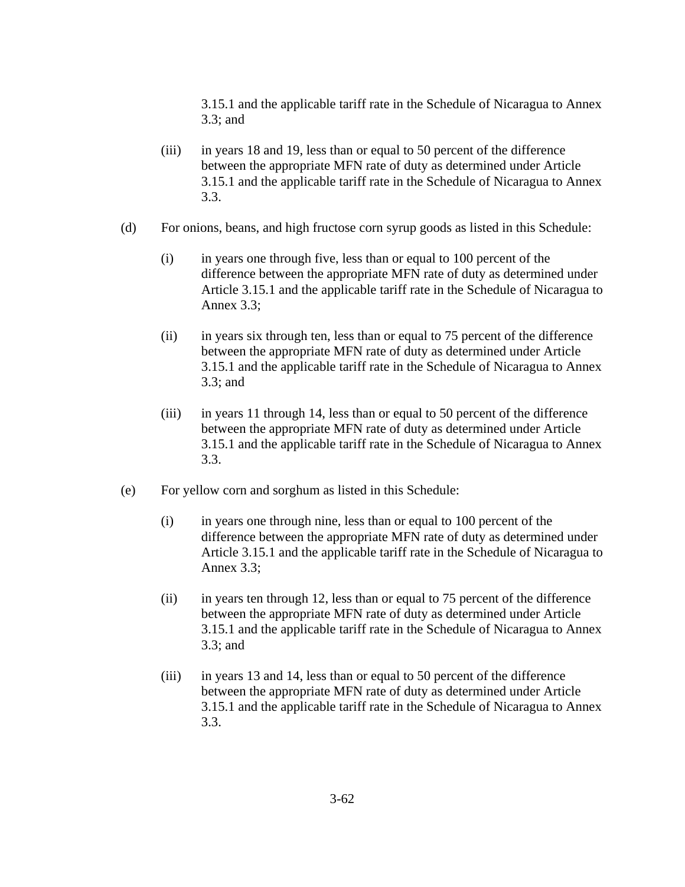3.15.1 and the applicable tariff rate in the Schedule of Nicaragua to Annex 3.3; and

(iii) in years 18 and 19, less than or equal to 50 percent of the difference between the appropriate MFN rate of duty as determined under Article 3.15.1 and the applicable tariff rate in the Schedule of Nicaragua to Annex 3.3.

(d) For onions, beans, and high fructose corn syrup goods as listed in this Schedule:

(i) in years one through five, less than or equal to 100 percent of the difference between the appropriate MFN rate of duty as determined under Article 3.15.1 and the applicable tariff rate in the Schedule of Nicaragua to Annex 3.3;

(ii) in years six through ten, less than or equal to 75 percent of the difference between the appropriate MFN rate of duty as determined under Article 3.15.1 and the applicable tariff rate in the Schedule of Nicaragua to Annex 3.3; and

(iii) in years 11 through 14, less than or equal to 50 percent of the difference between the appropriate MFN rate of duty as determined under Article 3.15.1 and the applicable tariff rate in the Schedule of Nicaragua to Annex 3.3.

(e) For yellow corn and sorghum as listed in this Schedule:

(i) in years one through nine, less than or equal to 100 percent of the difference between the appropriate MFN rate of duty as determined under Article 3.15.1 and the applicable tariff rate in the Schedule of Nicaragua to Annex 3.3;

(ii) in years ten through 12, less than or equal to 75 percent of the difference between the appropriate MFN rate of duty as determined under Article 3.15.1 and the applicable tariff rate in the Schedule of Nicaragua to Annex 3.3; and

(iii) in years 13 and 14, less than or equal to 50 percent of the difference between the appropriate MFN rate of duty as determined under Article 3.15.1 and the applicable tariff rate in the Schedule of Nicaragua to Annex 3.3.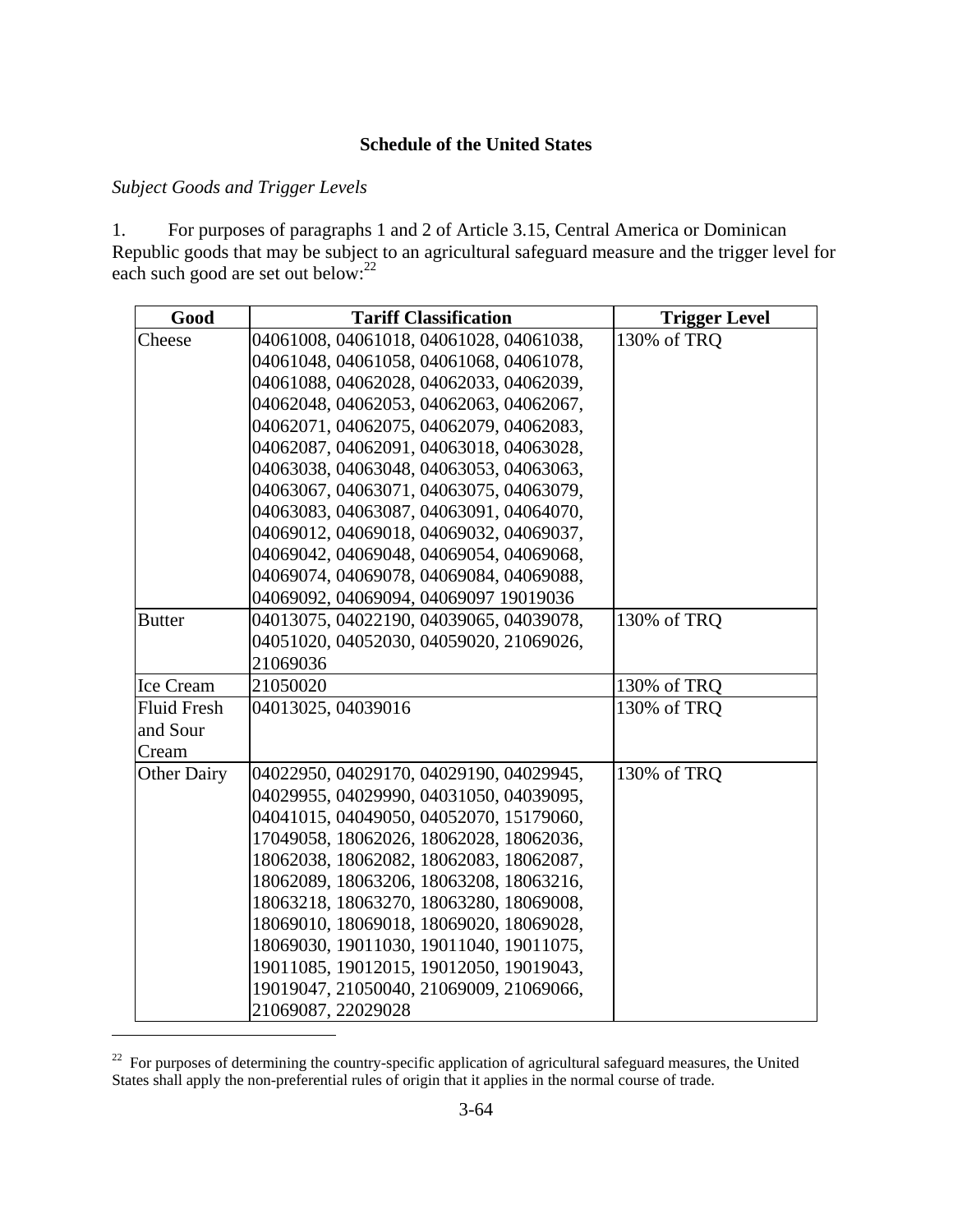**Schedule of the United States**

*Subject Goods and Trigger Levels*

1. For purposes of paragraphs 1 and 2 of Article 3.15, Central America or Dominican Republic goods that may be subject to an agricultural safeguard measure and the trigger level for each such good are set out below:[22]

| Good | Tariff Classification | Trigger Level |
|---|---|---|
| Cheese | 04061008, 04061018, 04061028, 04061038, 04061048, 04061058, 04061068, 04061078, 04061088, 04062028, 04062033, 04062039, 04062048, 04062053, 04062063, 04062067, 04062071, 04062075, 04062079, 04062083, 04062087, 04062091, 04063018, 04063028, 04063038, 04063048, 04063053, 04063063, 04063067, 04063071, 04063075, 04063079, 04063083, 04063087, 04063091, 04064070, 04069012, 04069018, 04069032, 04069037, 04069042, 04069048, 04069054, 04069068, 04069074, 04069078, 04069084, 04069088, 04069092, 04069094, 04069097 19019036 | 130% of TRQ |
| Butter | 04013075, 04022190, 04039065, 04039078, 04051020, 04052030, 04059020, 21069026, 21069036 | 130% of TRQ |
| Ice Cream | 21050020 | 130% of TRQ |
| Fluid Fresh and Sour Cream | 04013025, 04039016 | 130% of TRQ |
| Other Dairy | 04022950, 04029170, 04029190, 04029945, 04029955, 04029990, 04031050, 04039095, 04041015, 04049050, 04052070, 15179060, 17049058, 18062026, 18062028, 18062036, 18062038, 18062082, 18062083, 18062087, 18062089, 18063206, 18063208, 18063216, 18063218, 18063270, 18063280, 18069008, 18069010, 18069018, 18069020, 18069028, 18069030, 19011030, 19011040, 19011075, 19011085, 19012015, 19012050, 19019043, 19019047, 21050040, 21069009, 21069066, 21069087, 22029028 | 130% of TRQ |

[22] For purposes of determining the country-specific application of agricultural safeguard measures, the United States shall apply the non-preferential rules of origin that it applies in the normal course of trade.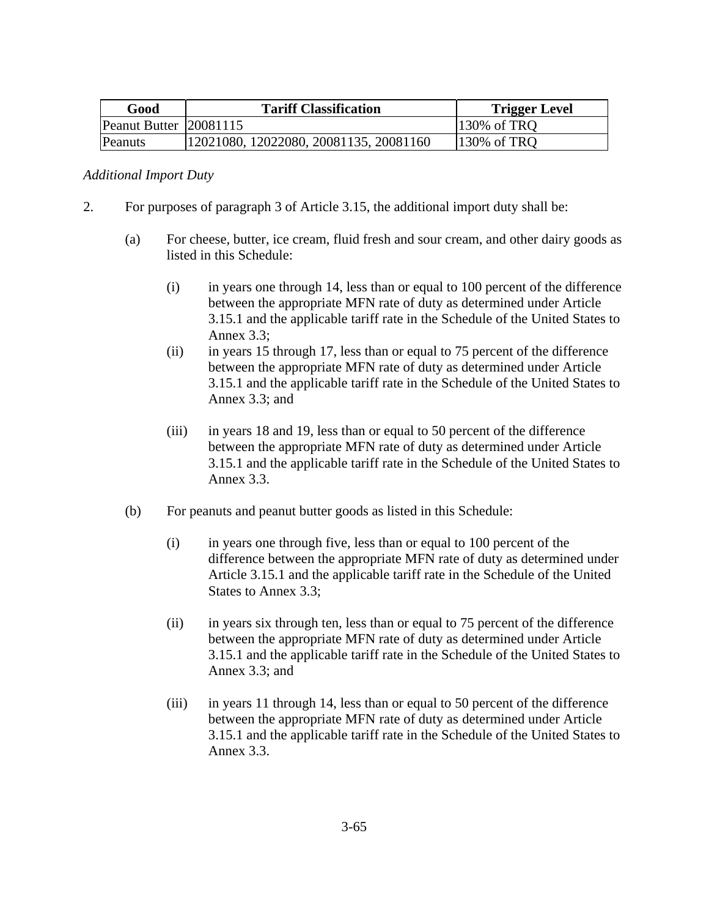| Good | Tariff Classification | Trigger Level |
|---|---|---|
| Peanut Butter | 20081115 | 130% of TRQ |
| Peanuts | 12021080, 12022080, 20081135, 20081160 | 130% of TRQ |

*Additional Import Duty*

2. For purposes of paragraph 3 of Article 3.15, the additional import duty shall be:

   (a) For cheese, butter, ice cream, fluid fresh and sour cream, and other dairy goods as listed in this Schedule:

      (i) in years one through 14, less than or equal to 100 percent of the difference between the appropriate MFN rate of duty as determined under Article 3.15.1 and the applicable tariff rate in the Schedule of the United States to Annex 3.3;

      (ii) in years 15 through 17, less than or equal to 75 percent of the difference between the appropriate MFN rate of duty as determined under Article 3.15.1 and the applicable tariff rate in the Schedule of the United States to Annex 3.3; and

      (iii) in years 18 and 19, less than or equal to 50 percent of the difference between the appropriate MFN rate of duty as determined under Article 3.15.1 and the applicable tariff rate in the Schedule of the United States to Annex 3.3.

   (b) For peanuts and peanut butter goods as listed in this Schedule:

      (i) in years one through five, less than or equal to 100 percent of the difference between the appropriate MFN rate of duty as determined under Article 3.15.1 and the applicable tariff rate in the Schedule of the United States to Annex 3.3;

      (ii) in years six through ten, less than or equal to 75 percent of the difference between the appropriate MFN rate of duty as determined under Article 3.15.1 and the applicable tariff rate in the Schedule of the United States to Annex 3.3; and

      (iii) in years 11 through 14, less than or equal to 50 percent of the difference between the appropriate MFN rate of duty as determined under Article 3.15.1 and the applicable tariff rate in the Schedule of the United States to Annex 3.3.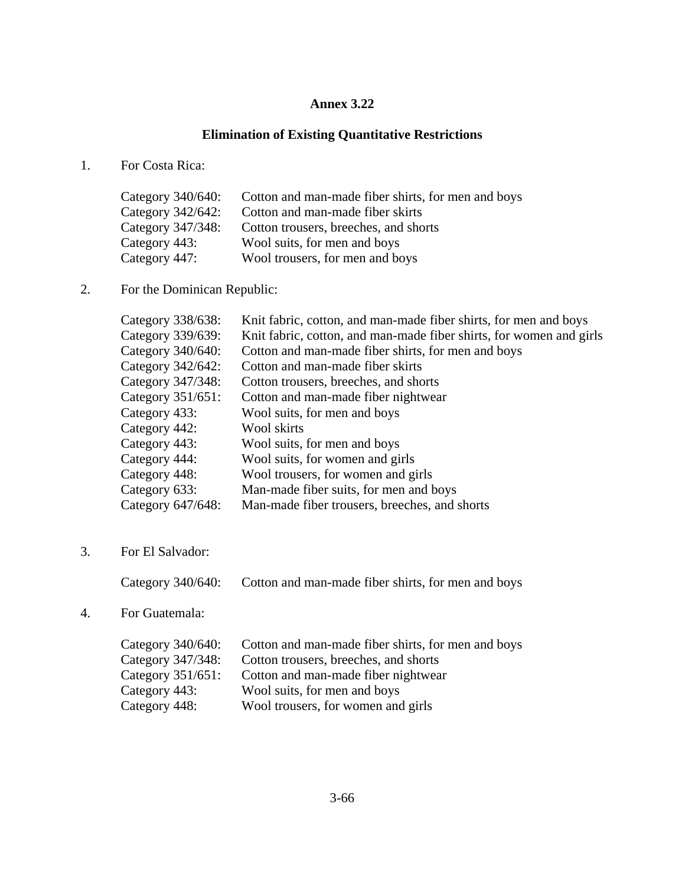# Annex 3.22

## Elimination of Existing Quantitative Restrictions

1. For Costa Rica:

   Category 340/640: Cotton and man-made fiber shirts, for men and boys
   Category 342/642: Cotton and man-made fiber skirts
   Category 347/348: Cotton trousers, breeches, and shorts
   Category 443: Wool suits, for men and boys
   Category 447: Wool trousers, for men and boys

2. For the Dominican Republic:

   Category 338/638: Knit fabric, cotton, and man-made fiber shirts, for men and boys
   Category 339/639: Knit fabric, cotton, and man-made fiber shirts, for women and girls
   Category 340/640: Cotton and man-made fiber shirts, for men and boys
   Category 342/642: Cotton and man-made fiber skirts
   Category 347/348: Cotton trousers, breeches, and shorts
   Category 351/651: Cotton and man-made fiber nightwear
   Category 433: Wool suits, for men and boys
   Category 442: Wool skirts
   Category 443: Wool suits, for men and boys
   Category 444: Wool suits, for women and girls
   Category 448: Wool trousers, for women and girls
   Category 633: Man-made fiber suits, for men and boys
   Category 647/648: Man-made fiber trousers, breeches, and shorts

3. For El Salvador:

   Category 340/640: Cotton and man-made fiber shirts, for men and boys

4. For Guatemala:

   Category 340/640: Cotton and man-made fiber shirts, for men and boys
   Category 347/348: Cotton trousers, breeches, and shorts
   Category 351/651: Cotton and man-made fiber nightwear
   Category 443: Wool suits, for men and boys
   Category 448: Wool trousers, for women and girls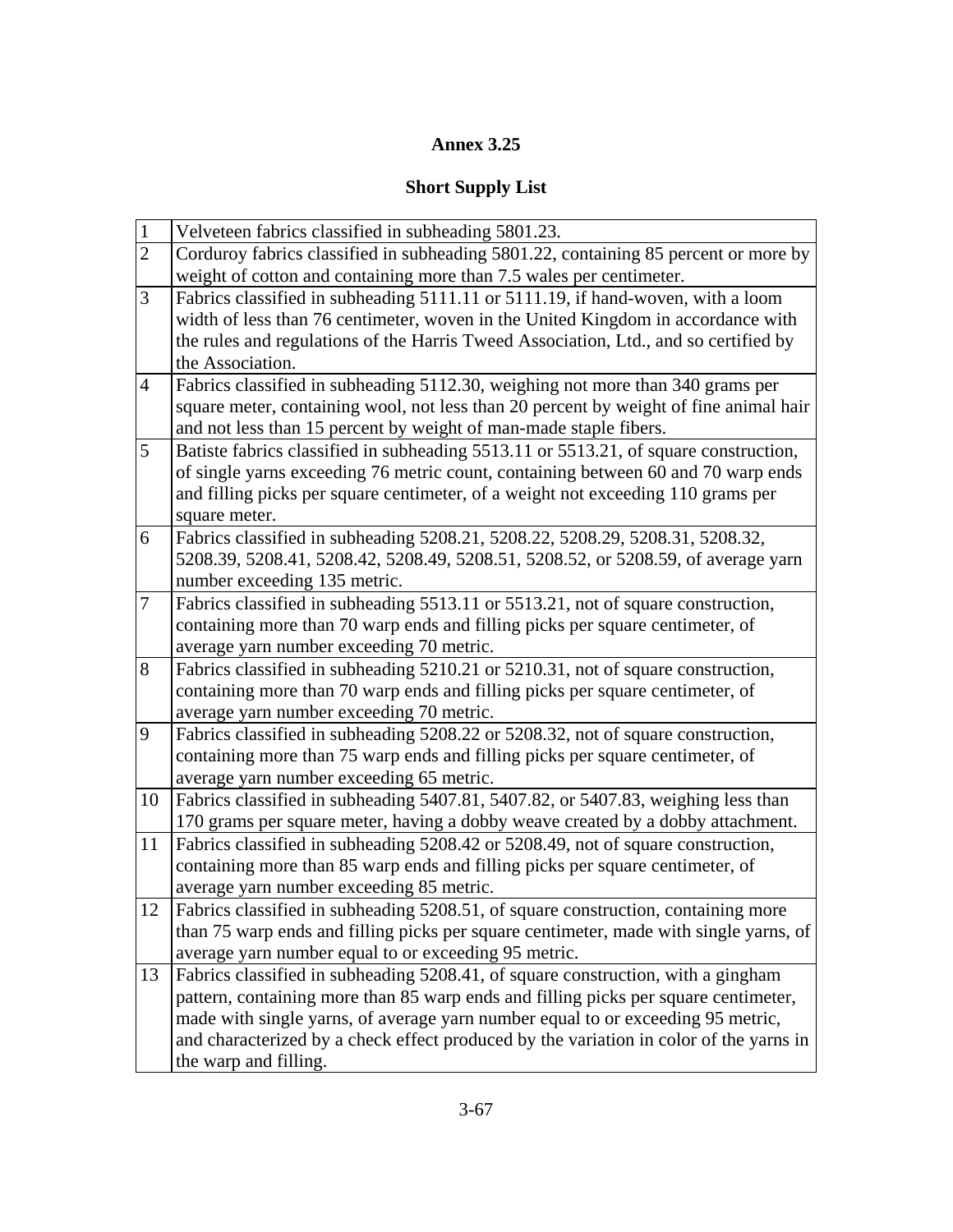# Annex 3.25

## Short Supply List

| | |
|---|---|
| 1 | Velveteen fabrics classified in subheading 5801.23. |
| 2 | Corduroy fabrics classified in subheading 5801.22, containing 85 percent or more by weight of cotton and containing more than 7.5 wales per centimeter. |
| 3 | Fabrics classified in subheading 5111.11 or 5111.19, if hand-woven, with a loom width of less than 76 centimeter, woven in the United Kingdom in accordance with the rules and regulations of the Harris Tweed Association, Ltd., and so certified by the Association. |
| 4 | Fabrics classified in subheading 5112.30, weighing not more than 340 grams per square meter, containing wool, not less than 20 percent by weight of fine animal hair and not less than 15 percent by weight of man-made staple fibers. |
| 5 | Batiste fabrics classified in subheading 5513.11 or 5513.21, of square construction, of single yarns exceeding 76 metric count, containing between 60 and 70 warp ends and filling picks per square centimeter, of a weight not exceeding 110 grams per square meter. |
| 6 | Fabrics classified in subheading 5208.21, 5208.22, 5208.29, 5208.31, 5208.32, 5208.39, 5208.41, 5208.42, 5208.49, 5208.51, 5208.52, or 5208.59, of average yarn number exceeding 135 metric. |
| 7 | Fabrics classified in subheading 5513.11 or 5513.21, not of square construction, containing more than 70 warp ends and filling picks per square centimeter, of average yarn number exceeding 70 metric. |
| 8 | Fabrics classified in subheading 5210.21 or 5210.31, not of square construction, containing more than 70 warp ends and filling picks per square centimeter, of average yarn number exceeding 70 metric. |
| 9 | Fabrics classified in subheading 5208.22 or 5208.32, not of square construction, containing more than 75 warp ends and filling picks per square centimeter, of average yarn number exceeding 65 metric. |
| 10 | Fabrics classified in subheading 5407.81, 5407.82, or 5407.83, weighing less than 170 grams per square meter, having a dobby weave created by a dobby attachment. |
| 11 | Fabrics classified in subheading 5208.42 or 5208.49, not of square construction, containing more than 85 warp ends and filling picks per square centimeter, of average yarn number exceeding 85 metric. |
| 12 | Fabrics classified in subheading 5208.51, of square construction, containing more than 75 warp ends and filling picks per square centimeter, made with single yarns, of average yarn number equal to or exceeding 95 metric. |
| 13 | Fabrics classified in subheading 5208.41, of square construction, with a gingham pattern, containing more than 85 warp ends and filling picks per square centimeter, made with single yarns, of average yarn number equal to or exceeding 95 metric, and characterized by a check effect produced by the variation in color of the yarns in the warp and filling. |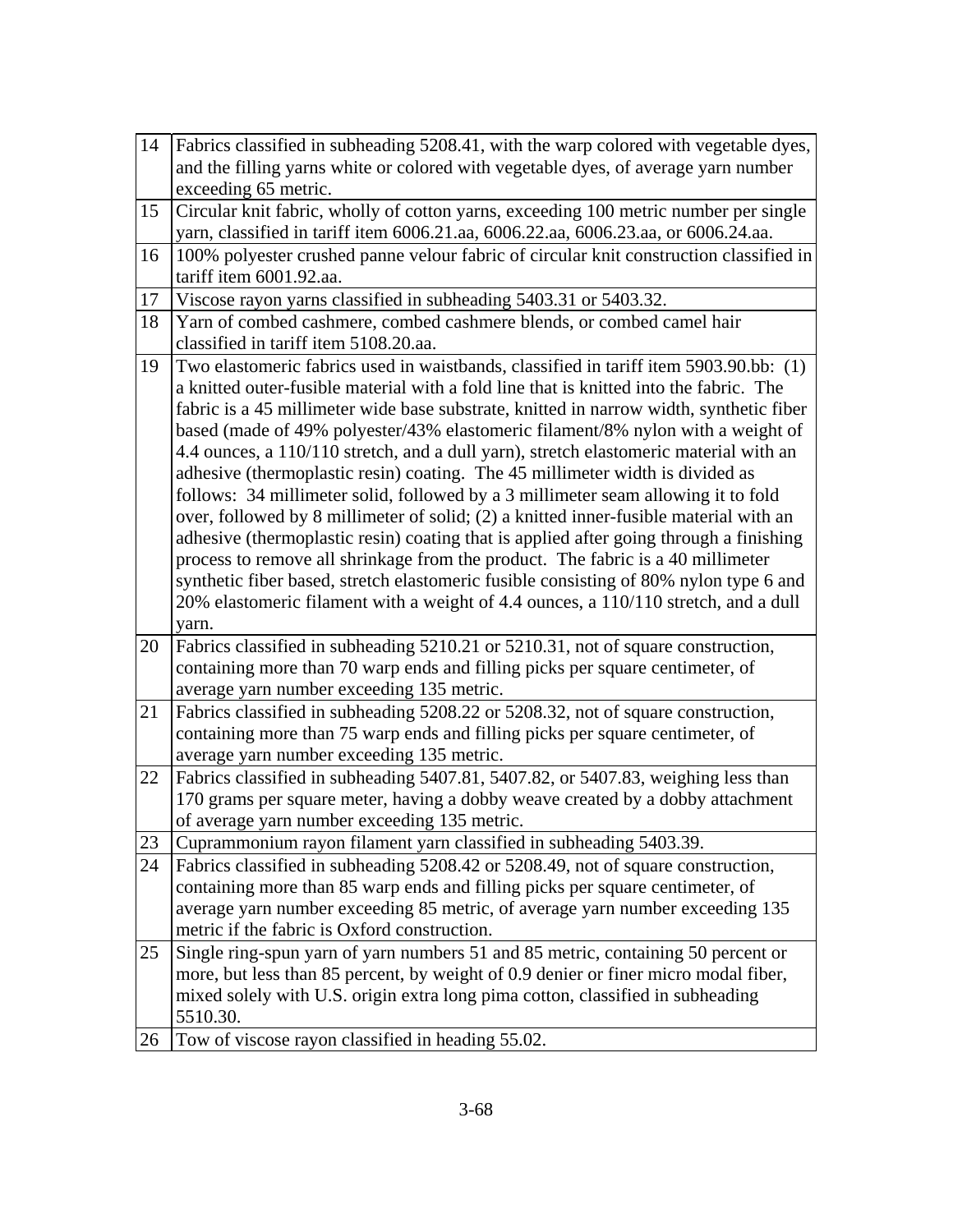| | |
|---|---|
| 14 | Fabrics classified in subheading 5208.41, with the warp colored with vegetable dyes, and the filling yarns white or colored with vegetable dyes, of average yarn number exceeding 65 metric. |
| 15 | Circular knit fabric, wholly of cotton yarns, exceeding 100 metric number per single yarn, classified in tariff item 6006.21.aa, 6006.22.aa, 6006.23.aa, or 6006.24.aa. |
| 16 | 100% polyester crushed panne velour fabric of circular knit construction classified in tariff item 6001.92.aa. |
| 17 | Viscose rayon yarns classified in subheading 5403.31 or 5403.32. |
| 18 | Yarn of combed cashmere, combed cashmere blends, or combed camel hair classified in tariff item 5108.20.aa. |
| 19 | Two elastomeric fabrics used in waistbands, classified in tariff item 5903.90.bb: (1) a knitted outer-fusible material with a fold line that is knitted into the fabric. The fabric is a 45 millimeter wide base substrate, knitted in narrow width, synthetic fiber based (made of 49% polyester/43% elastomeric filament/8% nylon with a weight of 4.4 ounces, a 110/110 stretch, and a dull yarn), stretch elastomeric material with an adhesive (thermoplastic resin) coating. The 45 millimeter width is divided as follows: 34 millimeter solid, followed by a 3 millimeter seam allowing it to fold over, followed by 8 millimeter of solid; (2) a knitted inner-fusible material with an adhesive (thermoplastic resin) coating that is applied after going through a finishing process to remove all shrinkage from the product. The fabric is a 40 millimeter synthetic fiber based, stretch elastomeric fusible consisting of 80% nylon type 6 and 20% elastomeric filament with a weight of 4.4 ounces, a 110/110 stretch, and a dull yarn. |
| 20 | Fabrics classified in subheading 5210.21 or 5210.31, not of square construction, containing more than 70 warp ends and filling picks per square centimeter, of average yarn number exceeding 135 metric. |
| 21 | Fabrics classified in subheading 5208.22 or 5208.32, not of square construction, containing more than 75 warp ends and filling picks per square centimeter, of average yarn number exceeding 135 metric. |
| 22 | Fabrics classified in subheading 5407.81, 5407.82, or 5407.83, weighing less than 170 grams per square meter, having a dobby weave created by a dobby attachment of average yarn number exceeding 135 metric. |
| 23 | Cuprammonium rayon filament yarn classified in subheading 5403.39. |
| 24 | Fabrics classified in subheading 5208.42 or 5208.49, not of square construction, containing more than 85 warp ends and filling picks per square centimeter, of average yarn number exceeding 85 metric, of average yarn number exceeding 135 metric if the fabric is Oxford construction. |
| 25 | Single ring-spun yarn of yarn numbers 51 and 85 metric, containing 50 percent or more, but less than 85 percent, by weight of 0.9 denier or finer micro modal fiber, mixed solely with U.S. origin extra long pima cotton, classified in subheading 5510.30. |
| 26 | Tow of viscose rayon classified in heading 55.02. |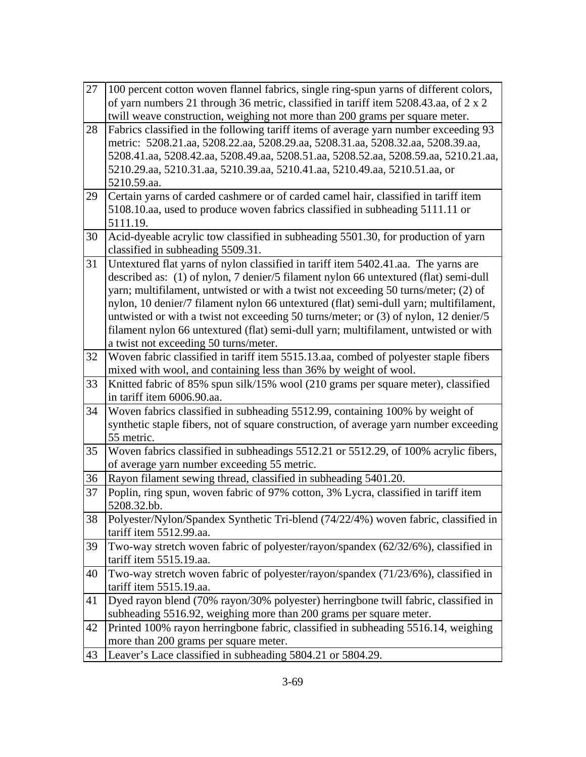| | |
|---|---|
| 27 | 100 percent cotton woven flannel fabrics, single ring-spun yarns of different colors, of yarn numbers 21 through 36 metric, classified in tariff item 5208.43.aa, of 2 x 2 twill weave construction, weighing not more than 200 grams per square meter. |
| 28 | Fabrics classified in the following tariff items of average yarn number exceeding 93 metric: 5208.21.aa, 5208.22.aa, 5208.29.aa, 5208.31.aa, 5208.32.aa, 5208.39.aa, 5208.41.aa, 5208.42.aa, 5208.49.aa, 5208.51.aa, 5208.52.aa, 5208.59.aa, 5210.21.aa, 5210.29.aa, 5210.31.aa, 5210.39.aa, 5210.41.aa, 5210.49.aa, 5210.51.aa, or 5210.59.aa. |
| 29 | Certain yarns of carded cashmere or of carded camel hair, classified in tariff item 5108.10.aa, used to produce woven fabrics classified in subheading 5111.11 or 5111.19. |
| 30 | Acid-dyeable acrylic tow classified in subheading 5501.30, for production of yarn classified in subheading 5509.31. |
| 31 | Untextured flat yarns of nylon classified in tariff item 5402.41.aa. The yarns are described as: (1) of nylon, 7 denier/5 filament nylon 66 untextured (flat) semi-dull yarn; multifilament, untwisted or with a twist not exceeding 50 turns/meter; (2) of nylon, 10 denier/7 filament nylon 66 untextured (flat) semi-dull yarn; multifilament, untwisted or with a twist not exceeding 50 turns/meter; or (3) of nylon, 12 denier/5 filament nylon 66 untextured (flat) semi-dull yarn; multifilament, untwisted or with a twist not exceeding 50 turns/meter. |
| 32 | Woven fabric classified in tariff item 5515.13.aa, combed of polyester staple fibers mixed with wool, and containing less than 36% by weight of wool. |
| 33 | Knitted fabric of 85% spun silk/15% wool (210 grams per square meter), classified in tariff item 6006.90.aa. |
| 34 | Woven fabrics classified in subheading 5512.99, containing 100% by weight of synthetic staple fibers, not of square construction, of average yarn number exceeding 55 metric. |
| 35 | Woven fabrics classified in subheadings 5512.21 or 5512.29, of 100% acrylic fibers, of average yarn number exceeding 55 metric. |
| 36 | Rayon filament sewing thread, classified in subheading 5401.20. |
| 37 | Poplin, ring spun, woven fabric of 97% cotton, 3% Lycra, classified in tariff item 5208.32.bb. |
| 38 | Polyester/Nylon/Spandex Synthetic Tri-blend (74/22/4%) woven fabric, classified in tariff item 5512.99.aa. |
| 39 | Two-way stretch woven fabric of polyester/rayon/spandex (62/32/6%), classified in tariff item 5515.19.aa. |
| 40 | Two-way stretch woven fabric of polyester/rayon/spandex (71/23/6%), classified in tariff item 5515.19.aa. |
| 41 | Dyed rayon blend (70% rayon/30% polyester) herringbone twill fabric, classified in subheading 5516.92, weighing more than 200 grams per square meter. |
| 42 | Printed 100% rayon herringbone fabric, classified in subheading 5516.14, weighing more than 200 grams per square meter. |
| 43 | Leaver's Lace classified in subheading 5804.21 or 5804.29. |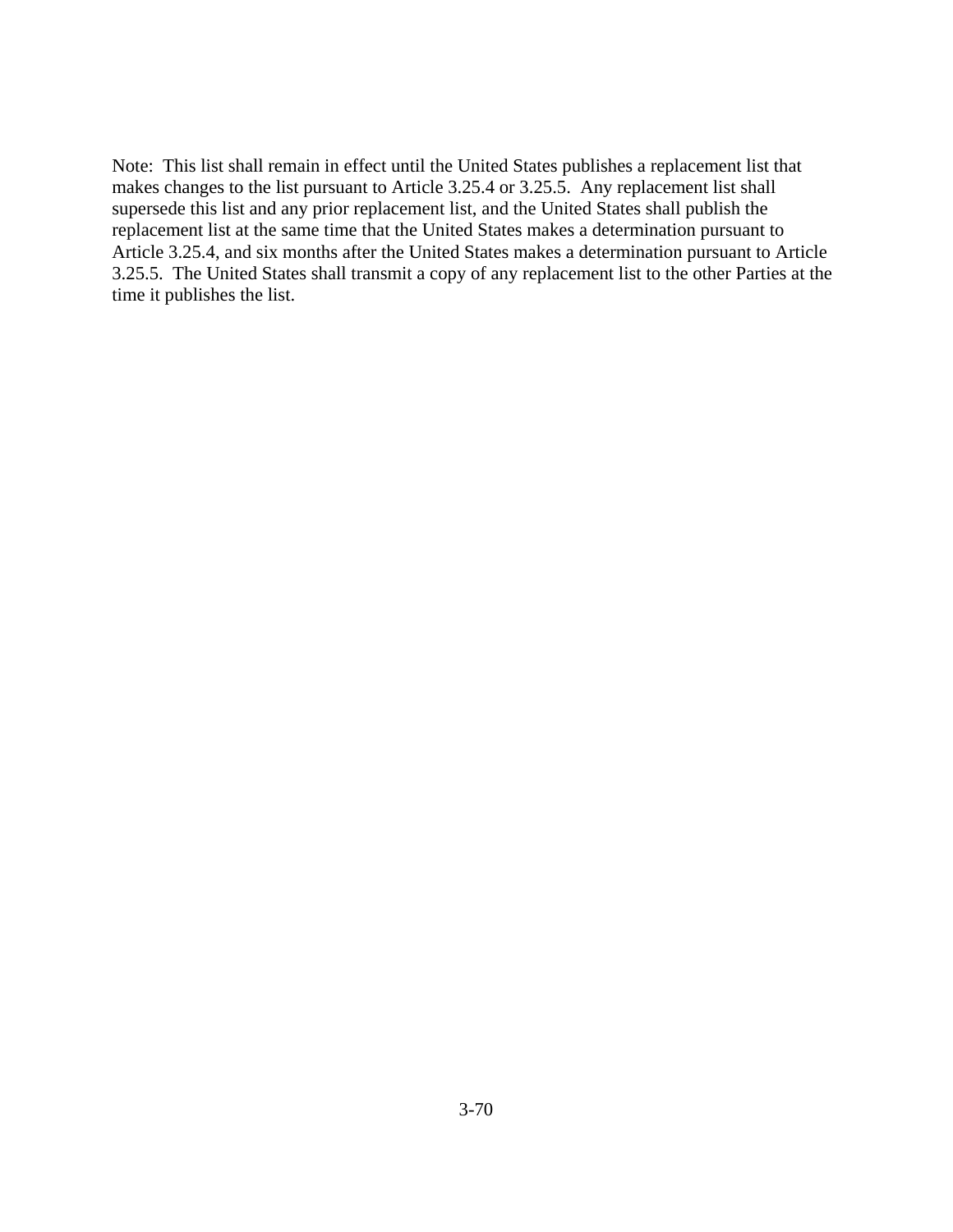Note: This list shall remain in effect until the United States publishes a replacement list that makes changes to the list pursuant to Article 3.25.4 or 3.25.5. Any replacement list shall supersede this list and any prior replacement list, and the United States shall publish the replacement list at the same time that the United States makes a determination pursuant to Article 3.25.4, and six months after the United States makes a determination pursuant to Article 3.25.5. The United States shall transmit a copy of any replacement list to the other Parties at the time it publishes the list.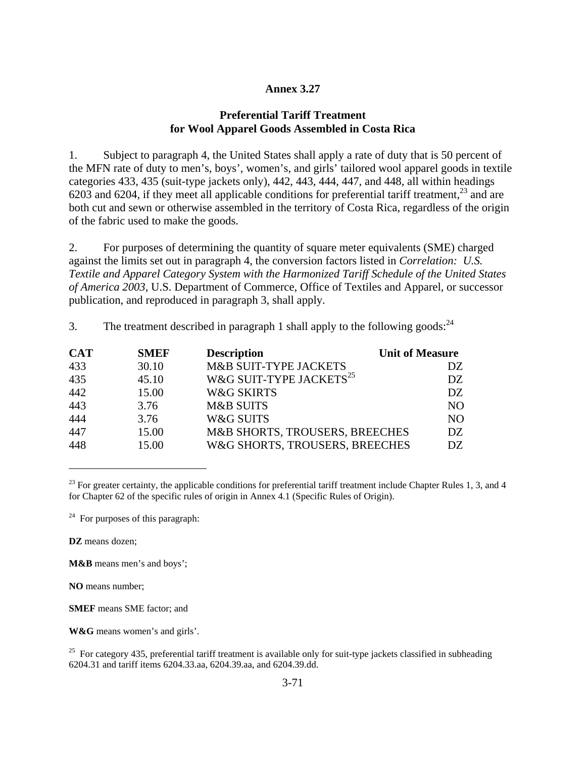# Annex 3.27

## Preferential Tariff Treatment for Wool Apparel Goods Assembled in Costa Rica

1. Subject to paragraph 4, the United States shall apply a rate of duty that is 50 percent of the MFN rate of duty to men's, boys', women's, and girls' tailored wool apparel goods in textile categories 433, 435 (suit-type jackets only), 442, 443, 444, 447, and 448, all within headings 6203 and 6204, if they meet all applicable conditions for preferential tariff treatment,[23] and are both cut and sewn or otherwise assembled in the territory of Costa Rica, regardless of the origin of the fabric used to make the goods.

2. For purposes of determining the quantity of square meter equivalents (SME) charged against the limits set out in paragraph 4, the conversion factors listed in *Correlation: U.S. Textile and Apparel Category System with the Harmonized Tariff Schedule of the United States of America 2003*, U.S. Department of Commerce, Office of Textiles and Apparel, or successor publication, and reproduced in paragraph 3, shall apply.

3. The treatment described in paragraph 1 shall apply to the following goods:[24]

| CAT | SMEF | Description | Unit of Measure |
|---|---|---|---|
| 433 | 30.10 | M&B SUIT-TYPE JACKETS | DZ |
| 435 | 45.10 | W&G SUIT-TYPE JACKETS[25] | DZ |
| 442 | 15.00 | W&G SKIRTS | DZ |
| 443 | 3.76 | M&B SUITS | NO |
| 444 | 3.76 | W&G SUITS | NO |
| 447 | 15.00 | M&B SHORTS, TROUSERS, BREECHES | DZ |
| 448 | 15.00 | W&G SHORTS, TROUSERS, BREECHES | DZ |

---

[23] For greater certainty, the applicable conditions for preferential tariff treatment include Chapter Rules 1, 3, and 4 for Chapter 62 of the specific rules of origin in Annex 4.1 (Specific Rules of Origin).

[24] For purposes of this paragraph:

**DZ** means dozen;

**M&B** means men's and boys';

**NO** means number;

**SMEF** means SME factor; and

**W&G** means women's and girls'.

[25] For category 435, preferential tariff treatment is available only for suit-type jackets classified in subheading 6204.31 and tariff items 6204.33.aa, 6204.39.aa, and 6204.39.dd.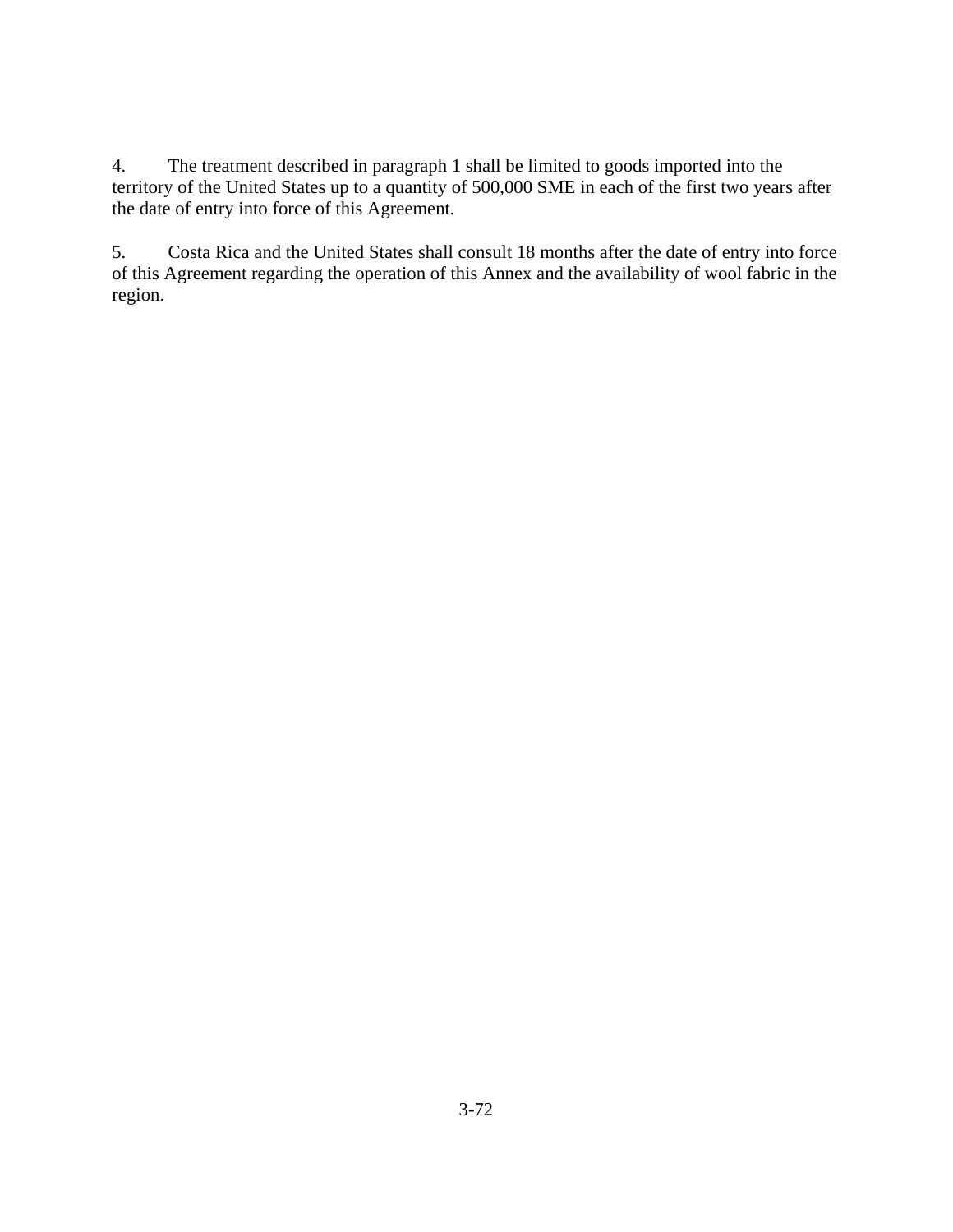4. The treatment described in paragraph 1 shall be limited to goods imported into the territory of the United States up to a quantity of 500,000 SME in each of the first two years after the date of entry into force of this Agreement.

5. Costa Rica and the United States shall consult 18 months after the date of entry into force of this Agreement regarding the operation of this Annex and the availability of wool fabric in the region.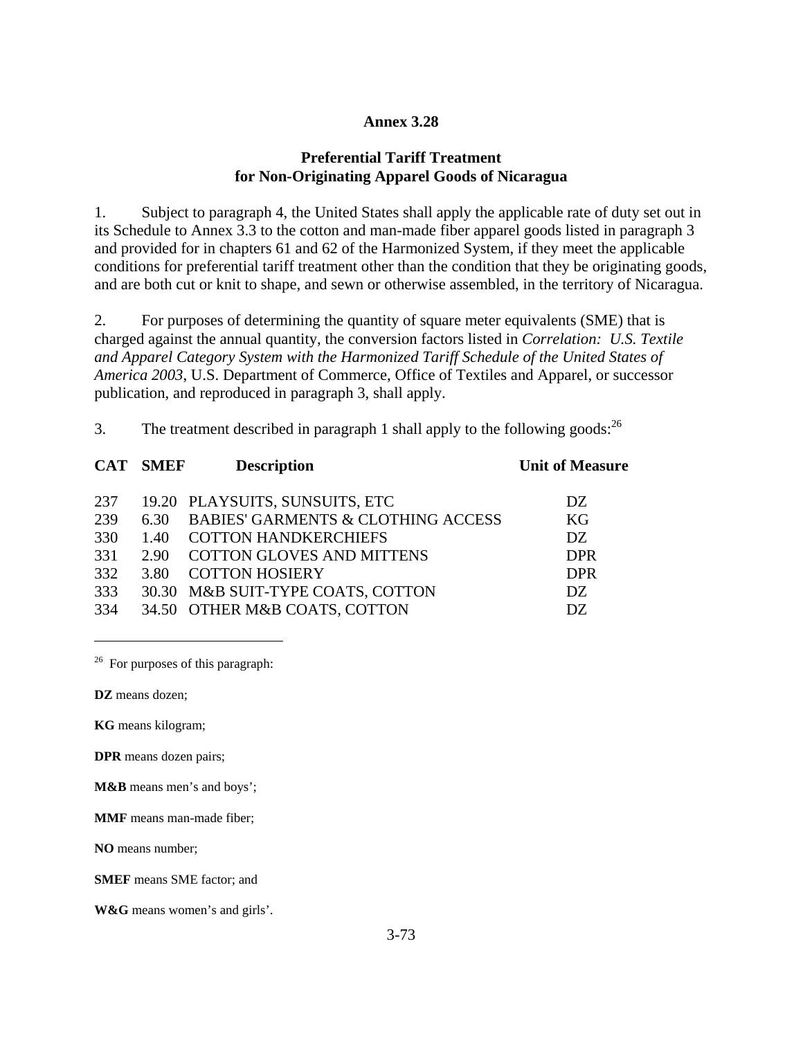# Annex 3.28

## Preferential Tariff Treatment for Non-Originating Apparel Goods of Nicaragua

1. Subject to paragraph 4, the United States shall apply the applicable rate of duty set out in its Schedule to Annex 3.3 to the cotton and man-made fiber apparel goods listed in paragraph 3 and provided for in chapters 61 and 62 of the Harmonized System, if they meet the applicable conditions for preferential tariff treatment other than the condition that they be originating goods, and are both cut or knit to shape, and sewn or otherwise assembled, in the territory of Nicaragua.

2. For purposes of determining the quantity of square meter equivalents (SME) that is charged against the annual quantity, the conversion factors listed in *Correlation: U.S. Textile and Apparel Category System with the Harmonized Tariff Schedule of the United States of America 2003*, U.S. Department of Commerce, Office of Textiles and Apparel, or successor publication, and reproduced in paragraph 3, shall apply.

3. The treatment described in paragraph 1 shall apply to the following goods:[26]

| CAT | SMEF | Description | Unit of Measure |
|---|---|---|---|
| 237 | 19.20 | PLAYSUITS, SUNSUITS, ETC | DZ |
| 239 | 6.30 | BABIES' GARMENTS & CLOTHING ACCESS | KG |
| 330 | 1.40 | COTTON HANDKERCHIEFS | DZ |
| 331 | 2.90 | COTTON GLOVES AND MITTENS | DPR |
| 332 | 3.80 | COTTON HOSIERY | DPR |
| 333 | 30.30 | M&B SUIT-TYPE COATS, COTTON | DZ |
| 334 | 34.50 | OTHER M&B COATS, COTTON | DZ |

---

[26] For purposes of this paragraph:

**DZ** means dozen;

**KG** means kilogram;

**DPR** means dozen pairs;

**M&B** means men's and boys';

**MMF** means man-made fiber;

**NO** means number;

**SMEF** means SME factor; and

**W&G** means women's and girls'.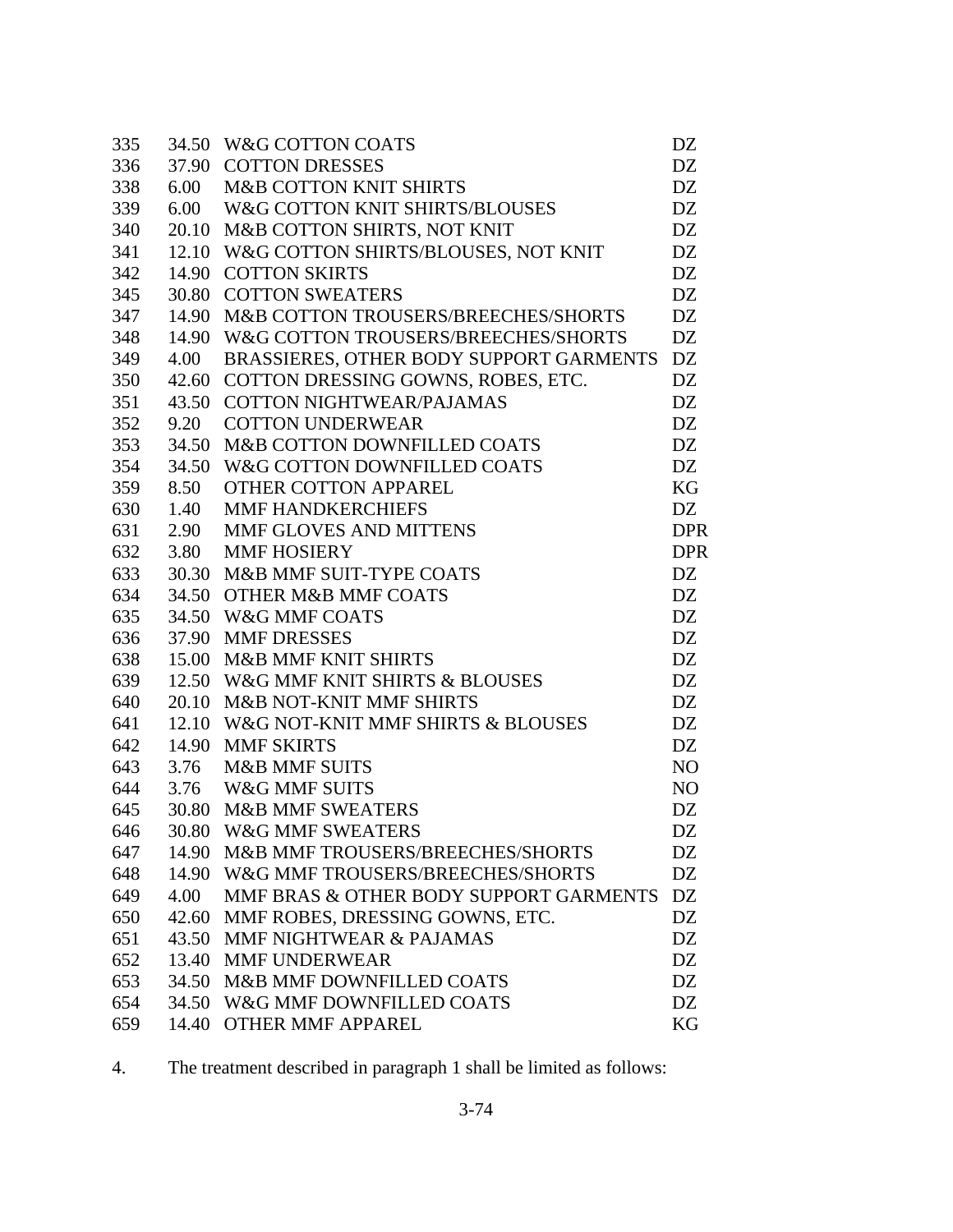| | | | |
|---|---|---|---|
| 335 | 34.50 | W&G COTTON COATS | DZ |
| 336 | 37.90 | COTTON DRESSES | DZ |
| 338 | 6.00 | M&B COTTON KNIT SHIRTS | DZ |
| 339 | 6.00 | W&G COTTON KNIT SHIRTS/BLOUSES | DZ |
| 340 | 20.10 | M&B COTTON SHIRTS, NOT KNIT | DZ |
| 341 | 12.10 | W&G COTTON SHIRTS/BLOUSES, NOT KNIT | DZ |
| 342 | 14.90 | COTTON SKIRTS | DZ |
| 345 | 30.80 | COTTON SWEATERS | DZ |
| 347 | 14.90 | M&B COTTON TROUSERS/BREECHES/SHORTS | DZ |
| 348 | 14.90 | W&G COTTON TROUSERS/BREECHES/SHORTS | DZ |
| 349 | 4.00 | BRASSIERES, OTHER BODY SUPPORT GARMENTS | DZ |
| 350 | 42.60 | COTTON DRESSING GOWNS, ROBES, ETC. | DZ |
| 351 | 43.50 | COTTON NIGHTWEAR/PAJAMAS | DZ |
| 352 | 9.20 | COTTON UNDERWEAR | DZ |
| 353 | 34.50 | M&B COTTON DOWNFILLED COATS | DZ |
| 354 | 34.50 | W&G COTTON DOWNFILLED COATS | DZ |
| 359 | 8.50 | OTHER COTTON APPAREL | KG |
| 630 | 1.40 | MMF HANDKERCHIEFS | DZ |
| 631 | 2.90 | MMF GLOVES AND MITTENS | DPR |
| 632 | 3.80 | MMF HOSIERY | DPR |
| 633 | 30.30 | M&B MMF SUIT-TYPE COATS | DZ |
| 634 | 34.50 | OTHER M&B MMF COATS | DZ |
| 635 | 34.50 | W&G MMF COATS | DZ |
| 636 | 37.90 | MMF DRESSES | DZ |
| 638 | 15.00 | M&B MMF KNIT SHIRTS | DZ |
| 639 | 12.50 | W&G MMF KNIT SHIRTS & BLOUSES | DZ |
| 640 | 20.10 | M&B NOT-KNIT MMF SHIRTS | DZ |
| 641 | 12.10 | W&G NOT-KNIT MMF SHIRTS & BLOUSES | DZ |
| 642 | 14.90 | MMF SKIRTS | DZ |
| 643 | 3.76 | M&B MMF SUITS | NO |
| 644 | 3.76 | W&G MMF SUITS | NO |
| 645 | 30.80 | M&B MMF SWEATERS | DZ |
| 646 | 30.80 | W&G MMF SWEATERS | DZ |
| 647 | 14.90 | M&B MMF TROUSERS/BREECHES/SHORTS | DZ |
| 648 | 14.90 | W&G MMF TROUSERS/BREECHES/SHORTS | DZ |
| 649 | 4.00 | MMF BRAS & OTHER BODY SUPPORT GARMENTS | DZ |
| 650 | 42.60 | MMF ROBES, DRESSING GOWNS, ETC. | DZ |
| 651 | 43.50 | MMF NIGHTWEAR & PAJAMAS | DZ |
| 652 | 13.40 | MMF UNDERWEAR | DZ |
| 653 | 34.50 | M&B MMF DOWNFILLED COATS | DZ |
| 654 | 34.50 | W&G MMF DOWNFILLED COATS | DZ |
| 659 | 14.40 | OTHER MMF APPAREL | KG |

4. The treatment described in paragraph 1 shall be limited as follows: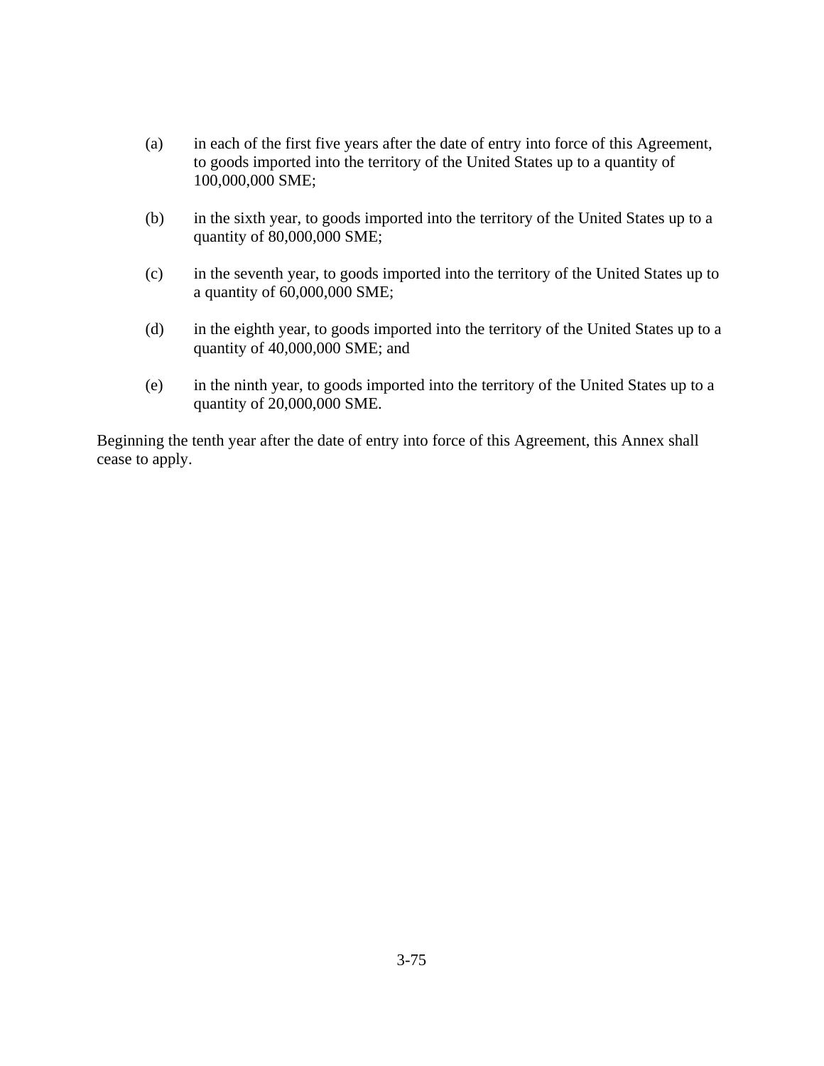(a) in each of the first five years after the date of entry into force of this Agreement, to goods imported into the territory of the United States up to a quantity of 100,000,000 SME;

(b) in the sixth year, to goods imported into the territory of the United States up to a quantity of 80,000,000 SME;

(c) in the seventh year, to goods imported into the territory of the United States up to a quantity of 60,000,000 SME;

(d) in the eighth year, to goods imported into the territory of the United States up to a quantity of 40,000,000 SME; and

(e) in the ninth year, to goods imported into the territory of the United States up to a quantity of 20,000,000 SME.

Beginning the tenth year after the date of entry into force of this Agreement, this Annex shall cease to apply.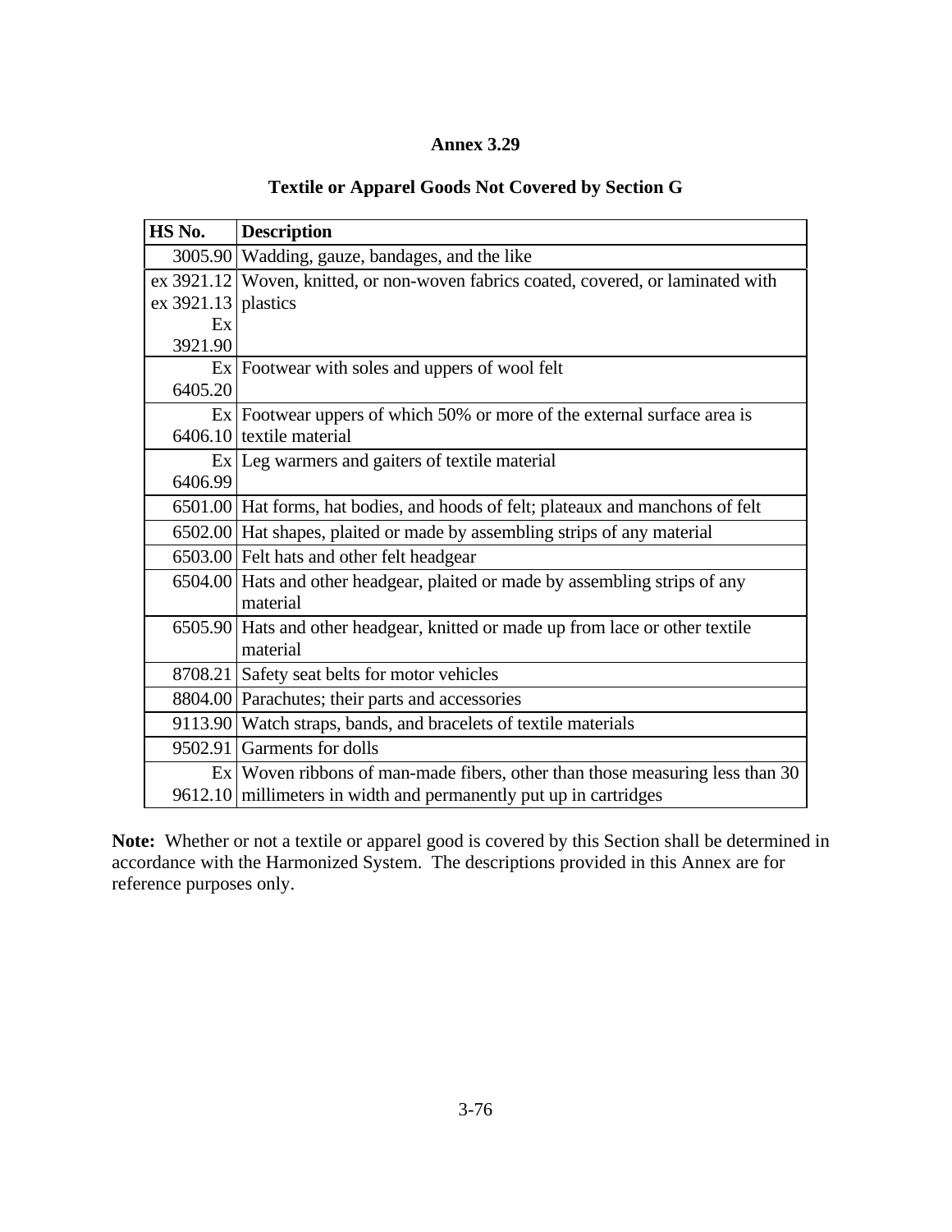# Annex 3.29

## Textile or Apparel Goods Not Covered by Section G

| HS No. | Description |
|---|---|
| 3005.90 | Wadding, gauze, bandages, and the like |
| ex 3921.12 ex 3921.13 Ex 3921.90 | Woven, knitted, or non-woven fabrics coated, covered, or laminated with plastics |
| Ex 6405.20 | Footwear with soles and uppers of wool felt |
| Ex 6406.10 | Footwear uppers of which 50% or more of the external surface area is textile material |
| Ex 6406.99 | Leg warmers and gaiters of textile material |
| 6501.00 | Hat forms, hat bodies, and hoods of felt; plateaux and manchons of felt |
| 6502.00 | Hat shapes, plaited or made by assembling strips of any material |
| 6503.00 | Felt hats and other felt headgear |
| 6504.00 | Hats and other headgear, plaited or made by assembling strips of any material |
| 6505.90 | Hats and other headgear, knitted or made up from lace or other textile material |
| 8708.21 | Safety seat belts for motor vehicles |
| 8804.00 | Parachutes; their parts and accessories |
| 9113.90 | Watch straps, bands, and bracelets of textile materials |
| 9502.91 | Garments for dolls |
| Ex 9612.10 | Woven ribbons of man-made fibers, other than those measuring less than 30 millimeters in width and permanently put up in cartridges |

**Note:** Whether or not a textile or apparel good is covered by this Section shall be determined in accordance with the Harmonized System. The descriptions provided in this Annex are for reference purposes only.